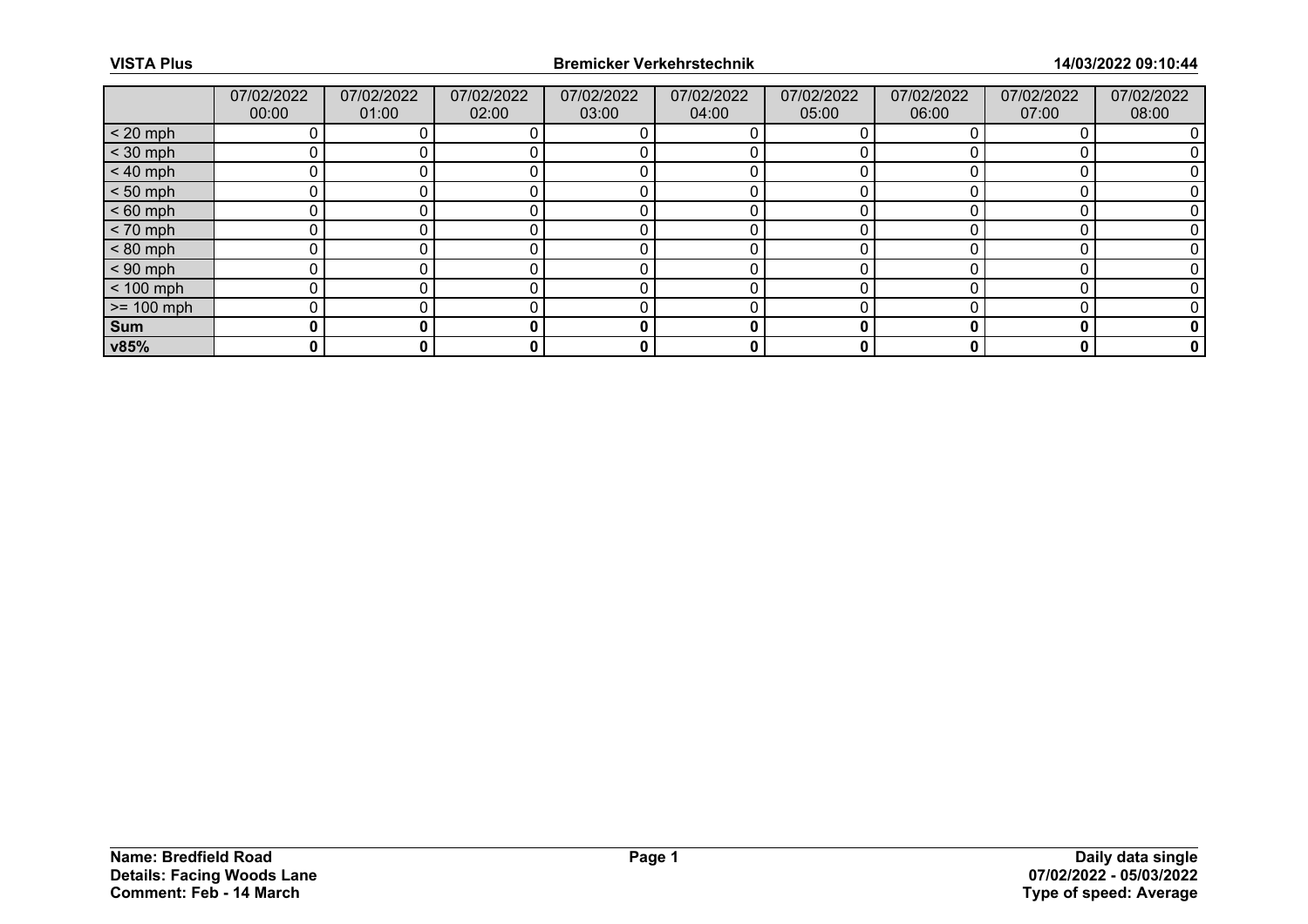| | 07/02/2022 00:00 | 07/02/2022 01:00 | 07/02/2022 02:00 | 07/02/2022 03:00 | 07/02/2022 04:00 | 07/02/2022 05:00 | 07/02/2022 06:00 | 07/02/2022 07:00 | 07/02/2022 08:00 |
|---|---|---|---|---|---|---|---|---|---|
| < 20 mph | 0 | 0 | 0 | 0 | 0 | 0 | 0 | 0 | 0 |
| < 30 mph | 0 | 0 | 0 | 0 | 0 | 0 | 0 | 0 | 0 |
| < 40 mph | 0 | 0 | 0 | 0 | 0 | 0 | 0 | 0 | 0 |
| < 50 mph | 0 | 0 | 0 | 0 | 0 | 0 | 0 | 0 | 0 |
| < 60 mph | 0 | 0 | 0 | 0 | 0 | 0 | 0 | 0 | 0 |
| < 70 mph | 0 | 0 | 0 | 0 | 0 | 0 | 0 | 0 | 0 |
| < 80 mph | 0 | 0 | 0 | 0 | 0 | 0 | 0 | 0 | 0 |
| < 90 mph | 0 | 0 | 0 | 0 | 0 | 0 | 0 | 0 | 0 |
| < 100 mph | 0 | 0 | 0 | 0 | 0 | 0 | 0 | 0 | 0 |
| >= 100 mph | 0 | 0 | 0 | 0 | 0 | 0 | 0 | 0 | 0 |
| **Sum** | **0** | **0** | **0** | **0** | **0** | **0** | **0** | **0** | **0** |
| **v85%** | **0** | **0** | **0** | **0** | **0** | **0** | **0** | **0** | **0** |

**Name: Bredfield Road**
**Details: Facing Woods Lane**
**Comment: Feb - 14 March**

**Daily data single**
**07/02/2022 - 05/03/2022**
**Type of speed: Average**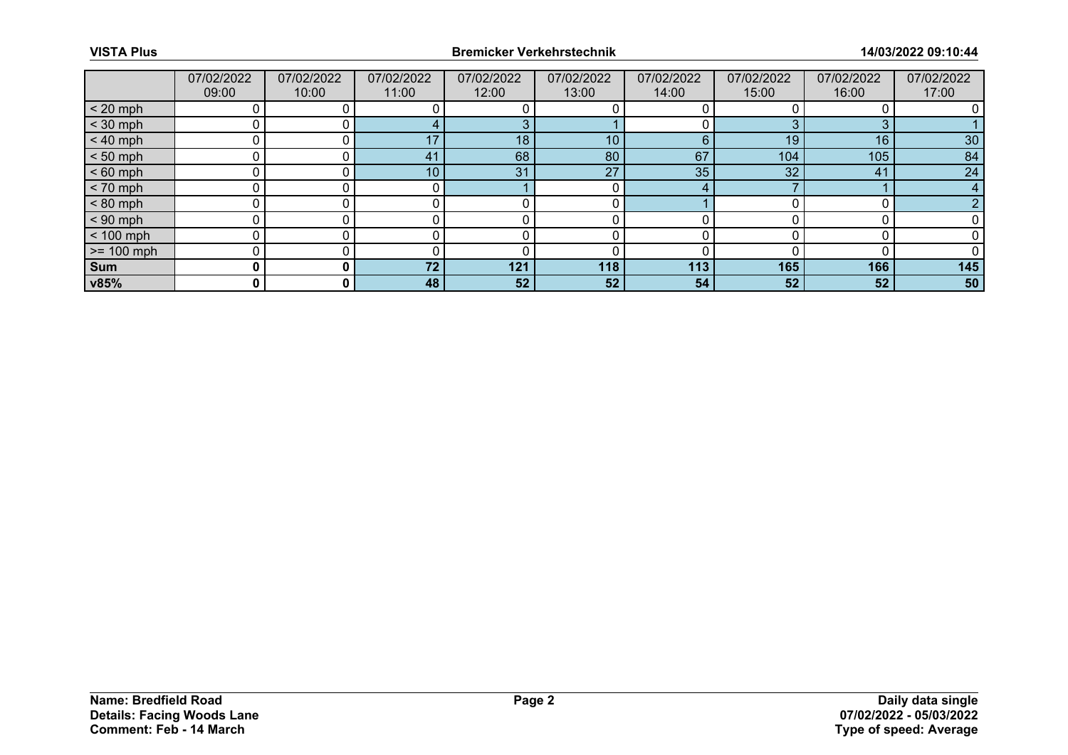|  | 07/02/2022 09:00 | 07/02/2022 10:00 | 07/02/2022 11:00 | 07/02/2022 12:00 | 07/02/2022 13:00 | 07/02/2022 14:00 | 07/02/2022 15:00 | 07/02/2022 16:00 | 07/02/2022 17:00 |
|---|---|---|---|---|---|---|---|---|---|
| < 20 mph | 0 | 0 | 0 | 0 | 0 | 0 | 0 | 0 | 0 |
| < 30 mph | 0 | 0 | 4 | 3 | 1 | 0 | 3 | 3 | 1 |
| < 40 mph | 0 | 0 | 17 | 18 | 10 | 6 | 19 | 16 | 30 |
| < 50 mph | 0 | 0 | 41 | 68 | 80 | 67 | 104 | 105 | 84 |
| < 60 mph | 0 | 0 | 10 | 31 | 27 | 35 | 32 | 41 | 24 |
| < 70 mph | 0 | 0 | 0 | 1 | 0 | 4 | 7 | 1 | 4 |
| < 80 mph | 0 | 0 | 0 | 0 | 0 | 1 | 0 | 0 | 2 |
| < 90 mph | 0 | 0 | 0 | 0 | 0 | 0 | 0 | 0 | 0 |
| < 100 mph | 0 | 0 | 0 | 0 | 0 | 0 | 0 | 0 | 0 |
| >= 100 mph | 0 | 0 | 0 | 0 | 0 | 0 | 0 | 0 | 0 |
| **Sum** | **0** | **0** | **72** | **121** | **118** | **113** | **165** | **166** | **145** |
| **v85%** | **0** | **0** | **48** | **52** | **52** | **54** | **52** | **52** | **50** |

**Name: Bredfield Road**
**Details: Facing Woods Lane**
**Comment: Feb - 14 March**

**Daily data single**
**07/02/2022 - 05/03/2022**
**Type of speed: Average**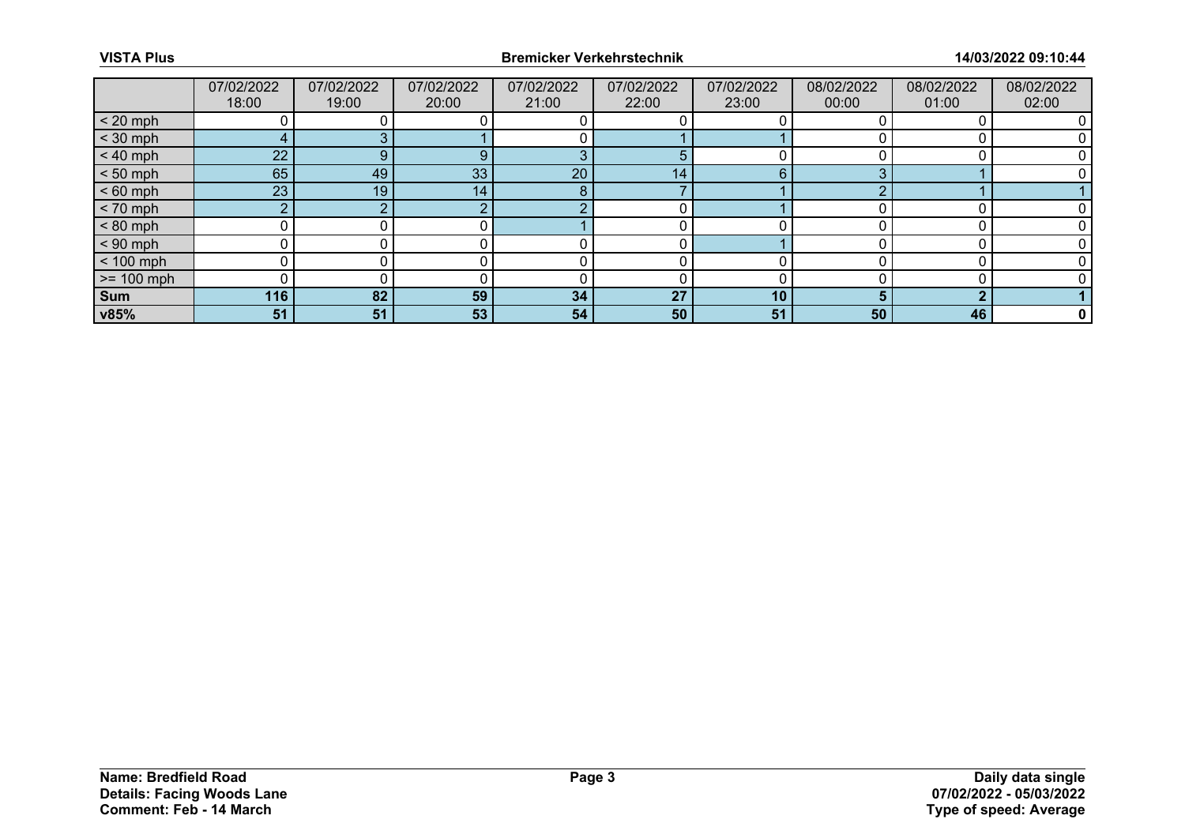|  | 07/02/2022 18:00 | 07/02/2022 19:00 | 07/02/2022 20:00 | 07/02/2022 21:00 | 07/02/2022 22:00 | 07/02/2022 23:00 | 08/02/2022 00:00 | 08/02/2022 01:00 | 08/02/2022 02:00 |
|---|---|---|---|---|---|---|---|---|---|
| < 20 mph | 0 | 0 | 0 | 0 | 0 | 0 | 0 | 0 | 0 |
| < 30 mph | 4 | 3 | 1 | 0 | 1 | 1 | 0 | 0 | 0 |
| < 40 mph | 22 | 9 | 9 | 3 | 5 | 0 | 0 | 0 | 0 |
| < 50 mph | 65 | 49 | 33 | 20 | 14 | 6 | 3 | 1 | 0 |
| < 60 mph | 23 | 19 | 14 | 8 | 7 | 1 | 2 | 1 | 1 |
| < 70 mph | 2 | 2 | 2 | 2 | 0 | 1 | 0 | 0 | 0 |
| < 80 mph | 0 | 0 | 0 | 1 | 0 | 0 | 0 | 0 | 0 |
| < 90 mph | 0 | 0 | 0 | 0 | 0 | 1 | 0 | 0 | 0 |
| < 100 mph | 0 | 0 | 0 | 0 | 0 | 0 | 0 | 0 | 0 |
| >= 100 mph | 0 | 0 | 0 | 0 | 0 | 0 | 0 | 0 | 0 |
| **Sum** | **116** | **82** | **59** | **34** | **27** | **10** | **5** | **2** | **1** |
| **v85%** | **51** | **51** | **53** | **54** | **50** | **51** | **50** | **46** | **0** |

**Name: Bredfield Road**
**Details: Facing Woods Lane**
**Comment: Feb - 14 March**

**Daily data single**
**07/02/2022 - 05/03/2022**
**Type of speed: Average**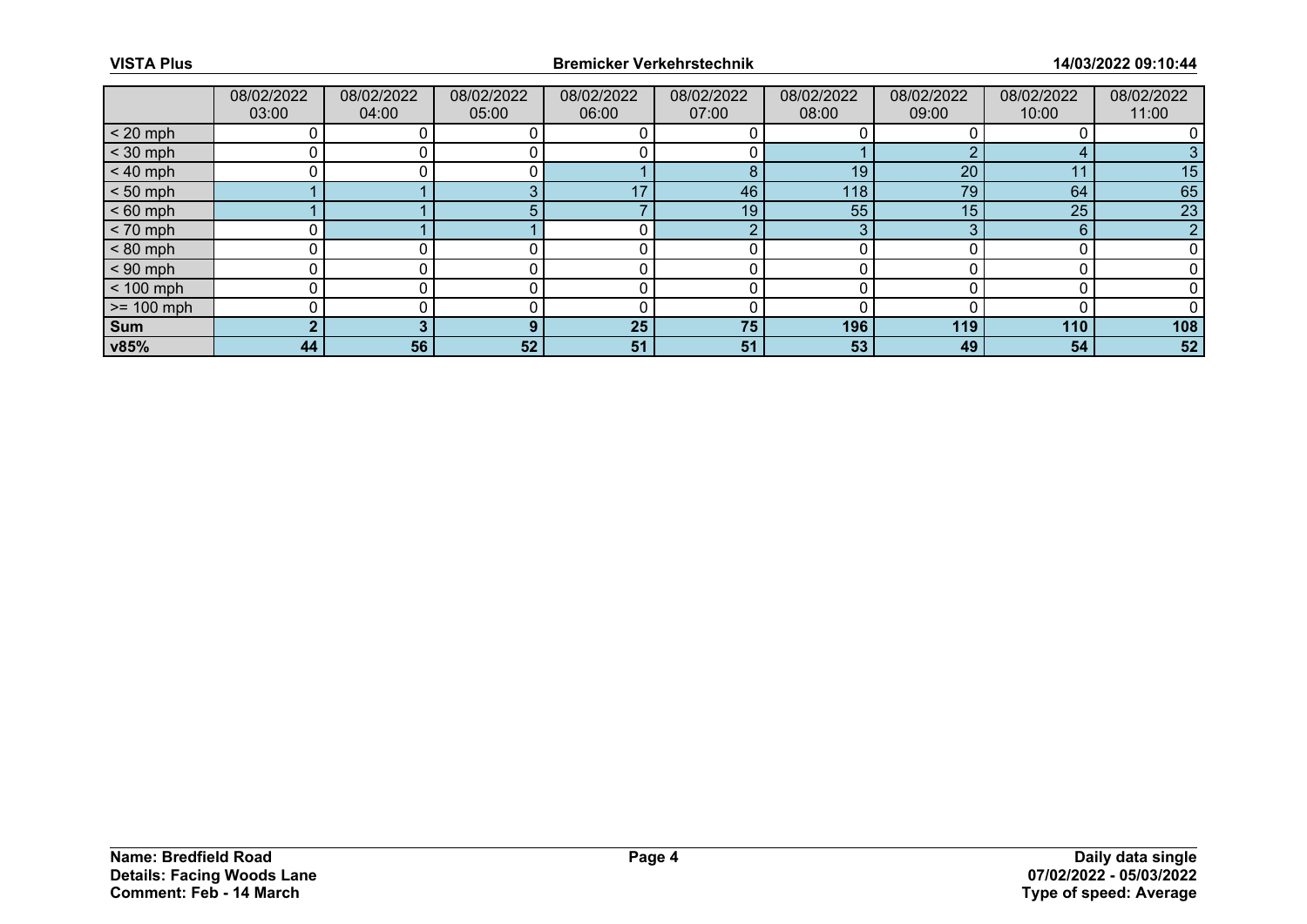| | 08/02/2022 03:00 | 08/02/2022 04:00 | 08/02/2022 05:00 | 08/02/2022 06:00 | 08/02/2022 07:00 | 08/02/2022 08:00 | 08/02/2022 09:00 | 08/02/2022 10:00 | 08/02/2022 11:00 |
|---|---|---|---|---|---|---|---|---|---|
| < 20 mph | 0 | 0 | 0 | 0 | 0 | 0 | 0 | 0 | 0 |
| < 30 mph | 0 | 0 | 0 | 0 | 0 | 1 | 2 | 4 | 3 |
| < 40 mph | 0 | 0 | 0 | 1 | 8 | 19 | 20 | 11 | 15 |
| < 50 mph | 1 | 1 | 3 | 17 | 46 | 118 | 79 | 64 | 65 |
| < 60 mph | 1 | 1 | 5 | 7 | 19 | 55 | 15 | 25 | 23 |
| < 70 mph | 0 | 1 | 1 | 0 | 2 | 3 | 3 | 6 | 2 |
| < 80 mph | 0 | 0 | 0 | 0 | 0 | 0 | 0 | 0 | 0 |
| < 90 mph | 0 | 0 | 0 | 0 | 0 | 0 | 0 | 0 | 0 |
| < 100 mph | 0 | 0 | 0 | 0 | 0 | 0 | 0 | 0 | 0 |
| >= 100 mph | 0 | 0 | 0 | 0 | 0 | 0 | 0 | 0 | 0 |
| **Sum** | **2** | **3** | **9** | **25** | **75** | **196** | **119** | **110** | **108** |
| **v85%** | **44** | **56** | **52** | **51** | **51** | **53** | **49** | **54** | **52** |

**Name: Bredfield Road**
**Details: Facing Woods Lane**
**Comment: Feb - 14 March**

**Daily data single**
**07/02/2022 - 05/03/2022**
**Type of speed: Average**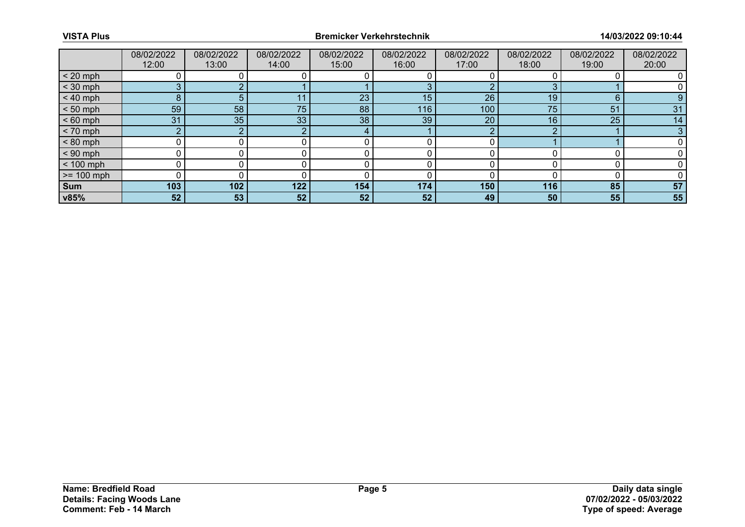| | 08/02/2022 12:00 | 08/02/2022 13:00 | 08/02/2022 14:00 | 08/02/2022 15:00 | 08/02/2022 16:00 | 08/02/2022 17:00 | 08/02/2022 18:00 | 08/02/2022 19:00 | 08/02/2022 20:00 |
|---|---|---|---|---|---|---|---|---|---|
| < 20 mph | 0 | 0 | 0 | 0 | 0 | 0 | 0 | 0 | 0 |
| < 30 mph | 3 | 2 | 1 | 1 | 3 | 2 | 3 | 1 | 0 |
| < 40 mph | 8 | 5 | 11 | 23 | 15 | 26 | 19 | 6 | 9 |
| < 50 mph | 59 | 58 | 75 | 88 | 116 | 100 | 75 | 51 | 31 |
| < 60 mph | 31 | 35 | 33 | 38 | 39 | 20 | 16 | 25 | 14 |
| < 70 mph | 2 | 2 | 2 | 4 | 1 | 2 | 2 | 1 | 3 |
| < 80 mph | 0 | 0 | 0 | 0 | 0 | 0 | 1 | 1 | 0 |
| < 90 mph | 0 | 0 | 0 | 0 | 0 | 0 | 0 | 0 | 0 |
| < 100 mph | 0 | 0 | 0 | 0 | 0 | 0 | 0 | 0 | 0 |
| >= 100 mph | 0 | 0 | 0 | 0 | 0 | 0 | 0 | 0 | 0 |
| **Sum** | **103** | **102** | **122** | **154** | **174** | **150** | **116** | **85** | **57** |
| **v85%** | **52** | **53** | **52** | **52** | **52** | **49** | **50** | **55** | **55** |

**Name: Bredfield Road**
**Details: Facing Woods Lane**
**Comment: Feb - 14 March**

**Daily data single**
**07/02/2022 - 05/03/2022**
**Type of speed: Average**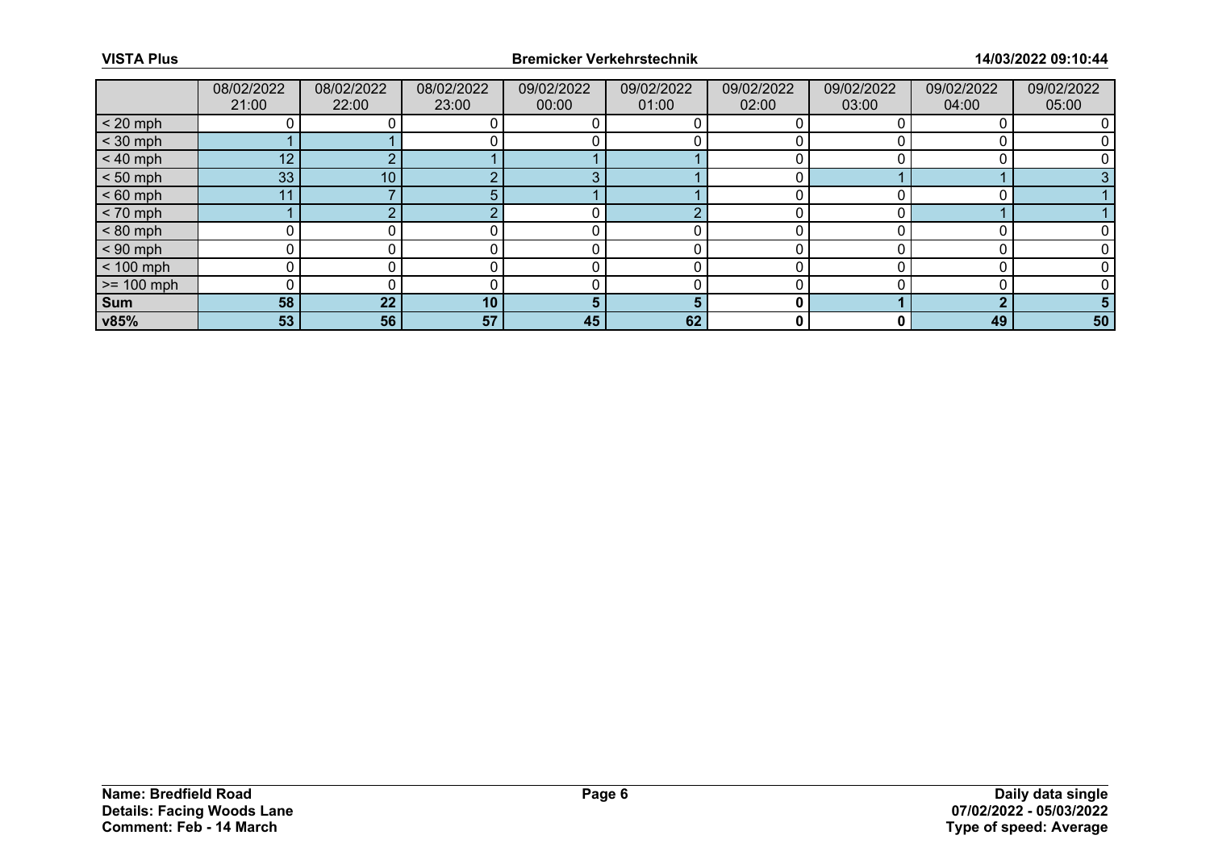| | 08/02/2022 21:00 | 08/02/2022 22:00 | 08/02/2022 23:00 | 09/02/2022 00:00 | 09/02/2022 01:00 | 09/02/2022 02:00 | 09/02/2022 03:00 | 09/02/2022 04:00 | 09/02/2022 05:00 |
|---|---|---|---|---|---|---|---|---|---|
| < 20 mph | 0 | 0 | 0 | 0 | 0 | 0 | 0 | 0 | 0 |
| < 30 mph | 1 | 1 | 0 | 0 | 0 | 0 | 0 | 0 | 0 |
| < 40 mph | 12 | 2 | 1 | 1 | 1 | 0 | 0 | 0 | 0 |
| < 50 mph | 33 | 10 | 2 | 3 | 1 | 0 | 1 | 1 | 3 |
| < 60 mph | 11 | 7 | 5 | 1 | 1 | 0 | 0 | 0 | 1 |
| < 70 mph | 1 | 2 | 2 | 0 | 2 | 0 | 0 | 1 | 1 |
| < 80 mph | 0 | 0 | 0 | 0 | 0 | 0 | 0 | 0 | 0 |
| < 90 mph | 0 | 0 | 0 | 0 | 0 | 0 | 0 | 0 | 0 |
| < 100 mph | 0 | 0 | 0 | 0 | 0 | 0 | 0 | 0 | 0 |
| >= 100 mph | 0 | 0 | 0 | 0 | 0 | 0 | 0 | 0 | 0 |
| **Sum** | **58** | **22** | **10** | **5** | **5** | **0** | **1** | **2** | **5** |
| **v85%** | **53** | **56** | **57** | **45** | **62** | **0** | **0** | **49** | **50** |

**Name: Bredfield Road**
**Details: Facing Woods Lane**
**Comment: Feb - 14 March**

**Daily data single**
**07/02/2022 - 05/03/2022**
**Type of speed: Average**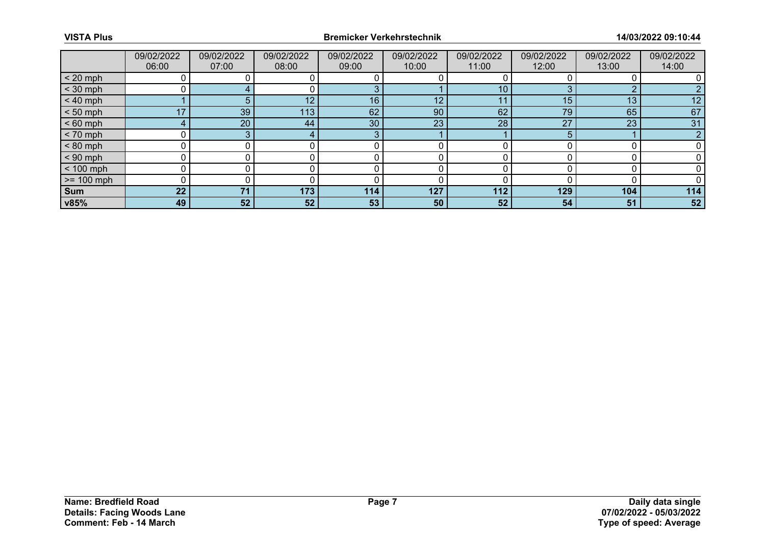| | 09/02/2022 06:00 | 09/02/2022 07:00 | 09/02/2022 08:00 | 09/02/2022 09:00 | 09/02/2022 10:00 | 09/02/2022 11:00 | 09/02/2022 12:00 | 09/02/2022 13:00 | 09/02/2022 14:00 |
|---|---|---|---|---|---|---|---|---|---|
| < 20 mph | 0 | 0 | 0 | 0 | 0 | 0 | 0 | 0 | 0 |
| < 30 mph | 0 | 4 | 0 | 3 | 1 | 10 | 3 | 2 | 2 |
| < 40 mph | 1 | 5 | 12 | 16 | 12 | 11 | 15 | 13 | 12 |
| < 50 mph | 17 | 39 | 113 | 62 | 90 | 62 | 79 | 65 | 67 |
| < 60 mph | 4 | 20 | 44 | 30 | 23 | 28 | 27 | 23 | 31 |
| < 70 mph | 0 | 3 | 4 | 3 | 1 | 1 | 5 | 1 | 2 |
| < 80 mph | 0 | 0 | 0 | 0 | 0 | 0 | 0 | 0 | 0 |
| < 90 mph | 0 | 0 | 0 | 0 | 0 | 0 | 0 | 0 | 0 |
| < 100 mph | 0 | 0 | 0 | 0 | 0 | 0 | 0 | 0 | 0 |
| >= 100 mph | 0 | 0 | 0 | 0 | 0 | 0 | 0 | 0 | 0 |
| **Sum** | **22** | **71** | **173** | **114** | **127** | **112** | **129** | **104** | **114** |
| **v85%** | **49** | **52** | **52** | **53** | **50** | **52** | **54** | **51** | **52** |

**Name: Bredfield Road**
**Details: Facing Woods Lane**
**Comment: Feb - 14 March**

**Daily data single**
**07/02/2022 - 05/03/2022**
**Type of speed: Average**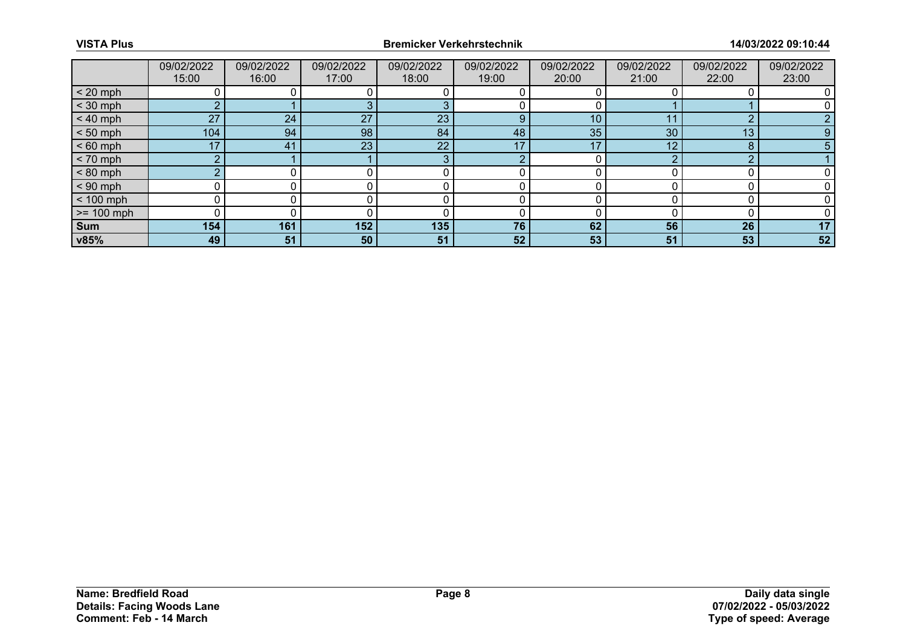| | 09/02/2022 15:00 | 09/02/2022 16:00 | 09/02/2022 17:00 | 09/02/2022 18:00 | 09/02/2022 19:00 | 09/02/2022 20:00 | 09/02/2022 21:00 | 09/02/2022 22:00 | 09/02/2022 23:00 |
|---|---|---|---|---|---|---|---|---|---|
| < 20 mph | 0 | 0 | 0 | 0 | 0 | 0 | 0 | 0 | 0 |
| < 30 mph | 2 | 1 | 3 | 3 | 0 | 0 | 1 | 1 | 0 |
| < 40 mph | 27 | 24 | 27 | 23 | 9 | 10 | 11 | 2 | 2 |
| < 50 mph | 104 | 94 | 98 | 84 | 48 | 35 | 30 | 13 | 9 |
| < 60 mph | 17 | 41 | 23 | 22 | 17 | 17 | 12 | 8 | 5 |
| < 70 mph | 2 | 1 | 1 | 3 | 2 | 0 | 2 | 2 | 1 |
| < 80 mph | 2 | 0 | 0 | 0 | 0 | 0 | 0 | 0 | 0 |
| < 90 mph | 0 | 0 | 0 | 0 | 0 | 0 | 0 | 0 | 0 |
| < 100 mph | 0 | 0 | 0 | 0 | 0 | 0 | 0 | 0 | 0 |
| >= 100 mph | 0 | 0 | 0 | 0 | 0 | 0 | 0 | 0 | 0 |
| **Sum** | **154** | **161** | **152** | **135** | **76** | **62** | **56** | **26** | **17** |
| **v85%** | **49** | **51** | **50** | **51** | **52** | **53** | **51** | **53** | **52** |

**Name: Bredfield Road**
**Details: Facing Woods Lane**
**Comment: Feb - 14 March**

**Daily data single**
**07/02/2022 - 05/03/2022**
**Type of speed: Average**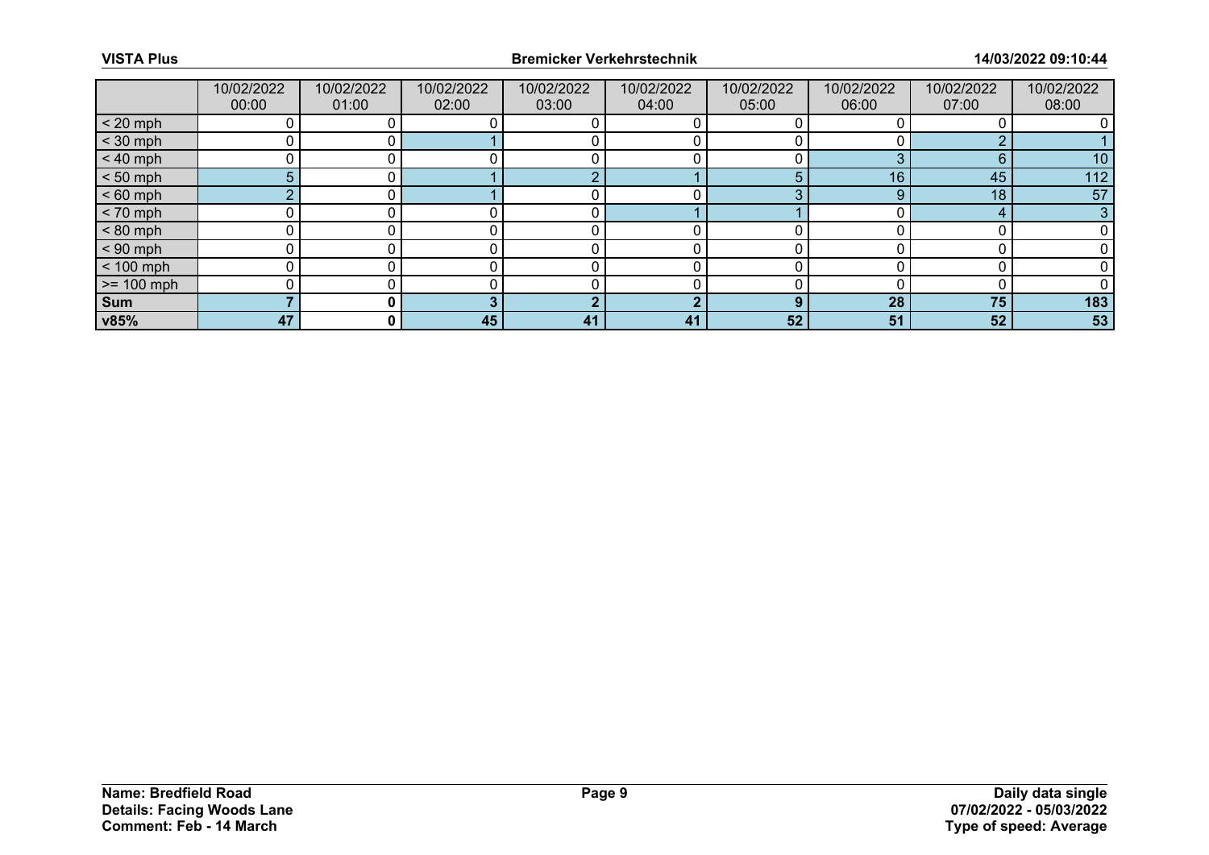| | 10/02/2022 00:00 | 10/02/2022 01:00 | 10/02/2022 02:00 | 10/02/2022 03:00 | 10/02/2022 04:00 | 10/02/2022 05:00 | 10/02/2022 06:00 | 10/02/2022 07:00 | 10/02/2022 08:00 |
|---|---|---|---|---|---|---|---|---|---|
| < 20 mph | 0 | 0 | 0 | 0 | 0 | 0 | 0 | 0 | 0 |
| < 30 mph | 0 | 0 | 1 | 0 | 0 | 0 | 0 | 2 | 1 |
| < 40 mph | 0 | 0 | 0 | 0 | 0 | 0 | 3 | 6 | 10 |
| < 50 mph | 5 | 0 | 1 | 2 | 1 | 5 | 16 | 45 | 112 |
| < 60 mph | 2 | 0 | 1 | 0 | 0 | 3 | 9 | 18 | 57 |
| < 70 mph | 0 | 0 | 0 | 0 | 1 | 1 | 0 | 4 | 3 |
| < 80 mph | 0 | 0 | 0 | 0 | 0 | 0 | 0 | 0 | 0 |
| < 90 mph | 0 | 0 | 0 | 0 | 0 | 0 | 0 | 0 | 0 |
| < 100 mph | 0 | 0 | 0 | 0 | 0 | 0 | 0 | 0 | 0 |
| >= 100 mph | 0 | 0 | 0 | 0 | 0 | 0 | 0 | 0 | 0 |
| **Sum** | **7** | **0** | **3** | **2** | **2** | **9** | **28** | **75** | **183** |
| **v85%** | **47** | **0** | **45** | **41** | **41** | **52** | **51** | **52** | **53** |

**Name: Bredfield Road**
**Details: Facing Woods Lane**
**Comment: Feb - 14 March**

**Daily data single**
**07/02/2022 - 05/03/2022**
**Type of speed: Average**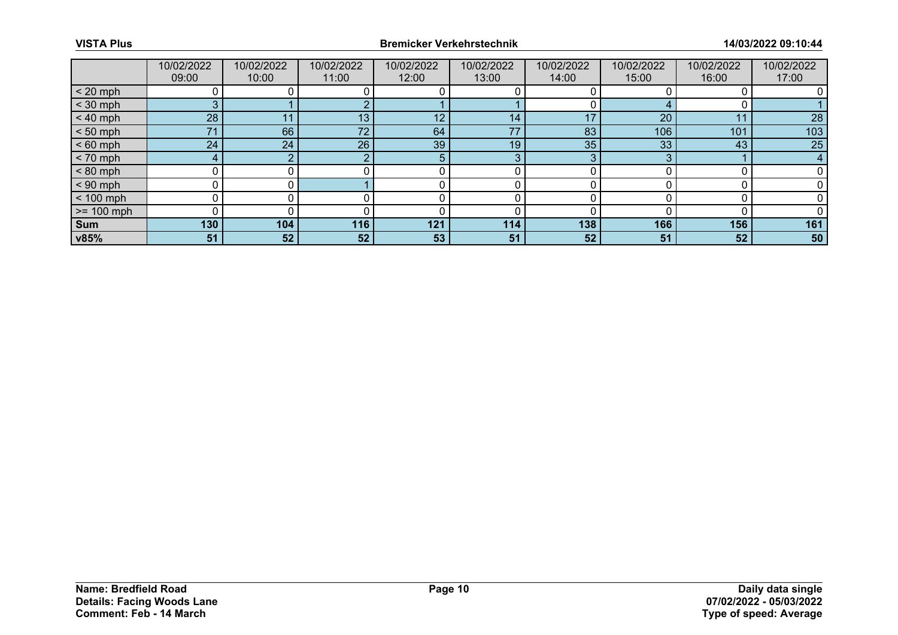| | 10/02/2022 09:00 | 10/02/2022 10:00 | 10/02/2022 11:00 | 10/02/2022 12:00 | 10/02/2022 13:00 | 10/02/2022 14:00 | 10/02/2022 15:00 | 10/02/2022 16:00 | 10/02/2022 17:00 |
|---|---|---|---|---|---|---|---|---|---|
| < 20 mph | 0 | 0 | 0 | 0 | 0 | 0 | 0 | 0 | 0 |
| < 30 mph | 3 | 1 | 2 | 1 | 1 | 0 | 4 | 0 | 1 |
| < 40 mph | 28 | 11 | 13 | 12 | 14 | 17 | 20 | 11 | 28 |
| < 50 mph | 71 | 66 | 72 | 64 | 77 | 83 | 106 | 101 | 103 |
| < 60 mph | 24 | 24 | 26 | 39 | 19 | 35 | 33 | 43 | 25 |
| < 70 mph | 4 | 2 | 2 | 5 | 3 | 3 | 3 | 1 | 4 |
| < 80 mph | 0 | 0 | 0 | 0 | 0 | 0 | 0 | 0 | 0 |
| < 90 mph | 0 | 0 | 1 | 0 | 0 | 0 | 0 | 0 | 0 |
| < 100 mph | 0 | 0 | 0 | 0 | 0 | 0 | 0 | 0 | 0 |
| >= 100 mph | 0 | 0 | 0 | 0 | 0 | 0 | 0 | 0 | 0 |
| **Sum** | **130** | **104** | **116** | **121** | **114** | **138** | **166** | **156** | **161** |
| **v85%** | **51** | **52** | **52** | **53** | **51** | **52** | **51** | **52** | **50** |

**Name: Bredfield Road**
**Details: Facing Woods Lane**
**Comment: Feb - 14 March**

**Daily data single**
**07/02/2022 - 05/03/2022**
**Type of speed: Average**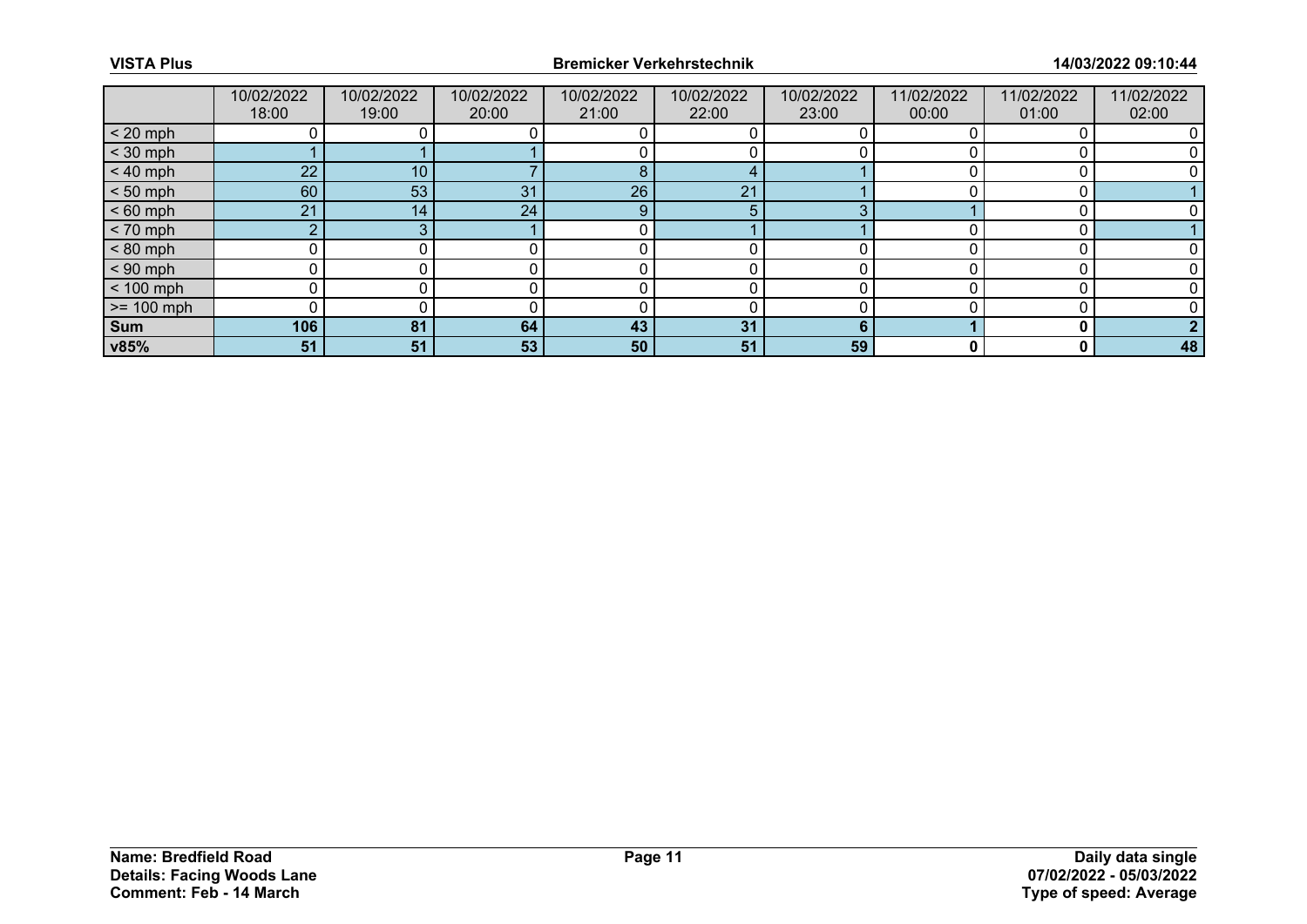| | 10/02/2022 18:00 | 10/02/2022 19:00 | 10/02/2022 20:00 | 10/02/2022 21:00 | 10/02/2022 22:00 | 10/02/2022 23:00 | 11/02/2022 00:00 | 11/02/2022 01:00 | 11/02/2022 02:00 |
|---|---|---|---|---|---|---|---|---|---|
| < 20 mph | 0 | 0 | 0 | 0 | 0 | 0 | 0 | 0 | 0 |
| < 30 mph | 1 | 1 | 1 | 0 | 0 | 0 | 0 | 0 | 0 |
| < 40 mph | 22 | 10 | 7 | 8 | 4 | 1 | 0 | 0 | 0 |
| < 50 mph | 60 | 53 | 31 | 26 | 21 | 1 | 0 | 0 | 1 |
| < 60 mph | 21 | 14 | 24 | 9 | 5 | 3 | 1 | 0 | 0 |
| < 70 mph | 2 | 3 | 1 | 0 | 1 | 1 | 0 | 0 | 1 |
| < 80 mph | 0 | 0 | 0 | 0 | 0 | 0 | 0 | 0 | 0 |
| < 90 mph | 0 | 0 | 0 | 0 | 0 | 0 | 0 | 0 | 0 |
| < 100 mph | 0 | 0 | 0 | 0 | 0 | 0 | 0 | 0 | 0 |
| >= 100 mph | 0 | 0 | 0 | 0 | 0 | 0 | 0 | 0 | 0 |
| **Sum** | **106** | **81** | **64** | **43** | **31** | **6** | **1** | **0** | **2** |
| **v85%** | **51** | **51** | **53** | **50** | **51** | **59** | **0** | **0** | **48** |

**Name: Bredfield Road**
**Details: Facing Woods Lane**
**Comment: Feb - 14 March**

**Daily data single**
**07/02/2022 - 05/03/2022**
**Type of speed: Average**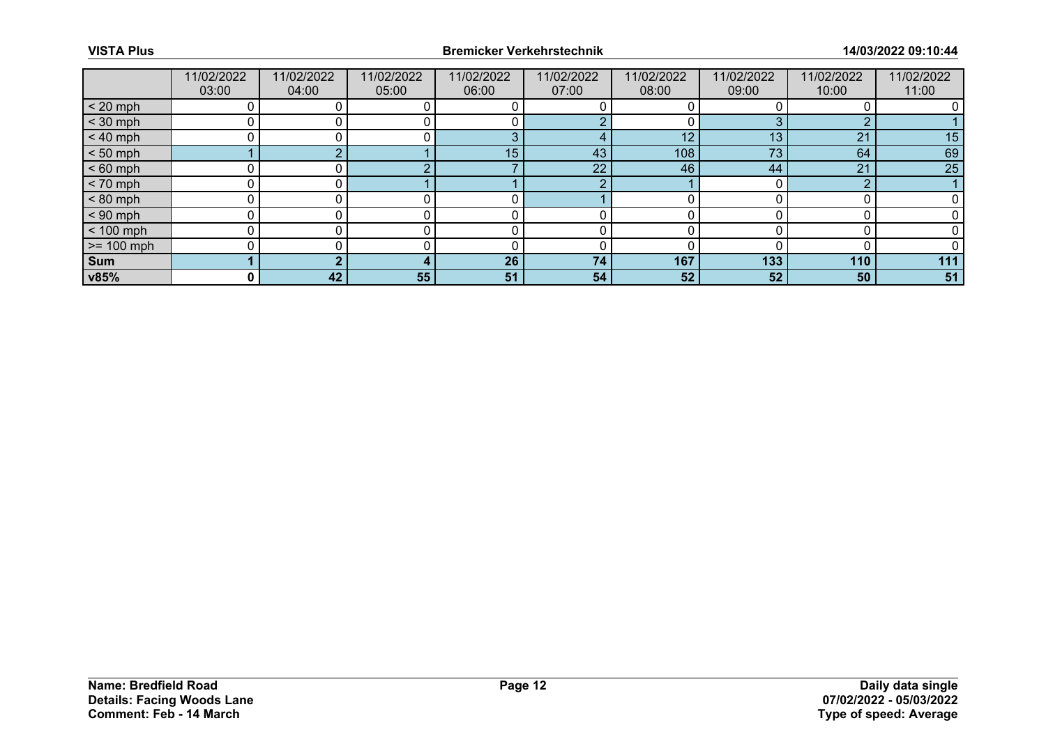| | 11/02/2022 03:00 | 11/02/2022 04:00 | 11/02/2022 05:00 | 11/02/2022 06:00 | 11/02/2022 07:00 | 11/02/2022 08:00 | 11/02/2022 09:00 | 11/02/2022 10:00 | 11/02/2022 11:00 |
|---|---|---|---|---|---|---|---|---|---|
| < 20 mph | 0 | 0 | 0 | 0 | 0 | 0 | 0 | 0 | 0 |
| < 30 mph | 0 | 0 | 0 | 0 | 2 | 0 | 3 | 2 | 1 |
| < 40 mph | 0 | 0 | 0 | 3 | 4 | 12 | 13 | 21 | 15 |
| < 50 mph | 1 | 2 | 1 | 15 | 43 | 108 | 73 | 64 | 69 |
| < 60 mph | 0 | 0 | 2 | 7 | 22 | 46 | 44 | 21 | 25 |
| < 70 mph | 0 | 0 | 1 | 1 | 2 | 1 | 0 | 2 | 1 |
| < 80 mph | 0 | 0 | 0 | 0 | 1 | 0 | 0 | 0 | 0 |
| < 90 mph | 0 | 0 | 0 | 0 | 0 | 0 | 0 | 0 | 0 |
| < 100 mph | 0 | 0 | 0 | 0 | 0 | 0 | 0 | 0 | 0 |
| >= 100 mph | 0 | 0 | 0 | 0 | 0 | 0 | 0 | 0 | 0 |
| **Sum** | **1** | **2** | **4** | **26** | **74** | **167** | **133** | **110** | **111** |
| **v85%** | **0** | **42** | **55** | **51** | **54** | **52** | **52** | **50** | **51** |

**Name: Bredfield Road**
**Details: Facing Woods Lane**
**Comment: Feb - 14 March**

**Daily data single**
**07/02/2022 - 05/03/2022**
**Type of speed: Average**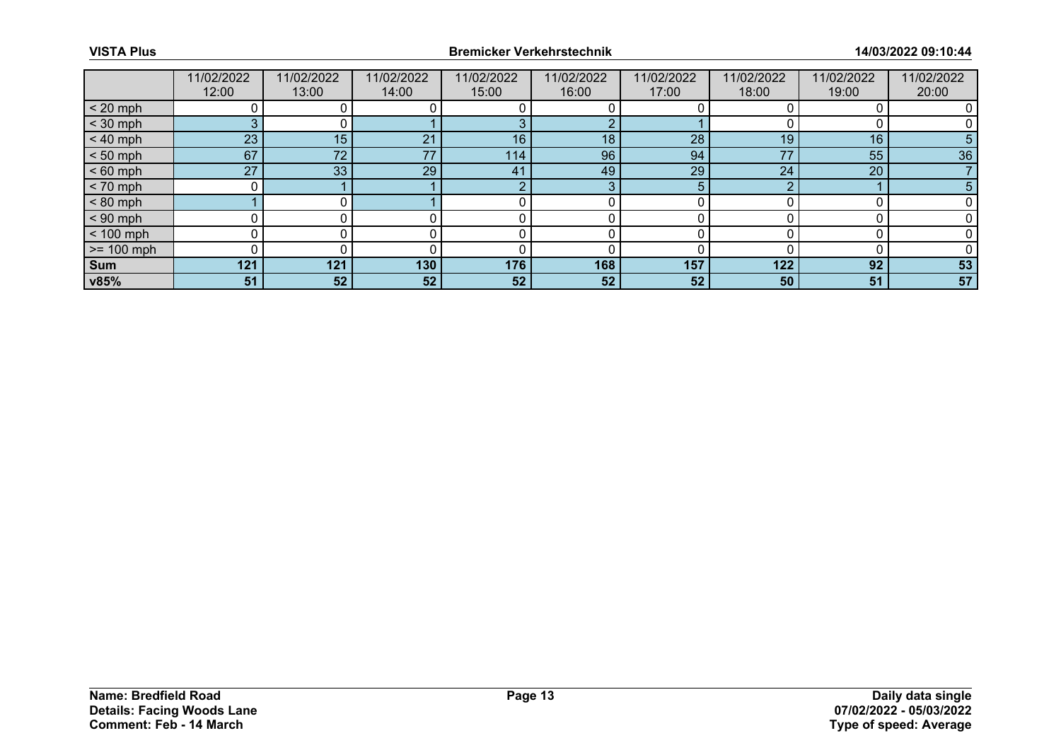| | 11/02/2022 12:00 | 11/02/2022 13:00 | 11/02/2022 14:00 | 11/02/2022 15:00 | 11/02/2022 16:00 | 11/02/2022 17:00 | 11/02/2022 18:00 | 11/02/2022 19:00 | 11/02/2022 20:00 |
|---|---|---|---|---|---|---|---|---|---|
| < 20 mph | 0 | 0 | 0 | 0 | 0 | 0 | 0 | 0 | 0 |
| < 30 mph | 3 | 0 | 1 | 3 | 2 | 1 | 0 | 0 | 0 |
| < 40 mph | 23 | 15 | 21 | 16 | 18 | 28 | 19 | 16 | 5 |
| < 50 mph | 67 | 72 | 77 | 114 | 96 | 94 | 77 | 55 | 36 |
| < 60 mph | 27 | 33 | 29 | 41 | 49 | 29 | 24 | 20 | 7 |
| < 70 mph | 0 | 1 | 1 | 2 | 3 | 5 | 2 | 1 | 5 |
| < 80 mph | 1 | 0 | 1 | 0 | 0 | 0 | 0 | 0 | 0 |
| < 90 mph | 0 | 0 | 0 | 0 | 0 | 0 | 0 | 0 | 0 |
| < 100 mph | 0 | 0 | 0 | 0 | 0 | 0 | 0 | 0 | 0 |
| >= 100 mph | 0 | 0 | 0 | 0 | 0 | 0 | 0 | 0 | 0 |
| **Sum** | **121** | **121** | **130** | **176** | **168** | **157** | **122** | **92** | **53** |
| **v85%** | **51** | **52** | **52** | **52** | **52** | **52** | **50** | **51** | **57** |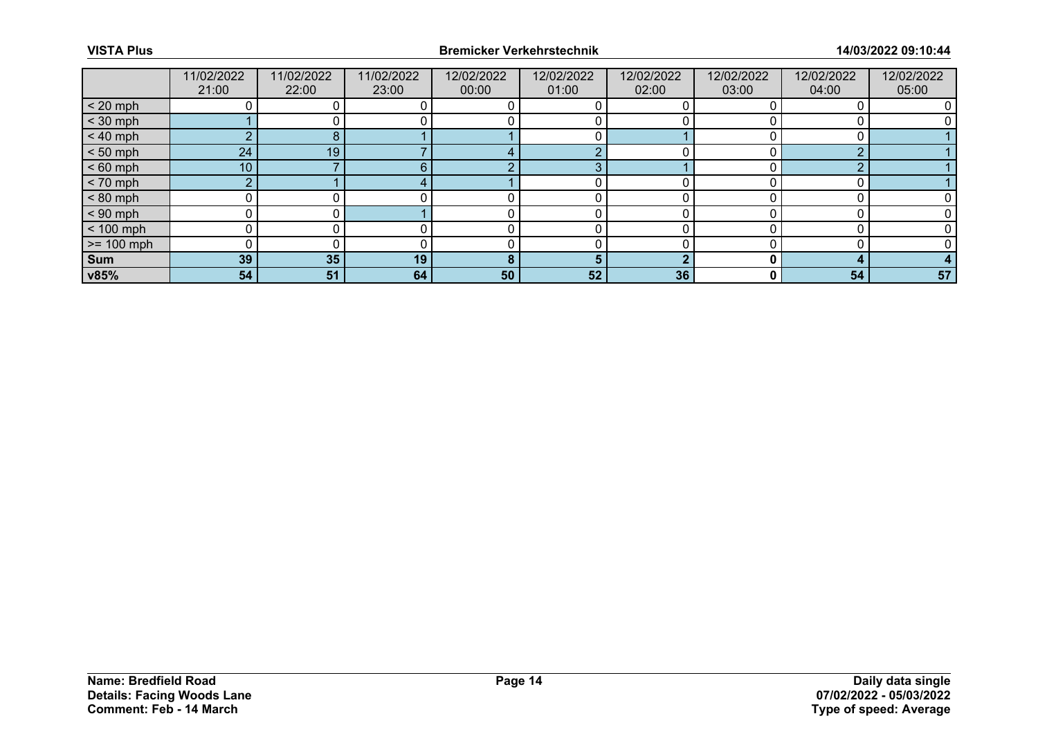| | 11/02/2022 21:00 | 11/02/2022 22:00 | 11/02/2022 23:00 | 12/02/2022 00:00 | 12/02/2022 01:00 | 12/02/2022 02:00 | 12/02/2022 03:00 | 12/02/2022 04:00 | 12/02/2022 05:00 |
|---|---|---|---|---|---|---|---|---|---|
| < 20 mph | 0 | 0 | 0 | 0 | 0 | 0 | 0 | 0 | 0 |
| < 30 mph | 1 | 0 | 0 | 0 | 0 | 0 | 0 | 0 | 0 |
| < 40 mph | 2 | 8 | 1 | 1 | 0 | 1 | 0 | 0 | 1 |
| < 50 mph | 24 | 19 | 7 | 4 | 2 | 0 | 0 | 2 | 1 |
| < 60 mph | 10 | 7 | 6 | 2 | 3 | 1 | 0 | 2 | 1 |
| < 70 mph | 2 | 1 | 4 | 1 | 0 | 0 | 0 | 0 | 1 |
| < 80 mph | 0 | 0 | 0 | 0 | 0 | 0 | 0 | 0 | 0 |
| < 90 mph | 0 | 0 | 1 | 0 | 0 | 0 | 0 | 0 | 0 |
| < 100 mph | 0 | 0 | 0 | 0 | 0 | 0 | 0 | 0 | 0 |
| >= 100 mph | 0 | 0 | 0 | 0 | 0 | 0 | 0 | 0 | 0 |
| **Sum** | **39** | **35** | **19** | **8** | **5** | **2** | **0** | **4** | **4** |
| **v85%** | **54** | **51** | **64** | **50** | **52** | **36** | **0** | **54** | **57** |

**Name: Bredfield Road**
**Details: Facing Woods Lane**
**Comment: Feb - 14 March**

**Daily data single**
**07/02/2022 - 05/03/2022**
**Type of speed: Average**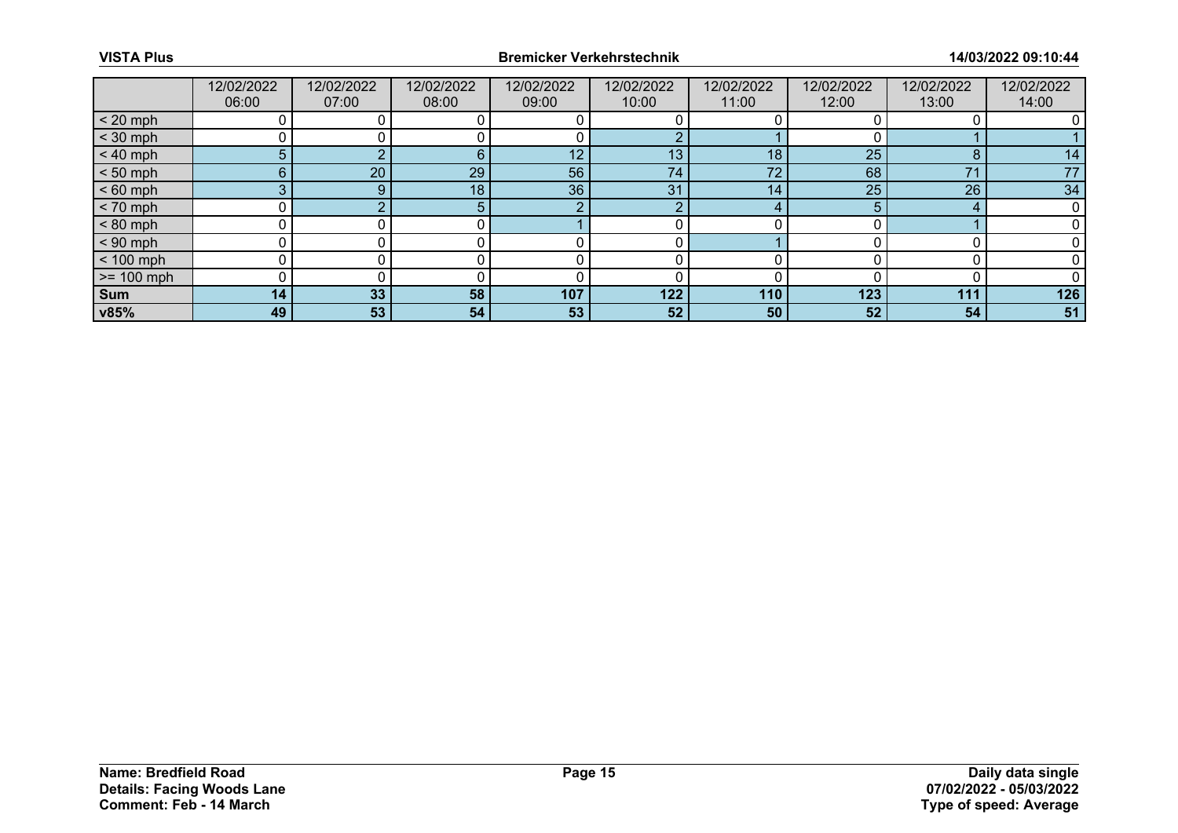| | 12/02/2022 06:00 | 12/02/2022 07:00 | 12/02/2022 08:00 | 12/02/2022 09:00 | 12/02/2022 10:00 | 12/02/2022 11:00 | 12/02/2022 12:00 | 12/02/2022 13:00 | 12/02/2022 14:00 |
|---|---|---|---|---|---|---|---|---|---|
| < 20 mph | 0 | 0 | 0 | 0 | 0 | 0 | 0 | 0 | 0 |
| < 30 mph | 0 | 0 | 0 | 0 | 2 | 1 | 0 | 1 | 1 |
| < 40 mph | 5 | 2 | 6 | 12 | 13 | 18 | 25 | 8 | 14 |
| < 50 mph | 6 | 20 | 29 | 56 | 74 | 72 | 68 | 71 | 77 |
| < 60 mph | 3 | 9 | 18 | 36 | 31 | 14 | 25 | 26 | 34 |
| < 70 mph | 0 | 2 | 5 | 2 | 2 | 4 | 5 | 4 | 0 |
| < 80 mph | 0 | 0 | 0 | 1 | 0 | 0 | 0 | 1 | 0 |
| < 90 mph | 0 | 0 | 0 | 0 | 0 | 1 | 0 | 0 | 0 |
| < 100 mph | 0 | 0 | 0 | 0 | 0 | 0 | 0 | 0 | 0 |
| >= 100 mph | 0 | 0 | 0 | 0 | 0 | 0 | 0 | 0 | 0 |
| **Sum** | **14** | **33** | **58** | **107** | **122** | **110** | **123** | **111** | **126** |
| **v85%** | **49** | **53** | **54** | **53** | **52** | **50** | **52** | **54** | **51** |

**Name: Bredfield Road**
**Details: Facing Woods Lane**
**Comment: Feb - 14 March**

**Daily data single**
**07/02/2022 - 05/03/2022**
**Type of speed: Average**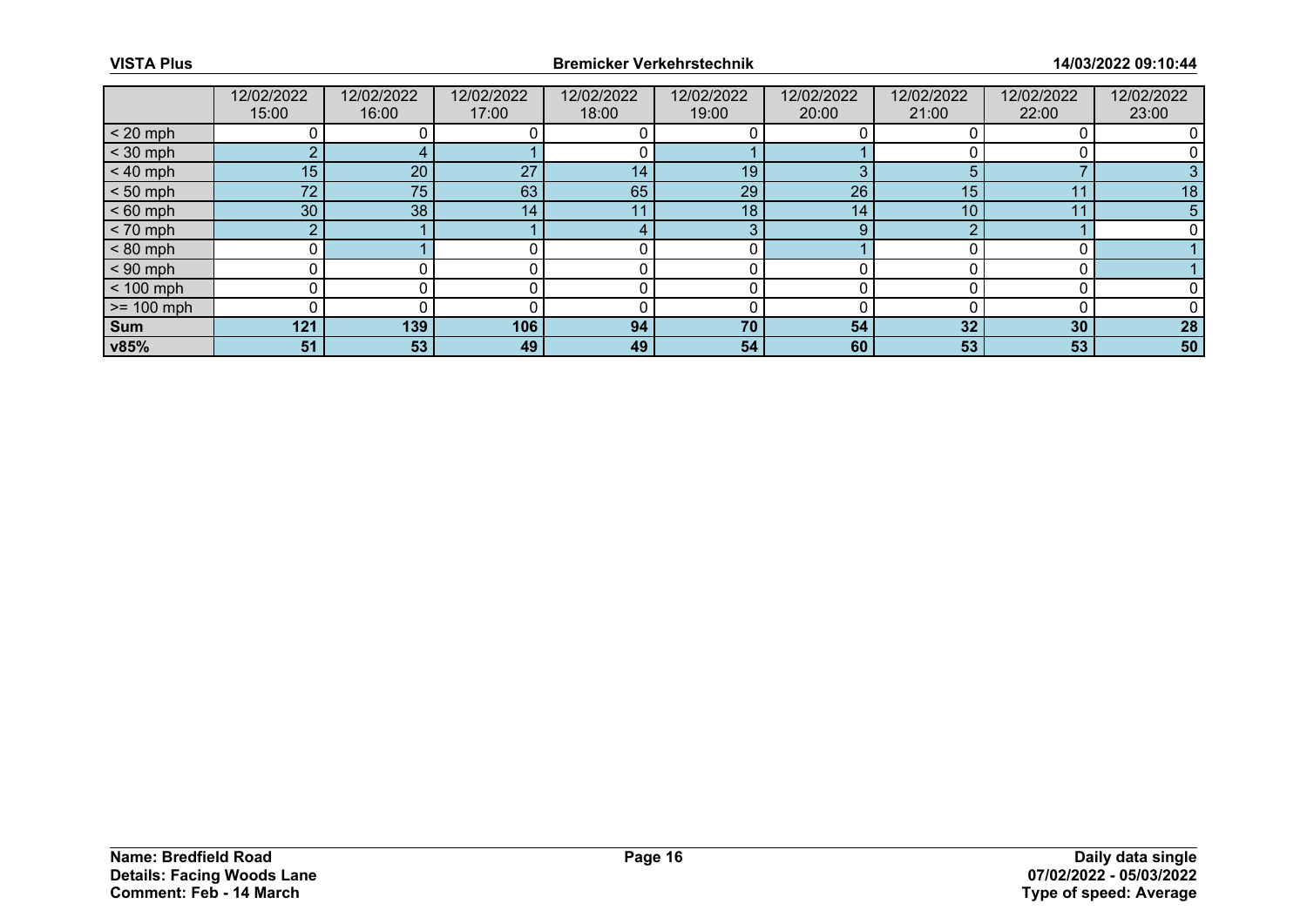| | 12/02/2022 15:00 | 12/02/2022 16:00 | 12/02/2022 17:00 | 12/02/2022 18:00 | 12/02/2022 19:00 | 12/02/2022 20:00 | 12/02/2022 21:00 | 12/02/2022 22:00 | 12/02/2022 23:00 |
|---|---|---|---|---|---|---|---|---|---|
| < 20 mph | 0 | 0 | 0 | 0 | 0 | 0 | 0 | 0 | 0 |
| < 30 mph | 2 | 4 | 1 | 0 | 1 | 1 | 0 | 0 | 0 |
| < 40 mph | 15 | 20 | 27 | 14 | 19 | 3 | 5 | 7 | 3 |
| < 50 mph | 72 | 75 | 63 | 65 | 29 | 26 | 15 | 11 | 18 |
| < 60 mph | 30 | 38 | 14 | 11 | 18 | 14 | 10 | 11 | 5 |
| < 70 mph | 2 | 1 | 1 | 4 | 3 | 9 | 2 | 1 | 0 |
| < 80 mph | 0 | 1 | 0 | 0 | 0 | 1 | 0 | 0 | 1 |
| < 90 mph | 0 | 0 | 0 | 0 | 0 | 0 | 0 | 0 | 1 |
| < 100 mph | 0 | 0 | 0 | 0 | 0 | 0 | 0 | 0 | 0 |
| >= 100 mph | 0 | 0 | 0 | 0 | 0 | 0 | 0 | 0 | 0 |
| **Sum** | **121** | **139** | **106** | **94** | **70** | **54** | **32** | **30** | **28** |
| **v85%** | **51** | **53** | **49** | **49** | **54** | **60** | **53** | **53** | **50** |

**Name: Bredfield Road**
**Details: Facing Woods Lane**
**Comment: Feb - 14 March**

**Daily data single**
**07/02/2022 - 05/03/2022**
**Type of speed: Average**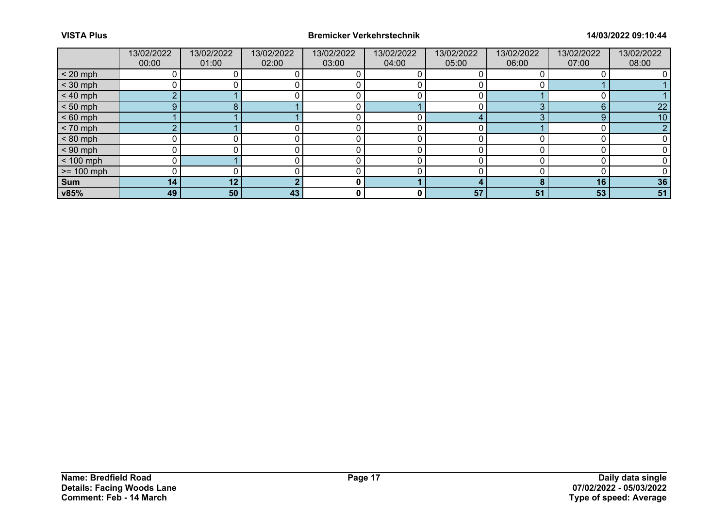|  | 13/02/2022 00:00 | 13/02/2022 01:00 | 13/02/2022 02:00 | 13/02/2022 03:00 | 13/02/2022 04:00 | 13/02/2022 05:00 | 13/02/2022 06:00 | 13/02/2022 07:00 | 13/02/2022 08:00 |
|---|---|---|---|---|---|---|---|---|---|
| < 20 mph | 0 | 0 | 0 | 0 | 0 | 0 | 0 | 0 | 0 |
| < 30 mph | 0 | 0 | 0 | 0 | 0 | 0 | 0 | 1 | 1 |
| < 40 mph | 2 | 1 | 0 | 0 | 0 | 0 | 1 | 0 | 1 |
| < 50 mph | 9 | 8 | 1 | 0 | 1 | 0 | 3 | 6 | 22 |
| < 60 mph | 1 | 1 | 1 | 0 | 0 | 4 | 3 | 9 | 10 |
| < 70 mph | 2 | 1 | 0 | 0 | 0 | 0 | 1 | 0 | 2 |
| < 80 mph | 0 | 0 | 0 | 0 | 0 | 0 | 0 | 0 | 0 |
| < 90 mph | 0 | 0 | 0 | 0 | 0 | 0 | 0 | 0 | 0 |
| < 100 mph | 0 | 1 | 0 | 0 | 0 | 0 | 0 | 0 | 0 |
| >= 100 mph | 0 | 0 | 0 | 0 | 0 | 0 | 0 | 0 | 0 |
| **Sum** | **14** | **12** | **2** | **0** | **1** | **4** | **8** | **16** | **36** |
| **v85%** | **49** | **50** | **43** | **0** | **0** | **57** | **51** | **53** | **51** |

**Name: Bredfield Road**
**Details: Facing Woods Lane**
**Comment: Feb - 14 March**

**Daily data single**
**07/02/2022 - 05/03/2022**
**Type of speed: Average**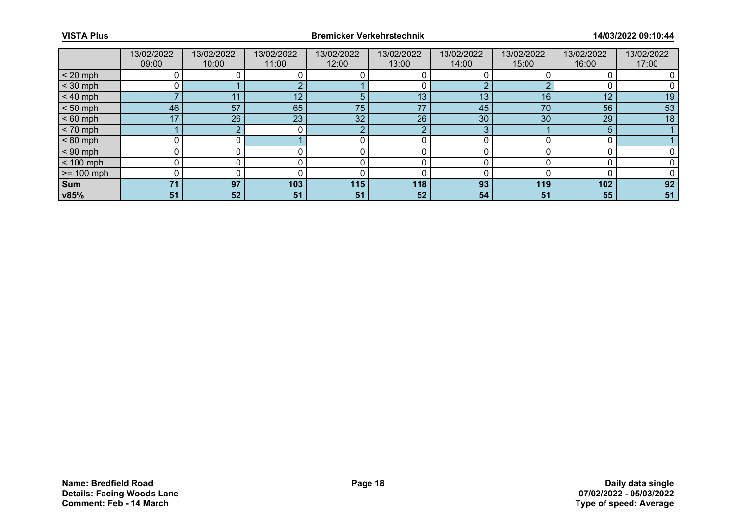| | 13/02/2022 09:00 | 13/02/2022 10:00 | 13/02/2022 11:00 | 13/02/2022 12:00 | 13/02/2022 13:00 | 13/02/2022 14:00 | 13/02/2022 15:00 | 13/02/2022 16:00 | 13/02/2022 17:00 |
|---|---|---|---|---|---|---|---|---|---|
| < 20 mph | 0 | 0 | 0 | 0 | 0 | 0 | 0 | 0 | 0 |
| < 30 mph | 0 | 1 | 2 | 1 | 0 | 2 | 2 | 0 | 0 |
| < 40 mph | 7 | 11 | 12 | 5 | 13 | 13 | 16 | 12 | 19 |
| < 50 mph | 46 | 57 | 65 | 75 | 77 | 45 | 70 | 56 | 53 |
| < 60 mph | 17 | 26 | 23 | 32 | 26 | 30 | 30 | 29 | 18 |
| < 70 mph | 1 | 2 | 0 | 2 | 2 | 3 | 1 | 5 | 1 |
| < 80 mph | 0 | 0 | 1 | 0 | 0 | 0 | 0 | 0 | 1 |
| < 90 mph | 0 | 0 | 0 | 0 | 0 | 0 | 0 | 0 | 0 |
| < 100 mph | 0 | 0 | 0 | 0 | 0 | 0 | 0 | 0 | 0 |
| >= 100 mph | 0 | 0 | 0 | 0 | 0 | 0 | 0 | 0 | 0 |
| **Sum** | **71** | **97** | **103** | **115** | **118** | **93** | **119** | **102** | **92** |
| **v85%** | **51** | **52** | **51** | **51** | **52** | **54** | **51** | **55** | **51** |

**Name: Bredfield Road**
**Details: Facing Woods Lane**
**Comment: Feb - 14 March**

**Daily data single**
**07/02/2022 - 05/03/2022**
**Type of speed: Average**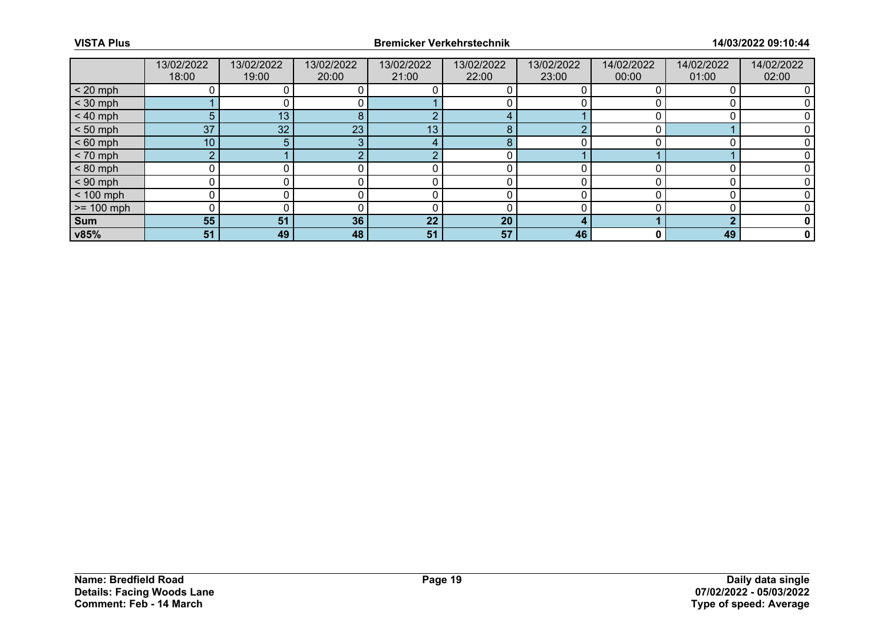| | 13/02/2022 18:00 | 13/02/2022 19:00 | 13/02/2022 20:00 | 13/02/2022 21:00 | 13/02/2022 22:00 | 13/02/2022 23:00 | 14/02/2022 00:00 | 14/02/2022 01:00 | 14/02/2022 02:00 |
|---|---|---|---|---|---|---|---|---|---|
| < 20 mph | 0 | 0 | 0 | 0 | 0 | 0 | 0 | 0 | 0 |
| < 30 mph | 1 | 0 | 0 | 1 | 0 | 0 | 0 | 0 | 0 |
| < 40 mph | 5 | 13 | 8 | 2 | 4 | 1 | 0 | 0 | 0 |
| < 50 mph | 37 | 32 | 23 | 13 | 8 | 2 | 0 | 1 | 0 |
| < 60 mph | 10 | 5 | 3 | 4 | 8 | 0 | 0 | 0 | 0 |
| < 70 mph | 2 | 1 | 2 | 2 | 0 | 1 | 1 | 1 | 0 |
| < 80 mph | 0 | 0 | 0 | 0 | 0 | 0 | 0 | 0 | 0 |
| < 90 mph | 0 | 0 | 0 | 0 | 0 | 0 | 0 | 0 | 0 |
| < 100 mph | 0 | 0 | 0 | 0 | 0 | 0 | 0 | 0 | 0 |
| >= 100 mph | 0 | 0 | 0 | 0 | 0 | 0 | 0 | 0 | 0 |
| **Sum** | **55** | **51** | **36** | **22** | **20** | **4** | **1** | **2** | **0** |
| **v85%** | **51** | **49** | **48** | **51** | **57** | **46** | **0** | **49** | **0** |

**Name: Bredfield Road**
**Details: Facing Woods Lane**
**Comment: Feb - 14 March**

**Daily data single**
**07/02/2022 - 05/03/2022**
**Type of speed: Average**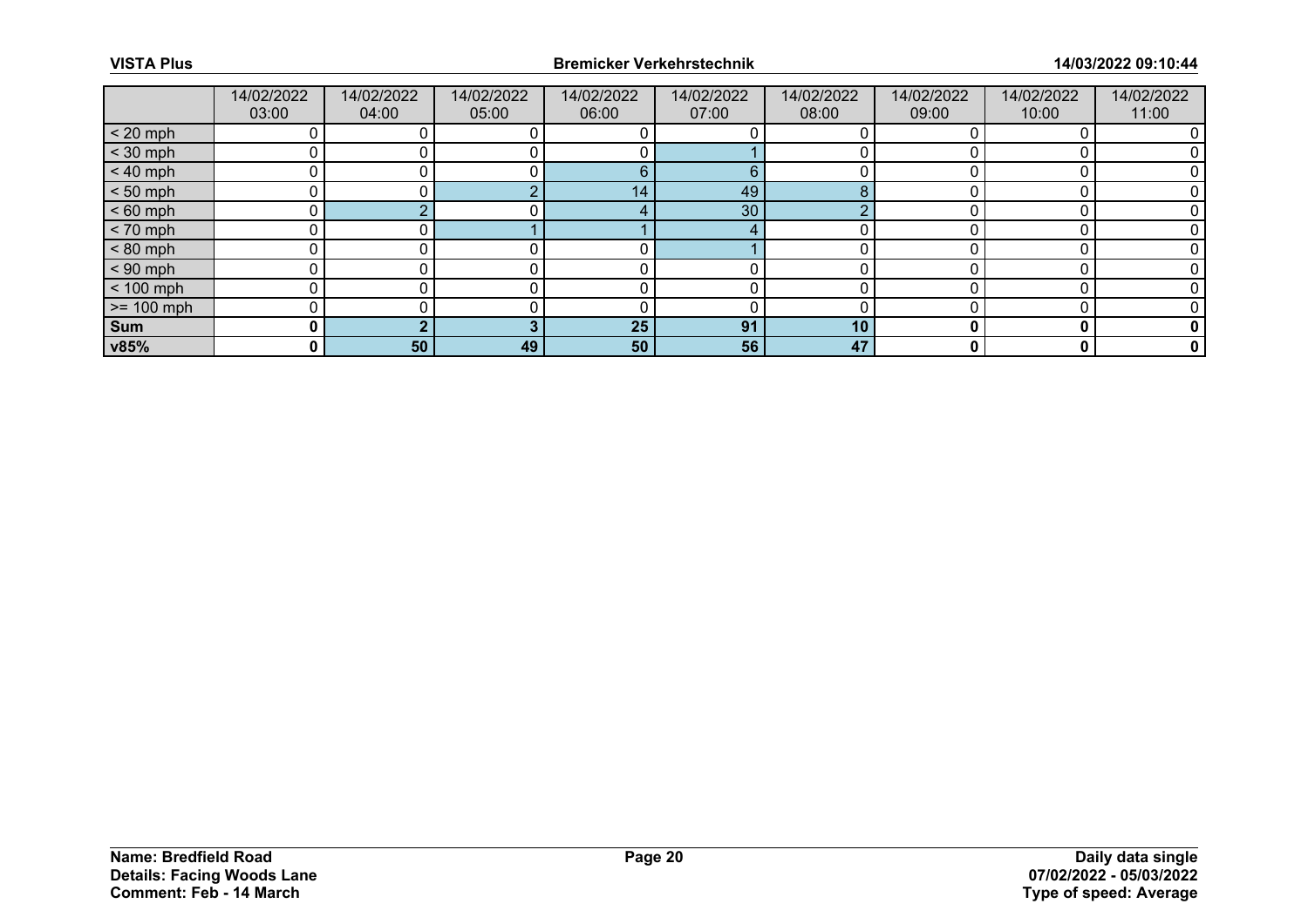| | 14/02/2022 03:00 | 14/02/2022 04:00 | 14/02/2022 05:00 | 14/02/2022 06:00 | 14/02/2022 07:00 | 14/02/2022 08:00 | 14/02/2022 09:00 | 14/02/2022 10:00 | 14/02/2022 11:00 |
|---|---|---|---|---|---|---|---|---|---|
| < 20 mph | 0 | 0 | 0 | 0 | 0 | 0 | 0 | 0 | 0 |
| < 30 mph | 0 | 0 | 0 | 0 | 1 | 0 | 0 | 0 | 0 |
| < 40 mph | 0 | 0 | 0 | 6 | 6 | 0 | 0 | 0 | 0 |
| < 50 mph | 0 | 0 | 2 | 14 | 49 | 8 | 0 | 0 | 0 |
| < 60 mph | 0 | 2 | 0 | 4 | 30 | 2 | 0 | 0 | 0 |
| < 70 mph | 0 | 0 | 1 | 1 | 4 | 0 | 0 | 0 | 0 |
| < 80 mph | 0 | 0 | 0 | 0 | 1 | 0 | 0 | 0 | 0 |
| < 90 mph | 0 | 0 | 0 | 0 | 0 | 0 | 0 | 0 | 0 |
| < 100 mph | 0 | 0 | 0 | 0 | 0 | 0 | 0 | 0 | 0 |
| >= 100 mph | 0 | 0 | 0 | 0 | 0 | 0 | 0 | 0 | 0 |
| **Sum** | **0** | **2** | **3** | **25** | **91** | **10** | **0** | **0** | **0** |
| **v85%** | **0** | **50** | **49** | **50** | **56** | **47** | **0** | **0** | **0** |

**Name: Bredfield Road**
**Details: Facing Woods Lane**
**Comment: Feb - 14 March**

**Daily data single**
**07/02/2022 - 05/03/2022**
**Type of speed: Average**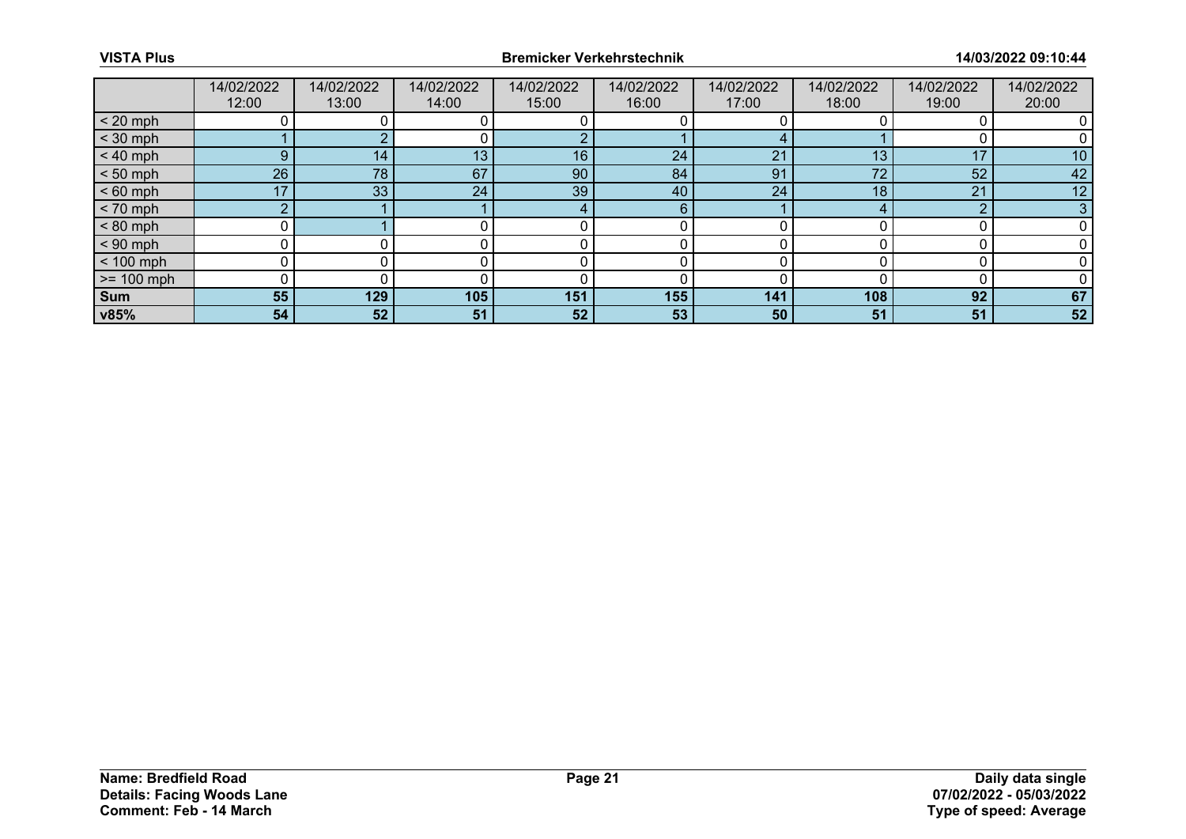| | 14/02/2022 12:00 | 14/02/2022 13:00 | 14/02/2022 14:00 | 14/02/2022 15:00 | 14/02/2022 16:00 | 14/02/2022 17:00 | 14/02/2022 18:00 | 14/02/2022 19:00 | 14/02/2022 20:00 |
|---|---|---|---|---|---|---|---|---|---|
| < 20 mph | 0 | 0 | 0 | 0 | 0 | 0 | 0 | 0 | 0 |
| < 30 mph | 1 | 2 | 0 | 2 | 1 | 4 | 1 | 0 | 0 |
| < 40 mph | 9 | 14 | 13 | 16 | 24 | 21 | 13 | 17 | 10 |
| < 50 mph | 26 | 78 | 67 | 90 | 84 | 91 | 72 | 52 | 42 |
| < 60 mph | 17 | 33 | 24 | 39 | 40 | 24 | 18 | 21 | 12 |
| < 70 mph | 2 | 1 | 1 | 4 | 6 | 1 | 4 | 2 | 3 |
| < 80 mph | 0 | 1 | 0 | 0 | 0 | 0 | 0 | 0 | 0 |
| < 90 mph | 0 | 0 | 0 | 0 | 0 | 0 | 0 | 0 | 0 |
| < 100 mph | 0 | 0 | 0 | 0 | 0 | 0 | 0 | 0 | 0 |
| >= 100 mph | 0 | 0 | 0 | 0 | 0 | 0 | 0 | 0 | 0 |
| **Sum** | **55** | **129** | **105** | **151** | **155** | **141** | **108** | **92** | **67** |
| **v85%** | **54** | **52** | **51** | **52** | **53** | **50** | **51** | **51** | **52** |

**Name: Bredfield Road**
**Details: Facing Woods Lane**
**Comment: Feb - 14 March**

**Daily data single**
**07/02/2022 - 05/03/2022**
**Type of speed: Average**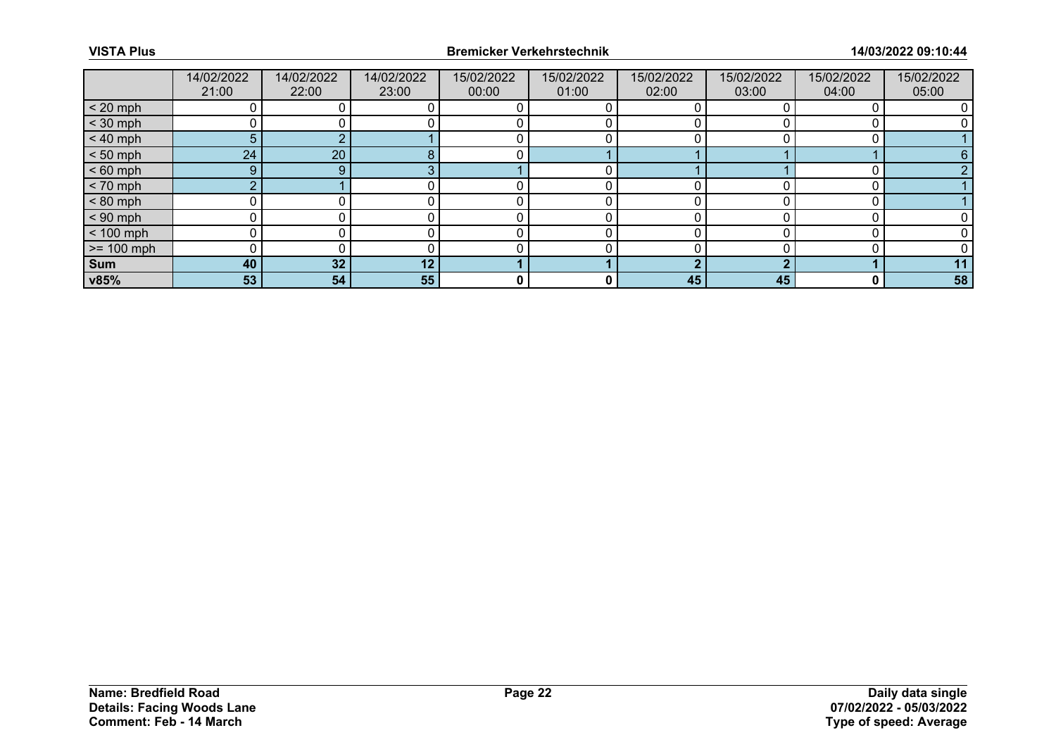|  | 14/02/2022 21:00 | 14/02/2022 22:00 | 14/02/2022 23:00 | 15/02/2022 00:00 | 15/02/2022 01:00 | 15/02/2022 02:00 | 15/02/2022 03:00 | 15/02/2022 04:00 | 15/02/2022 05:00 |
|---|---|---|---|---|---|---|---|---|---|
| < 20 mph | 0 | 0 | 0 | 0 | 0 | 0 | 0 | 0 | 0 |
| < 30 mph | 0 | 0 | 0 | 0 | 0 | 0 | 0 | 0 | 0 |
| < 40 mph | 5 | 2 | 1 | 0 | 0 | 0 | 0 | 0 | 1 |
| < 50 mph | 24 | 20 | 8 | 0 | 1 | 1 | 1 | 1 | 6 |
| < 60 mph | 9 | 9 | 3 | 1 | 0 | 1 | 1 | 0 | 2 |
| < 70 mph | 2 | 1 | 0 | 0 | 0 | 0 | 0 | 0 | 1 |
| < 80 mph | 0 | 0 | 0 | 0 | 0 | 0 | 0 | 0 | 1 |
| < 90 mph | 0 | 0 | 0 | 0 | 0 | 0 | 0 | 0 | 0 |
| < 100 mph | 0 | 0 | 0 | 0 | 0 | 0 | 0 | 0 | 0 |
| >= 100 mph | 0 | 0 | 0 | 0 | 0 | 0 | 0 | 0 | 0 |
| **Sum** | **40** | **32** | **12** | **1** | **1** | **2** | **2** | **1** | **11** |
| **v85%** | **53** | **54** | **55** | **0** | **0** | **45** | **45** | **0** | **58** |

**Name: Bredfield Road**
**Details: Facing Woods Lane**
**Comment: Feb - 14 March**

**Daily data single**
**07/02/2022 - 05/03/2022**
**Type of speed: Average**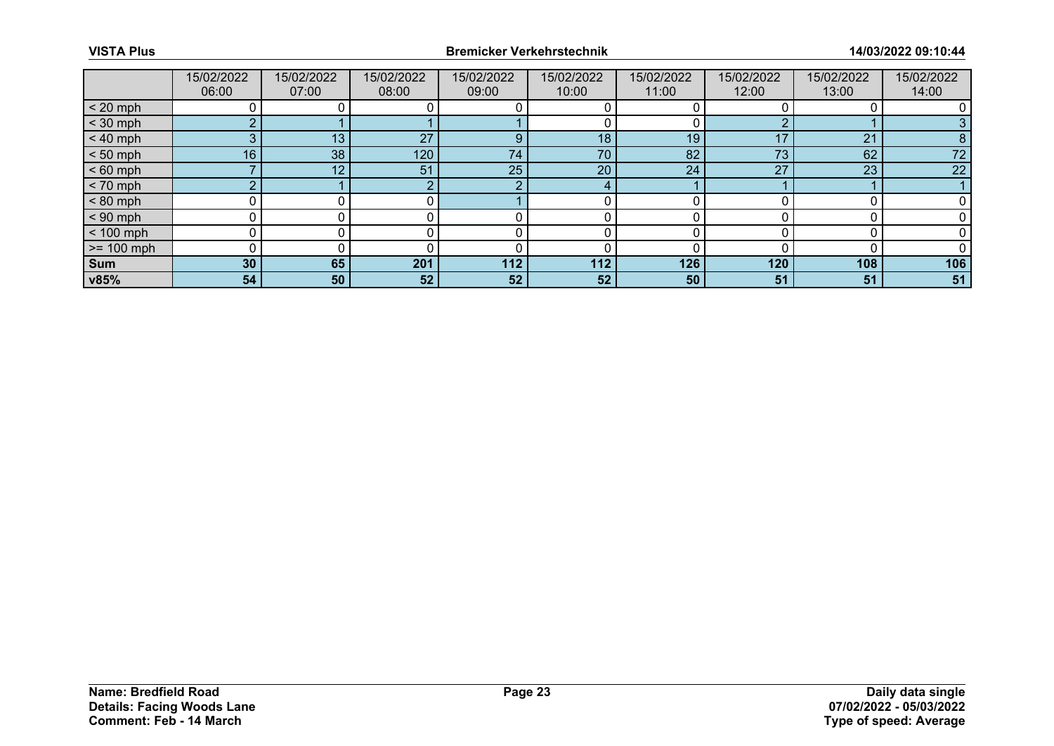| | 15/02/2022 06:00 | 15/02/2022 07:00 | 15/02/2022 08:00 | 15/02/2022 09:00 | 15/02/2022 10:00 | 15/02/2022 11:00 | 15/02/2022 12:00 | 15/02/2022 13:00 | 15/02/2022 14:00 |
|---|---|---|---|---|---|---|---|---|---|
| < 20 mph | 0 | 0 | 0 | 0 | 0 | 0 | 0 | 0 | 0 |
| < 30 mph | 2 | 1 | 1 | 1 | 0 | 0 | 2 | 1 | 3 |
| < 40 mph | 3 | 13 | 27 | 9 | 18 | 19 | 17 | 21 | 8 |
| < 50 mph | 16 | 38 | 120 | 74 | 70 | 82 | 73 | 62 | 72 |
| < 60 mph | 7 | 12 | 51 | 25 | 20 | 24 | 27 | 23 | 22 |
| < 70 mph | 2 | 1 | 2 | 2 | 4 | 1 | 1 | 1 | 1 |
| < 80 mph | 0 | 0 | 0 | 1 | 0 | 0 | 0 | 0 | 0 |
| < 90 mph | 0 | 0 | 0 | 0 | 0 | 0 | 0 | 0 | 0 |
| < 100 mph | 0 | 0 | 0 | 0 | 0 | 0 | 0 | 0 | 0 |
| >= 100 mph | 0 | 0 | 0 | 0 | 0 | 0 | 0 | 0 | 0 |
| **Sum** | **30** | **65** | **201** | **112** | **112** | **126** | **120** | **108** | **106** |
| **v85%** | **54** | **50** | **52** | **52** | **52** | **50** | **51** | **51** | **51** |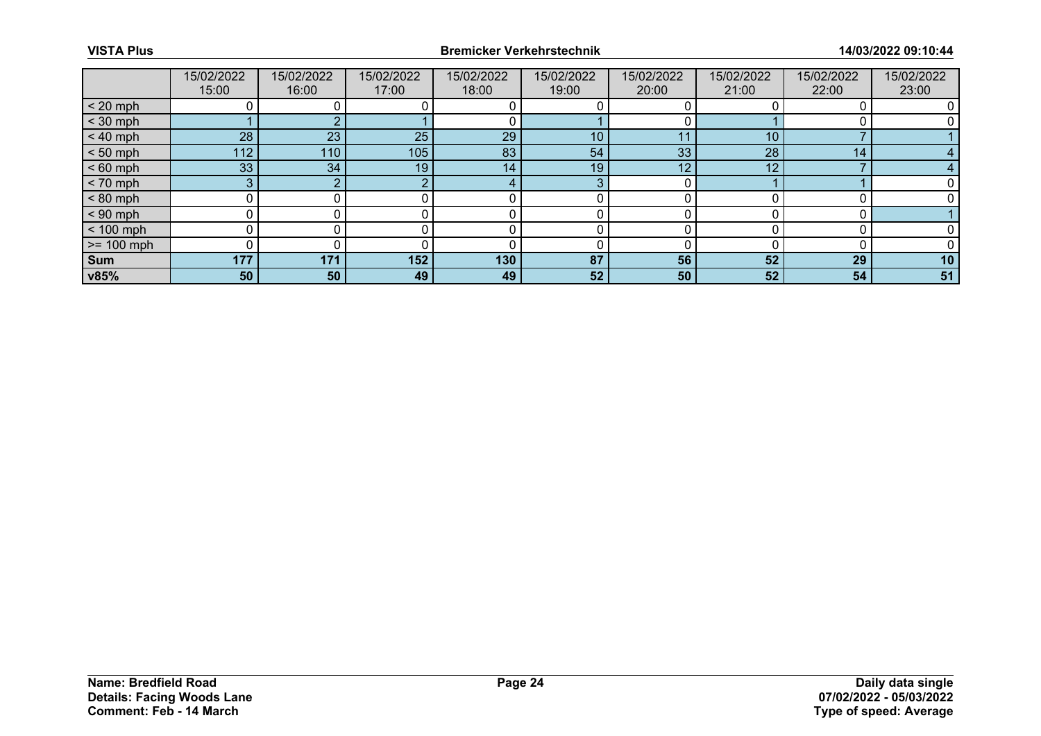| | 15/02/2022 15:00 | 15/02/2022 16:00 | 15/02/2022 17:00 | 15/02/2022 18:00 | 15/02/2022 19:00 | 15/02/2022 20:00 | 15/02/2022 21:00 | 15/02/2022 22:00 | 15/02/2022 23:00 |
|---|---|---|---|---|---|---|---|---|---|
| < 20 mph | 0 | 0 | 0 | 0 | 0 | 0 | 0 | 0 | 0 |
| < 30 mph | 1 | 2 | 1 | 0 | 1 | 0 | 1 | 0 | 0 |
| < 40 mph | 28 | 23 | 25 | 29 | 10 | 11 | 10 | 7 | 1 |
| < 50 mph | 112 | 110 | 105 | 83 | 54 | 33 | 28 | 14 | 4 |
| < 60 mph | 33 | 34 | 19 | 14 | 19 | 12 | 12 | 7 | 4 |
| < 70 mph | 3 | 2 | 2 | 4 | 3 | 0 | 1 | 1 | 0 |
| < 80 mph | 0 | 0 | 0 | 0 | 0 | 0 | 0 | 0 | 0 |
| < 90 mph | 0 | 0 | 0 | 0 | 0 | 0 | 0 | 0 | 1 |
| < 100 mph | 0 | 0 | 0 | 0 | 0 | 0 | 0 | 0 | 0 |
| >= 100 mph | 0 | 0 | 0 | 0 | 0 | 0 | 0 | 0 | 0 |
| **Sum** | **177** | **171** | **152** | **130** | **87** | **56** | **52** | **29** | **10** |
| **v85%** | **50** | **50** | **49** | **49** | **52** | **50** | **52** | **54** | **51** |

**Name: Bredfield Road**
**Details: Facing Woods Lane**
**Comment: Feb - 14 March**

**Daily data single**
**07/02/2022 - 05/03/2022**
**Type of speed: Average**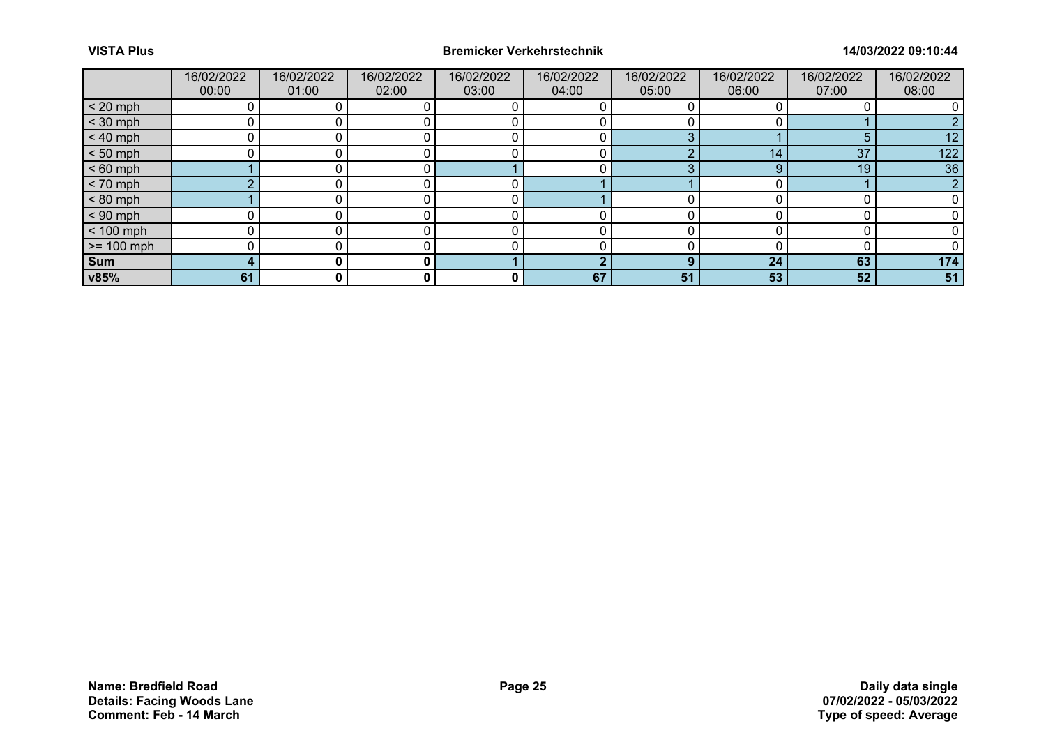| | 16/02/2022 00:00 | 16/02/2022 01:00 | 16/02/2022 02:00 | 16/02/2022 03:00 | 16/02/2022 04:00 | 16/02/2022 05:00 | 16/02/2022 06:00 | 16/02/2022 07:00 | 16/02/2022 08:00 |
|---|---|---|---|---|---|---|---|---|---|
| < 20 mph | 0 | 0 | 0 | 0 | 0 | 0 | 0 | 0 | 0 |
| < 30 mph | 0 | 0 | 0 | 0 | 0 | 0 | 0 | 1 | 2 |
| < 40 mph | 0 | 0 | 0 | 0 | 0 | 3 | 1 | 5 | 12 |
| < 50 mph | 0 | 0 | 0 | 0 | 0 | 2 | 14 | 37 | 122 |
| < 60 mph | 1 | 0 | 0 | 1 | 0 | 3 | 9 | 19 | 36 |
| < 70 mph | 2 | 0 | 0 | 0 | 1 | 1 | 0 | 1 | 2 |
| < 80 mph | 1 | 0 | 0 | 0 | 1 | 0 | 0 | 0 | 0 |
| < 90 mph | 0 | 0 | 0 | 0 | 0 | 0 | 0 | 0 | 0 |
| < 100 mph | 0 | 0 | 0 | 0 | 0 | 0 | 0 | 0 | 0 |
| >= 100 mph | 0 | 0 | 0 | 0 | 0 | 0 | 0 | 0 | 0 |
| **Sum** | **4** | **0** | **0** | **1** | **2** | **9** | **24** | **63** | **174** |
| **v85%** | **61** | **0** | **0** | **0** | **67** | **51** | **53** | **52** | **51** |

**Name: Bredfield Road**
**Details: Facing Woods Lane**
**Comment: Feb - 14 March**

**Daily data single**
**07/02/2022 - 05/03/2022**
**Type of speed: Average**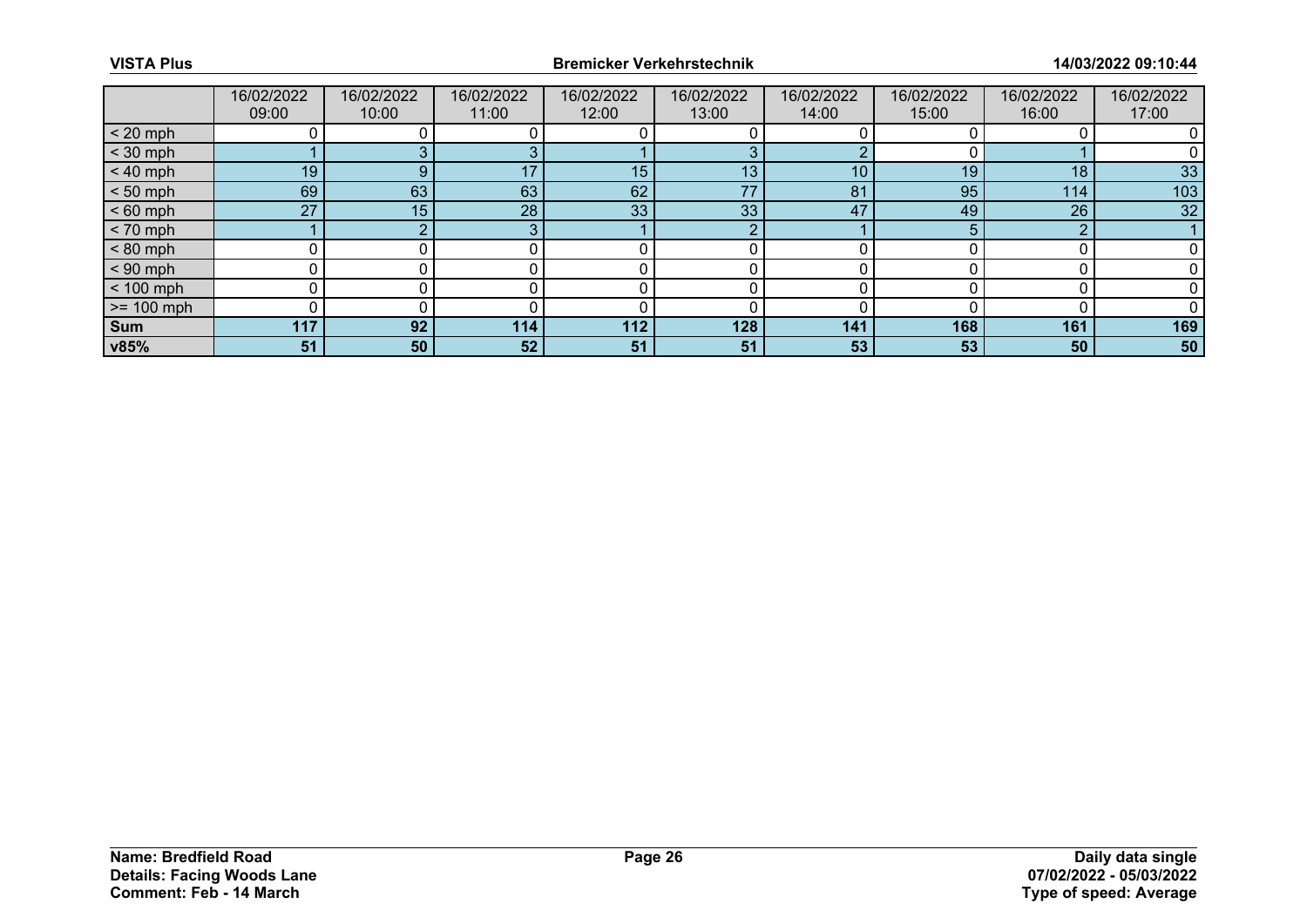| | 16/02/2022 09:00 | 16/02/2022 10:00 | 16/02/2022 11:00 | 16/02/2022 12:00 | 16/02/2022 13:00 | 16/02/2022 14:00 | 16/02/2022 15:00 | 16/02/2022 16:00 | 16/02/2022 17:00 |
|---|---|---|---|---|---|---|---|---|---|
| < 20 mph | 0 | 0 | 0 | 0 | 0 | 0 | 0 | 0 | 0 |
| < 30 mph | 1 | 3 | 3 | 1 | 3 | 2 | 0 | 1 | 0 |
| < 40 mph | 19 | 9 | 17 | 15 | 13 | 10 | 19 | 18 | 33 |
| < 50 mph | 69 | 63 | 63 | 62 | 77 | 81 | 95 | 114 | 103 |
| < 60 mph | 27 | 15 | 28 | 33 | 33 | 47 | 49 | 26 | 32 |
| < 70 mph | 1 | 2 | 3 | 1 | 2 | 1 | 5 | 2 | 1 |
| < 80 mph | 0 | 0 | 0 | 0 | 0 | 0 | 0 | 0 | 0 |
| < 90 mph | 0 | 0 | 0 | 0 | 0 | 0 | 0 | 0 | 0 |
| < 100 mph | 0 | 0 | 0 | 0 | 0 | 0 | 0 | 0 | 0 |
| >= 100 mph | 0 | 0 | 0 | 0 | 0 | 0 | 0 | 0 | 0 |
| **Sum** | **117** | **92** | **114** | **112** | **128** | **141** | **168** | **161** | **169** |
| **v85%** | **51** | **50** | **52** | **51** | **51** | **53** | **53** | **50** | **50** |

**Name: Bredfield Road**
**Details: Facing Woods Lane**
**Comment: Feb - 14 March**

**Daily data single**
**07/02/2022 - 05/03/2022**
**Type of speed: Average**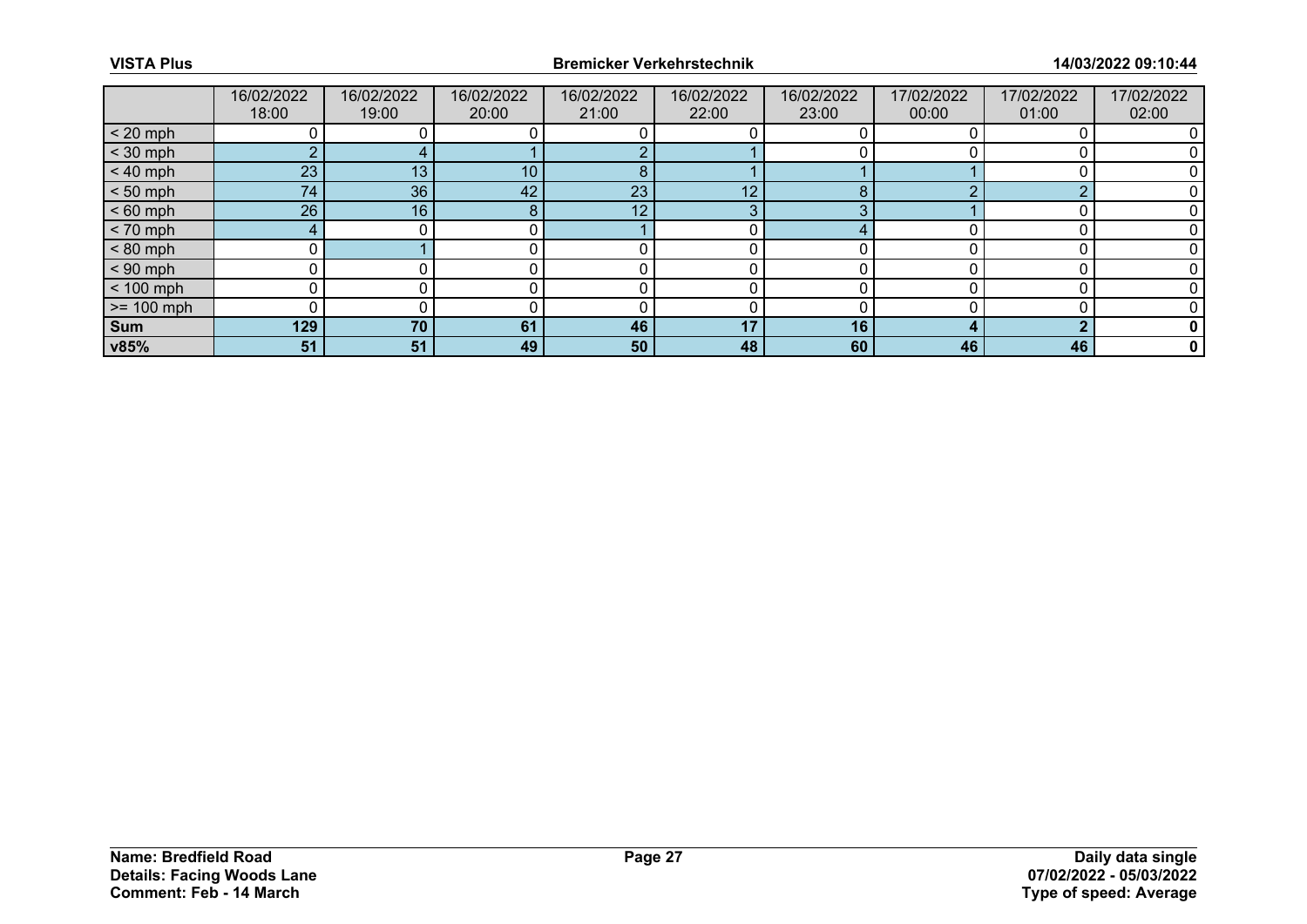|  | 16/02/2022 18:00 | 16/02/2022 19:00 | 16/02/2022 20:00 | 16/02/2022 21:00 | 16/02/2022 22:00 | 16/02/2022 23:00 | 17/02/2022 00:00 | 17/02/2022 01:00 | 17/02/2022 02:00 |
|---|---|---|---|---|---|---|---|---|---|
| < 20 mph | 0 | 0 | 0 | 0 | 0 | 0 | 0 | 0 | 0 |
| < 30 mph | 2 | 4 | 1 | 2 | 1 | 0 | 0 | 0 | 0 |
| < 40 mph | 23 | 13 | 10 | 8 | 1 | 1 | 1 | 0 | 0 |
| < 50 mph | 74 | 36 | 42 | 23 | 12 | 8 | 2 | 2 | 0 |
| < 60 mph | 26 | 16 | 8 | 12 | 3 | 3 | 1 | 0 | 0 |
| < 70 mph | 4 | 0 | 0 | 1 | 0 | 4 | 0 | 0 | 0 |
| < 80 mph | 0 | 1 | 0 | 0 | 0 | 0 | 0 | 0 | 0 |
| < 90 mph | 0 | 0 | 0 | 0 | 0 | 0 | 0 | 0 | 0 |
| < 100 mph | 0 | 0 | 0 | 0 | 0 | 0 | 0 | 0 | 0 |
| >= 100 mph | 0 | 0 | 0 | 0 | 0 | 0 | 0 | 0 | 0 |
| **Sum** | **129** | **70** | **61** | **46** | **17** | **16** | **4** | **2** | **0** |
| **v85%** | **51** | **51** | **49** | **50** | **48** | **60** | **46** | **46** | **0** |

**Name: Bredfield Road**
**Details: Facing Woods Lane**
**Comment: Feb - 14 March**

**Daily data single**
**07/02/2022 - 05/03/2022**
**Type of speed: Average**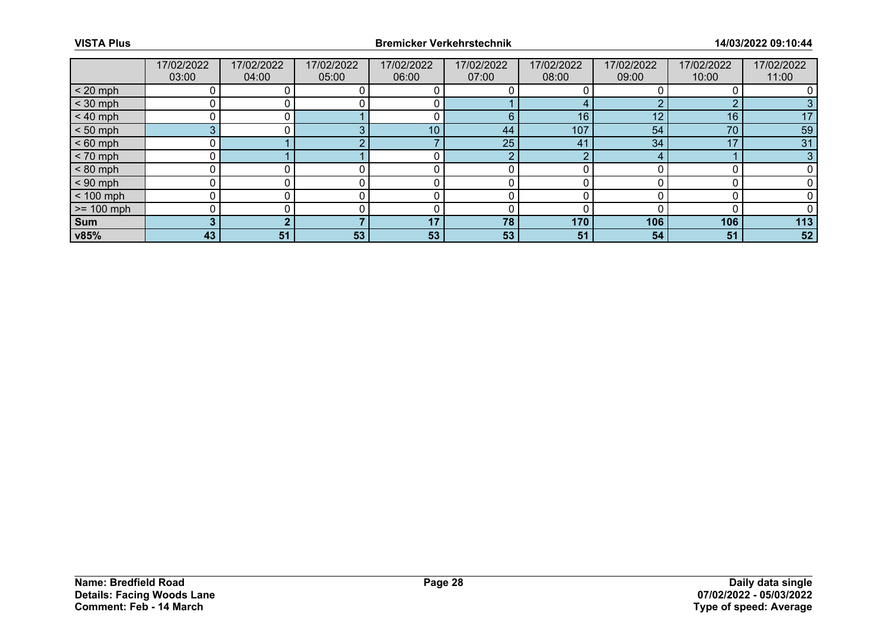| | 17/02/2022 03:00 | 17/02/2022 04:00 | 17/02/2022 05:00 | 17/02/2022 06:00 | 17/02/2022 07:00 | 17/02/2022 08:00 | 17/02/2022 09:00 | 17/02/2022 10:00 | 17/02/2022 11:00 |
|---|---|---|---|---|---|---|---|---|---|
| < 20 mph | 0 | 0 | 0 | 0 | 0 | 0 | 0 | 0 | 0 |
| < 30 mph | 0 | 0 | 0 | 0 | 1 | 4 | 2 | 2 | 3 |
| < 40 mph | 0 | 0 | 1 | 0 | 6 | 16 | 12 | 16 | 17 |
| < 50 mph | 3 | 0 | 3 | 10 | 44 | 107 | 54 | 70 | 59 |
| < 60 mph | 0 | 1 | 2 | 7 | 25 | 41 | 34 | 17 | 31 |
| < 70 mph | 0 | 1 | 1 | 0 | 2 | 2 | 4 | 1 | 3 |
| < 80 mph | 0 | 0 | 0 | 0 | 0 | 0 | 0 | 0 | 0 |
| < 90 mph | 0 | 0 | 0 | 0 | 0 | 0 | 0 | 0 | 0 |
| < 100 mph | 0 | 0 | 0 | 0 | 0 | 0 | 0 | 0 | 0 |
| >= 100 mph | 0 | 0 | 0 | 0 | 0 | 0 | 0 | 0 | 0 |
| **Sum** | **3** | **2** | **7** | **17** | **78** | **170** | **106** | **106** | **113** |
| **v85%** | **43** | **51** | **53** | **53** | **53** | **51** | **54** | **51** | **52** |

**Name: Bredfield Road**
**Details: Facing Woods Lane**
**Comment: Feb - 14 March**

**Daily data single**
**07/02/2022 - 05/03/2022**
**Type of speed: Average**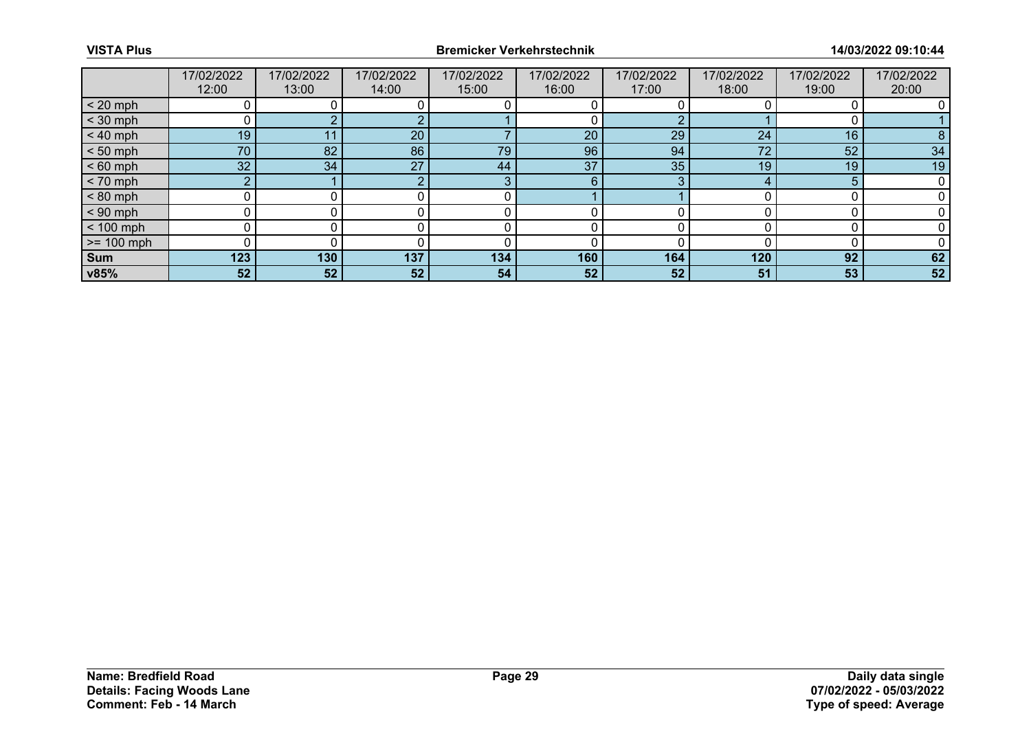| | 17/02/2022 12:00 | 17/02/2022 13:00 | 17/02/2022 14:00 | 17/02/2022 15:00 | 17/02/2022 16:00 | 17/02/2022 17:00 | 17/02/2022 18:00 | 17/02/2022 19:00 | 17/02/2022 20:00 |
|---|---|---|---|---|---|---|---|---|---|
| < 20 mph | 0 | 0 | 0 | 0 | 0 | 0 | 0 | 0 | 0 |
| < 30 mph | 0 | 2 | 2 | 1 | 0 | 2 | 1 | 0 | 1 |
| < 40 mph | 19 | 11 | 20 | 7 | 20 | 29 | 24 | 16 | 8 |
| < 50 mph | 70 | 82 | 86 | 79 | 96 | 94 | 72 | 52 | 34 |
| < 60 mph | 32 | 34 | 27 | 44 | 37 | 35 | 19 | 19 | 19 |
| < 70 mph | 2 | 1 | 2 | 3 | 6 | 3 | 4 | 5 | 0 |
| < 80 mph | 0 | 0 | 0 | 0 | 1 | 1 | 0 | 0 | 0 |
| < 90 mph | 0 | 0 | 0 | 0 | 0 | 0 | 0 | 0 | 0 |
| < 100 mph | 0 | 0 | 0 | 0 | 0 | 0 | 0 | 0 | 0 |
| >= 100 mph | 0 | 0 | 0 | 0 | 0 | 0 | 0 | 0 | 0 |
| **Sum** | **123** | **130** | **137** | **134** | **160** | **164** | **120** | **92** | **62** |
| **v85%** | **52** | **52** | **52** | **54** | **52** | **52** | **51** | **53** | **52** |

**Name: Bredfield Road**
**Details: Facing Woods Lane**
**Comment: Feb - 14 March**

**Daily data single**
**07/02/2022 - 05/03/2022**
**Type of speed: Average**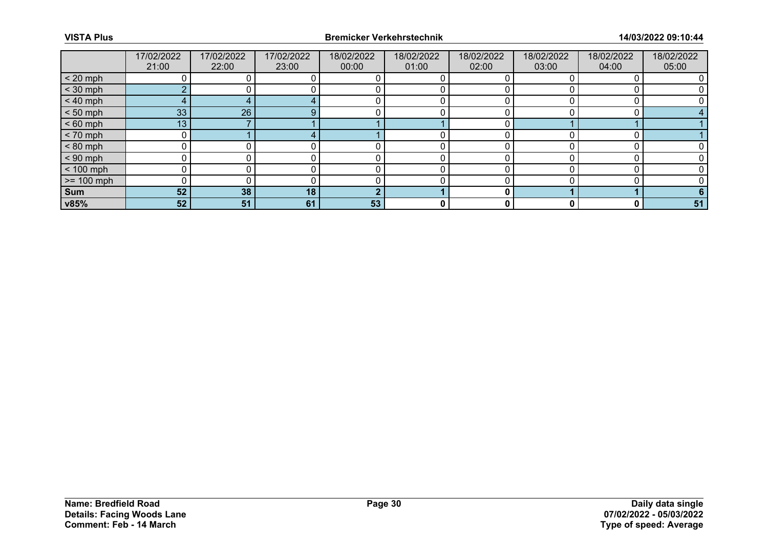| | 17/02/2022 21:00 | 17/02/2022 22:00 | 17/02/2022 23:00 | 18/02/2022 00:00 | 18/02/2022 01:00 | 18/02/2022 02:00 | 18/02/2022 03:00 | 18/02/2022 04:00 | 18/02/2022 05:00 |
|---|---|---|---|---|---|---|---|---|---|
| < 20 mph | 0 | 0 | 0 | 0 | 0 | 0 | 0 | 0 | 0 |
| < 30 mph | 2 | 0 | 0 | 0 | 0 | 0 | 0 | 0 | 0 |
| < 40 mph | 4 | 4 | 4 | 0 | 0 | 0 | 0 | 0 | 0 |
| < 50 mph | 33 | 26 | 9 | 0 | 0 | 0 | 0 | 0 | 4 |
| < 60 mph | 13 | 7 | 1 | 1 | 1 | 0 | 1 | 1 | 1 |
| < 70 mph | 0 | 1 | 4 | 1 | 0 | 0 | 0 | 0 | 1 |
| < 80 mph | 0 | 0 | 0 | 0 | 0 | 0 | 0 | 0 | 0 |
| < 90 mph | 0 | 0 | 0 | 0 | 0 | 0 | 0 | 0 | 0 |
| < 100 mph | 0 | 0 | 0 | 0 | 0 | 0 | 0 | 0 | 0 |
| >= 100 mph | 0 | 0 | 0 | 0 | 0 | 0 | 0 | 0 | 0 |
| **Sum** | **52** | **38** | **18** | **2** | **1** | **0** | **1** | **1** | **6** |
| **v85%** | **52** | **51** | **61** | **53** | **0** | **0** | **0** | **0** | **51** |

**Name: Bredfield Road**
**Details: Facing Woods Lane**
**Comment: Feb - 14 March**

**Daily data single**
**07/02/2022 - 05/03/2022**
**Type of speed: Average**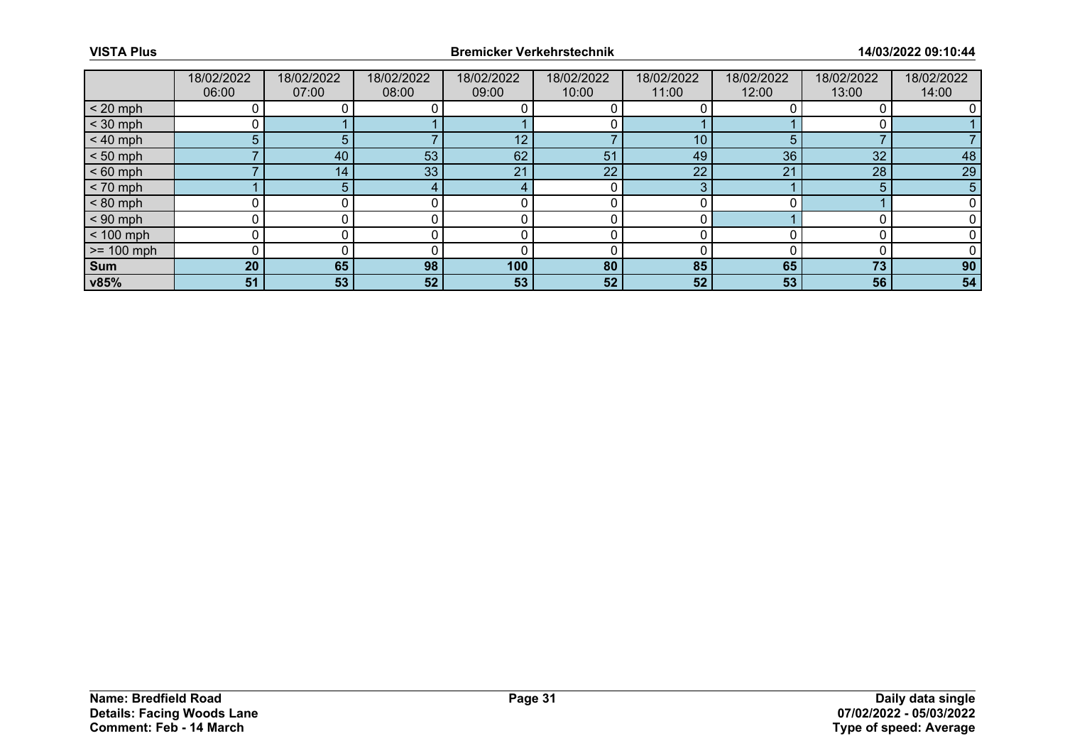| | 18/02/2022 06:00 | 18/02/2022 07:00 | 18/02/2022 08:00 | 18/02/2022 09:00 | 18/02/2022 10:00 | 18/02/2022 11:00 | 18/02/2022 12:00 | 18/02/2022 13:00 | 18/02/2022 14:00 |
|---|---|---|---|---|---|---|---|---|---|
| < 20 mph | 0 | 0 | 0 | 0 | 0 | 0 | 0 | 0 | 0 |
| < 30 mph | 0 | 1 | 1 | 1 | 0 | 1 | 1 | 0 | 1 |
| < 40 mph | 5 | 5 | 7 | 12 | 7 | 10 | 5 | 7 | 7 |
| < 50 mph | 7 | 40 | 53 | 62 | 51 | 49 | 36 | 32 | 48 |
| < 60 mph | 7 | 14 | 33 | 21 | 22 | 22 | 21 | 28 | 29 |
| < 70 mph | 1 | 5 | 4 | 4 | 0 | 3 | 1 | 5 | 5 |
| < 80 mph | 0 | 0 | 0 | 0 | 0 | 0 | 0 | 1 | 0 |
| < 90 mph | 0 | 0 | 0 | 0 | 0 | 0 | 1 | 0 | 0 |
| < 100 mph | 0 | 0 | 0 | 0 | 0 | 0 | 0 | 0 | 0 |
| >= 100 mph | 0 | 0 | 0 | 0 | 0 | 0 | 0 | 0 | 0 |
| **Sum** | **20** | **65** | **98** | **100** | **80** | **85** | **65** | **73** | **90** |
| **v85%** | **51** | **53** | **52** | **53** | **52** | **52** | **53** | **56** | **54** |

**Name: Bredfield Road**
**Details: Facing Woods Lane**
**Comment: Feb - 14 March**

**Daily data single**
**07/02/2022 - 05/03/2022**
**Type of speed: Average**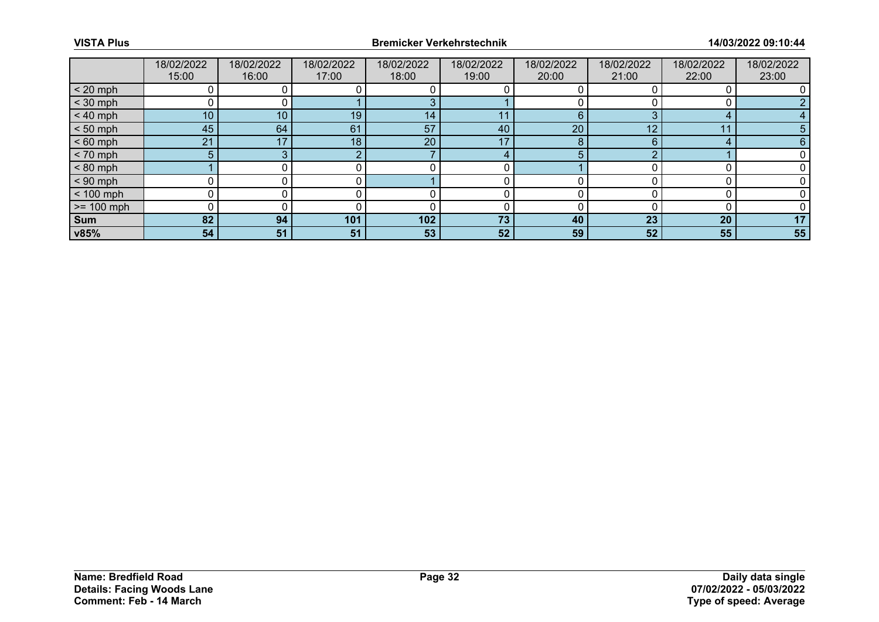|  | 18/02/2022 15:00 | 18/02/2022 16:00 | 18/02/2022 17:00 | 18/02/2022 18:00 | 18/02/2022 19:00 | 18/02/2022 20:00 | 18/02/2022 21:00 | 18/02/2022 22:00 | 18/02/2022 23:00 |
|---|---|---|---|---|---|---|---|---|---|
| < 20 mph | 0 | 0 | 0 | 0 | 0 | 0 | 0 | 0 | 0 |
| < 30 mph | 0 | 0 | 1 | 3 | 1 | 0 | 0 | 0 | 2 |
| < 40 mph | 10 | 10 | 19 | 14 | 11 | 6 | 3 | 4 | 4 |
| < 50 mph | 45 | 64 | 61 | 57 | 40 | 20 | 12 | 11 | 5 |
| < 60 mph | 21 | 17 | 18 | 20 | 17 | 8 | 6 | 4 | 6 |
| < 70 mph | 5 | 3 | 2 | 7 | 4 | 5 | 2 | 1 | 0 |
| < 80 mph | 1 | 0 | 0 | 0 | 0 | 1 | 0 | 0 | 0 |
| < 90 mph | 0 | 0 | 0 | 1 | 0 | 0 | 0 | 0 | 0 |
| < 100 mph | 0 | 0 | 0 | 0 | 0 | 0 | 0 | 0 | 0 |
| >= 100 mph | 0 | 0 | 0 | 0 | 0 | 0 | 0 | 0 | 0 |
| **Sum** | **82** | **94** | **101** | **102** | **73** | **40** | **23** | **20** | **17** |
| **v85%** | **54** | **51** | **51** | **53** | **52** | **59** | **52** | **55** | **55** |

**Name: Bredfield Road**
**Details: Facing Woods Lane**
**Comment: Feb - 14 March**

**Daily data single**
**07/02/2022 - 05/03/2022**
**Type of speed: Average**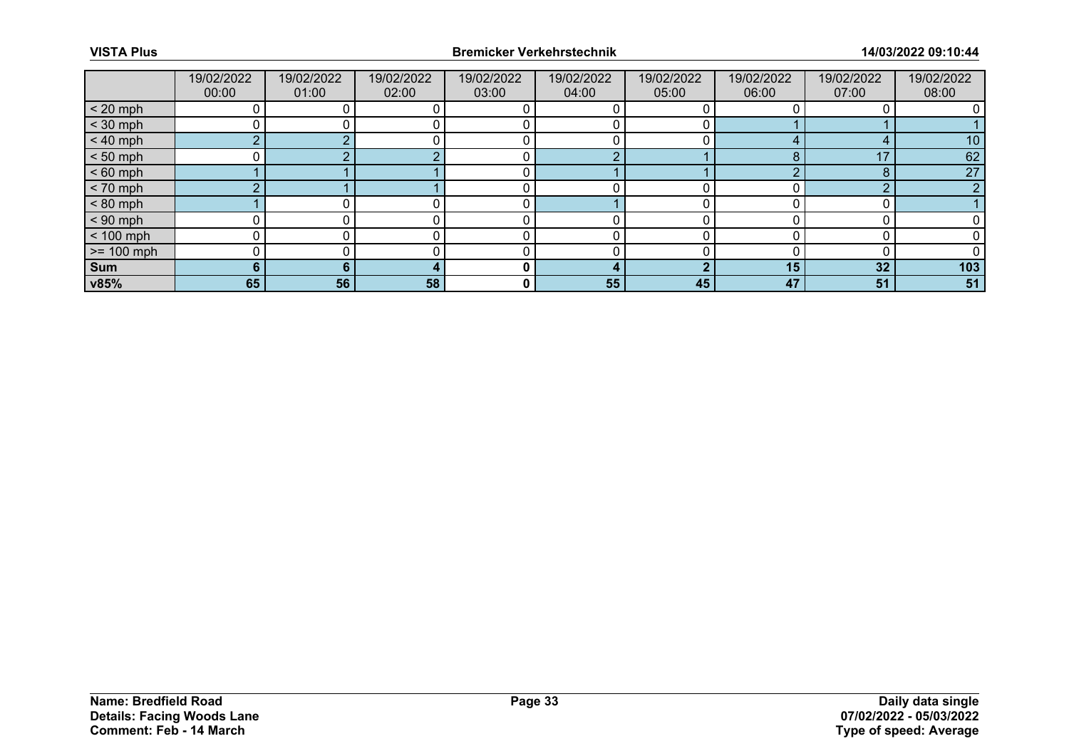| | 19/02/2022 00:00 | 19/02/2022 01:00 | 19/02/2022 02:00 | 19/02/2022 03:00 | 19/02/2022 04:00 | 19/02/2022 05:00 | 19/02/2022 06:00 | 19/02/2022 07:00 | 19/02/2022 08:00 |
|---|---|---|---|---|---|---|---|---|---|
| < 20 mph | 0 | 0 | 0 | 0 | 0 | 0 | 0 | 0 | 0 |
| < 30 mph | 0 | 0 | 0 | 0 | 0 | 0 | 1 | 1 | 1 |
| < 40 mph | 2 | 2 | 0 | 0 | 0 | 0 | 4 | 4 | 10 |
| < 50 mph | 0 | 2 | 2 | 0 | 2 | 1 | 8 | 17 | 62 |
| < 60 mph | 1 | 1 | 1 | 0 | 1 | 1 | 2 | 8 | 27 |
| < 70 mph | 2 | 1 | 1 | 0 | 0 | 0 | 0 | 2 | 2 |
| < 80 mph | 1 | 0 | 0 | 0 | 1 | 0 | 0 | 0 | 1 |
| < 90 mph | 0 | 0 | 0 | 0 | 0 | 0 | 0 | 0 | 0 |
| < 100 mph | 0 | 0 | 0 | 0 | 0 | 0 | 0 | 0 | 0 |
| >= 100 mph | 0 | 0 | 0 | 0 | 0 | 0 | 0 | 0 | 0 |
| **Sum** | **6** | **6** | **4** | **0** | **4** | **2** | **15** | **32** | **103** |
| **v85%** | **65** | **56** | **58** | **0** | **55** | **45** | **47** | **51** | **51** |

**Name: Bredfield Road**
**Details: Facing Woods Lane**
**Comment: Feb - 14 March**

**Daily data single**
**07/02/2022 - 05/03/2022**
**Type of speed: Average**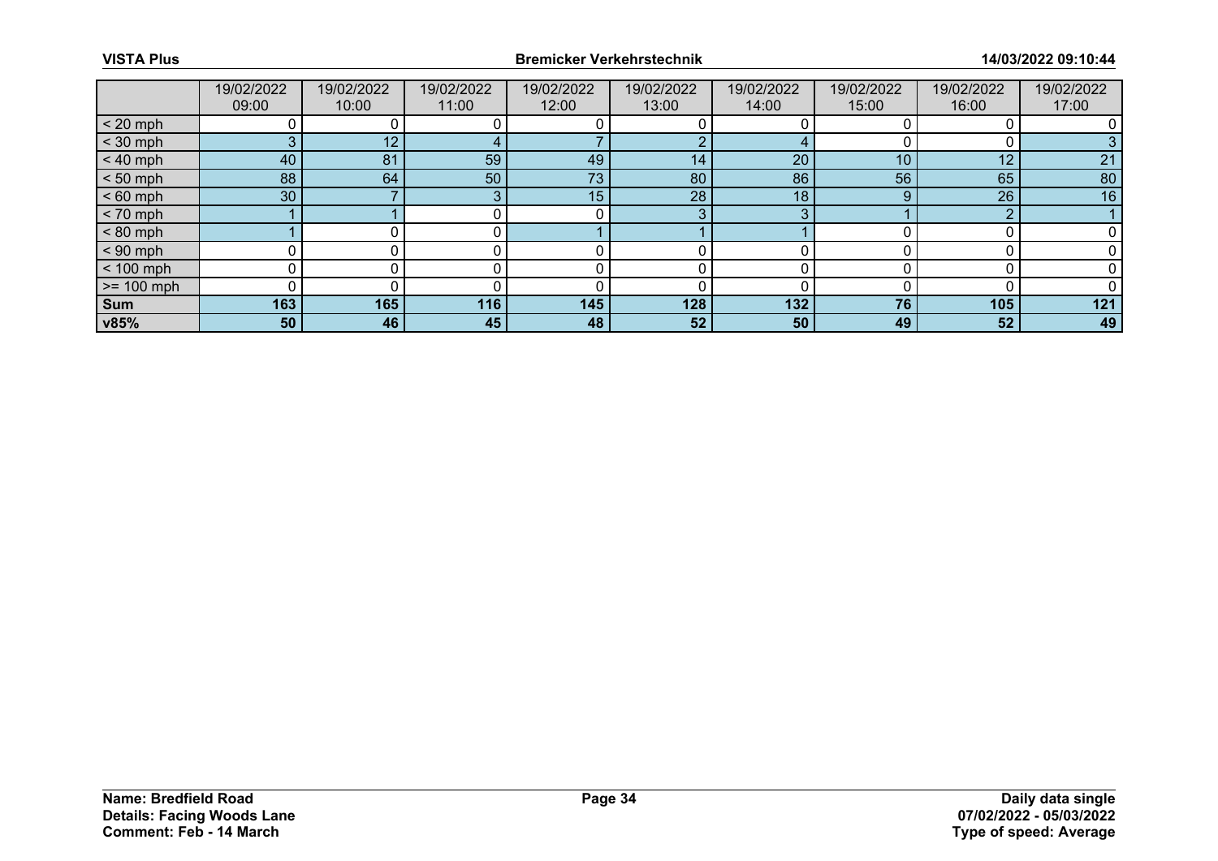|  | 19/02/2022 09:00 | 19/02/2022 10:00 | 19/02/2022 11:00 | 19/02/2022 12:00 | 19/02/2022 13:00 | 19/02/2022 14:00 | 19/02/2022 15:00 | 19/02/2022 16:00 | 19/02/2022 17:00 |
|---|---|---|---|---|---|---|---|---|---|
| < 20 mph | 0 | 0 | 0 | 0 | 0 | 0 | 0 | 0 | 0 |
| < 30 mph | 3 | 12 | 4 | 7 | 2 | 4 | 0 | 0 | 3 |
| < 40 mph | 40 | 81 | 59 | 49 | 14 | 20 | 10 | 12 | 21 |
| < 50 mph | 88 | 64 | 50 | 73 | 80 | 86 | 56 | 65 | 80 |
| < 60 mph | 30 | 7 | 3 | 15 | 28 | 18 | 9 | 26 | 16 |
| < 70 mph | 1 | 1 | 0 | 0 | 3 | 3 | 1 | 2 | 1 |
| < 80 mph | 1 | 0 | 0 | 1 | 1 | 1 | 0 | 0 | 0 |
| < 90 mph | 0 | 0 | 0 | 0 | 0 | 0 | 0 | 0 | 0 |
| < 100 mph | 0 | 0 | 0 | 0 | 0 | 0 | 0 | 0 | 0 |
| >= 100 mph | 0 | 0 | 0 | 0 | 0 | 0 | 0 | 0 | 0 |
| **Sum** | **163** | **165** | **116** | **145** | **128** | **132** | **76** | **105** | **121** |
| **v85%** | **50** | **46** | **45** | **48** | **52** | **50** | **49** | **52** | **49** |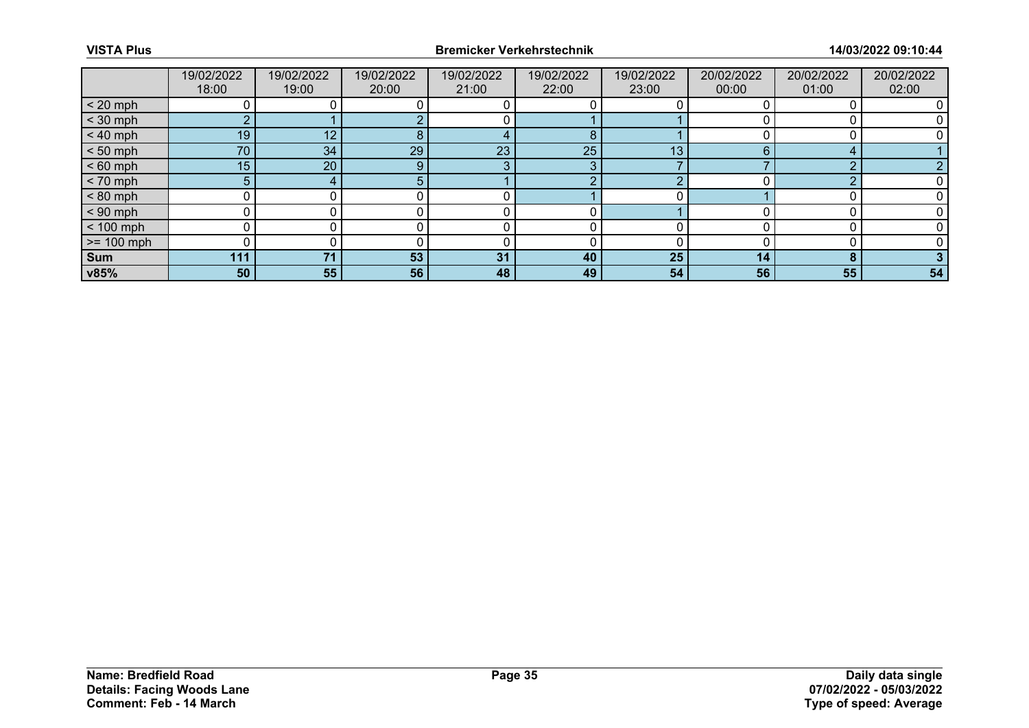| | 19/02/2022 18:00 | 19/02/2022 19:00 | 19/02/2022 20:00 | 19/02/2022 21:00 | 19/02/2022 22:00 | 19/02/2022 23:00 | 20/02/2022 00:00 | 20/02/2022 01:00 | 20/02/2022 02:00 |
|---|---|---|---|---|---|---|---|---|---|
| < 20 mph | 0 | 0 | 0 | 0 | 0 | 0 | 0 | 0 | 0 |
| < 30 mph | 2 | 1 | 2 | 0 | 1 | 1 | 0 | 0 | 0 |
| < 40 mph | 19 | 12 | 8 | 4 | 8 | 1 | 0 | 0 | 0 |
| < 50 mph | 70 | 34 | 29 | 23 | 25 | 13 | 6 | 4 | 1 |
| < 60 mph | 15 | 20 | 9 | 3 | 3 | 7 | 7 | 2 | 2 |
| < 70 mph | 5 | 4 | 5 | 1 | 2 | 2 | 0 | 2 | 0 |
| < 80 mph | 0 | 0 | 0 | 0 | 1 | 0 | 1 | 0 | 0 |
| < 90 mph | 0 | 0 | 0 | 0 | 0 | 1 | 0 | 0 | 0 |
| < 100 mph | 0 | 0 | 0 | 0 | 0 | 0 | 0 | 0 | 0 |
| >= 100 mph | 0 | 0 | 0 | 0 | 0 | 0 | 0 | 0 | 0 |
| **Sum** | **111** | **71** | **53** | **31** | **40** | **25** | **14** | **8** | **3** |
| **v85%** | **50** | **55** | **56** | **48** | **49** | **54** | **56** | **55** | **54** |

**Name: Bredfield Road**
**Details: Facing Woods Lane**
**Comment: Feb - 14 March**

**Daily data single**
**07/02/2022 - 05/03/2022**
**Type of speed: Average**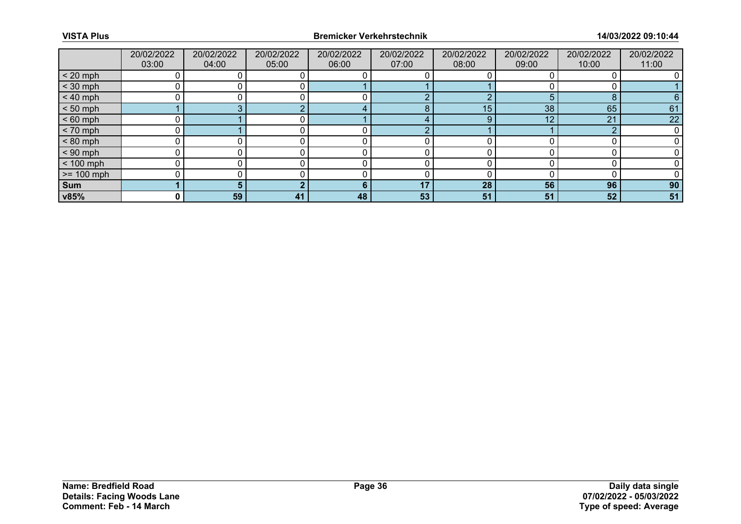| | 20/02/2022 03:00 | 20/02/2022 04:00 | 20/02/2022 05:00 | 20/02/2022 06:00 | 20/02/2022 07:00 | 20/02/2022 08:00 | 20/02/2022 09:00 | 20/02/2022 10:00 | 20/02/2022 11:00 |
|---|---|---|---|---|---|---|---|---|---|
| < 20 mph | 0 | 0 | 0 | 0 | 0 | 0 | 0 | 0 | 0 |
| < 30 mph | 0 | 0 | 0 | 1 | 1 | 1 | 0 | 0 | 1 |
| < 40 mph | 0 | 0 | 0 | 0 | 2 | 2 | 5 | 8 | 6 |
| < 50 mph | 1 | 3 | 2 | 4 | 8 | 15 | 38 | 65 | 61 |
| < 60 mph | 0 | 1 | 0 | 1 | 4 | 9 | 12 | 21 | 22 |
| < 70 mph | 0 | 1 | 0 | 0 | 2 | 1 | 1 | 2 | 0 |
| < 80 mph | 0 | 0 | 0 | 0 | 0 | 0 | 0 | 0 | 0 |
| < 90 mph | 0 | 0 | 0 | 0 | 0 | 0 | 0 | 0 | 0 |
| < 100 mph | 0 | 0 | 0 | 0 | 0 | 0 | 0 | 0 | 0 |
| >= 100 mph | 0 | 0 | 0 | 0 | 0 | 0 | 0 | 0 | 0 |
| **Sum** | **1** | **5** | **2** | **6** | **17** | **28** | **56** | **96** | **90** |
| **v85%** | **0** | **59** | **41** | **48** | **53** | **51** | **51** | **52** | **51** |

**Name: Bredfield Road**
**Details: Facing Woods Lane**
**Comment: Feb - 14 March**

**Daily data single**
**07/02/2022 - 05/03/2022**
**Type of speed: Average**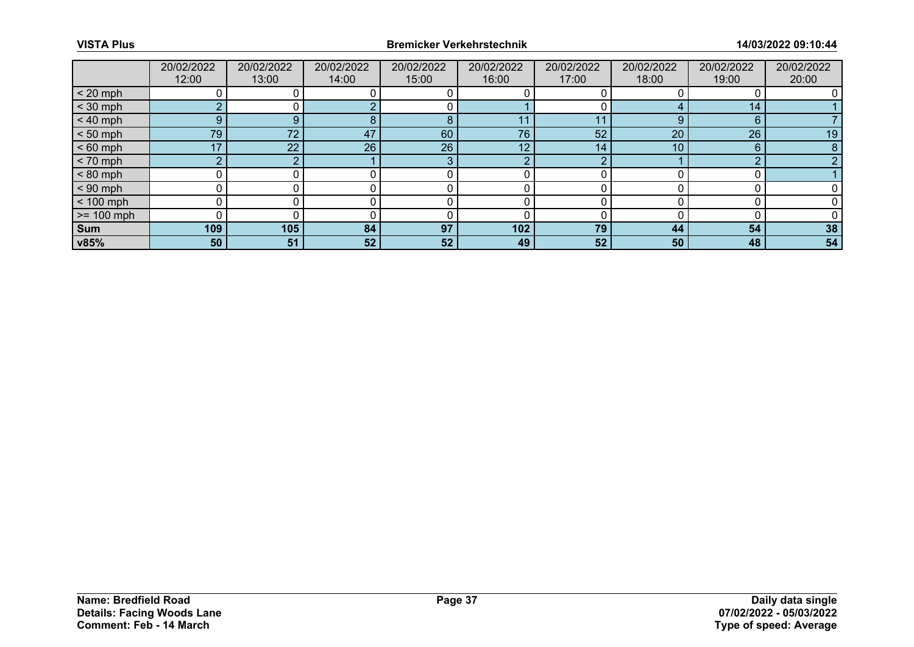| | 20/02/2022 12:00 | 20/02/2022 13:00 | 20/02/2022 14:00 | 20/02/2022 15:00 | 20/02/2022 16:00 | 20/02/2022 17:00 | 20/02/2022 18:00 | 20/02/2022 19:00 | 20/02/2022 20:00 |
|---|---|---|---|---|---|---|---|---|---|
| < 20 mph | 0 | 0 | 0 | 0 | 0 | 0 | 0 | 0 | 0 |
| < 30 mph | 2 | 0 | 2 | 0 | 1 | 0 | 4 | 14 | 1 |
| < 40 mph | 9 | 9 | 8 | 8 | 11 | 11 | 9 | 6 | 7 |
| < 50 mph | 79 | 72 | 47 | 60 | 76 | 52 | 20 | 26 | 19 |
| < 60 mph | 17 | 22 | 26 | 26 | 12 | 14 | 10 | 6 | 8 |
| < 70 mph | 2 | 2 | 1 | 3 | 2 | 2 | 1 | 2 | 2 |
| < 80 mph | 0 | 0 | 0 | 0 | 0 | 0 | 0 | 0 | 1 |
| < 90 mph | 0 | 0 | 0 | 0 | 0 | 0 | 0 | 0 | 0 |
| < 100 mph | 0 | 0 | 0 | 0 | 0 | 0 | 0 | 0 | 0 |
| >= 100 mph | 0 | 0 | 0 | 0 | 0 | 0 | 0 | 0 | 0 |
| **Sum** | **109** | **105** | **84** | **97** | **102** | **79** | **44** | **54** | **38** |
| **v85%** | **50** | **51** | **52** | **52** | **49** | **52** | **50** | **48** | **54** |

**Name: Bredfield Road**
**Details: Facing Woods Lane**
**Comment: Feb - 14 March**

**Daily data single**
**07/02/2022 - 05/03/2022**
**Type of speed: Average**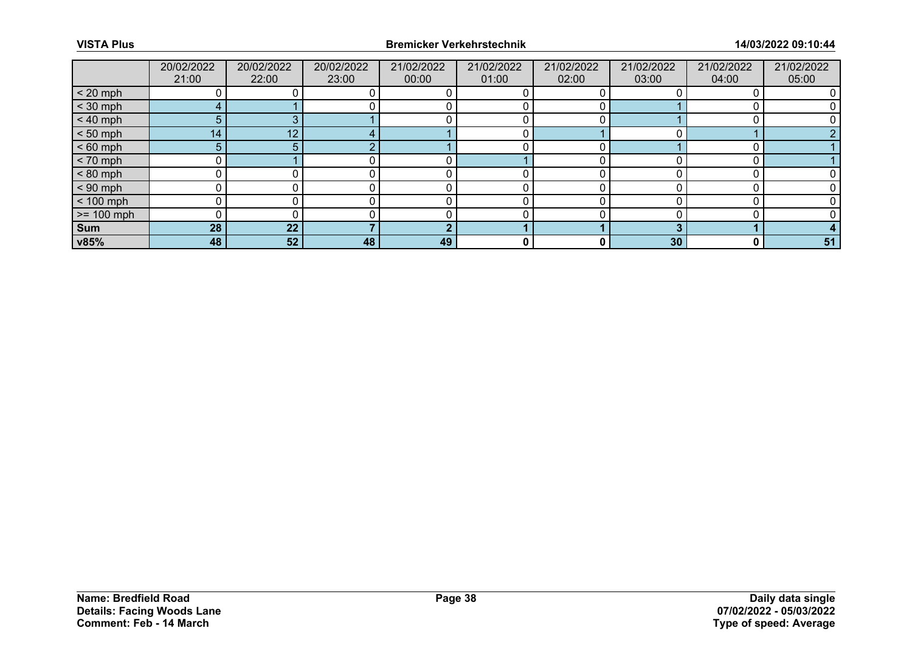| | 20/02/2022 21:00 | 20/02/2022 22:00 | 20/02/2022 23:00 | 21/02/2022 00:00 | 21/02/2022 01:00 | 21/02/2022 02:00 | 21/02/2022 03:00 | 21/02/2022 04:00 | 21/02/2022 05:00 |
|---|---|---|---|---|---|---|---|---|---|
| < 20 mph | 0 | 0 | 0 | 0 | 0 | 0 | 0 | 0 | 0 |
| < 30 mph | 4 | 1 | 0 | 0 | 0 | 0 | 1 | 0 | 0 |
| < 40 mph | 5 | 3 | 1 | 0 | 0 | 0 | 1 | 0 | 0 |
| < 50 mph | 14 | 12 | 4 | 1 | 0 | 1 | 0 | 1 | 2 |
| < 60 mph | 5 | 5 | 2 | 1 | 0 | 0 | 1 | 0 | 1 |
| < 70 mph | 0 | 1 | 0 | 0 | 1 | 0 | 0 | 0 | 1 |
| < 80 mph | 0 | 0 | 0 | 0 | 0 | 0 | 0 | 0 | 0 |
| < 90 mph | 0 | 0 | 0 | 0 | 0 | 0 | 0 | 0 | 0 |
| < 100 mph | 0 | 0 | 0 | 0 | 0 | 0 | 0 | 0 | 0 |
| >= 100 mph | 0 | 0 | 0 | 0 | 0 | 0 | 0 | 0 | 0 |
| **Sum** | **28** | **22** | **7** | **2** | **1** | **1** | **3** | **1** | **4** |
| **v85%** | **48** | **52** | **48** | **49** | **0** | **0** | **30** | **0** | **51** |

**Name: Bredfield Road**
**Details: Facing Woods Lane**
**Comment: Feb - 14 March**

**Daily data single**
**07/02/2022 - 05/03/2022**
**Type of speed: Average**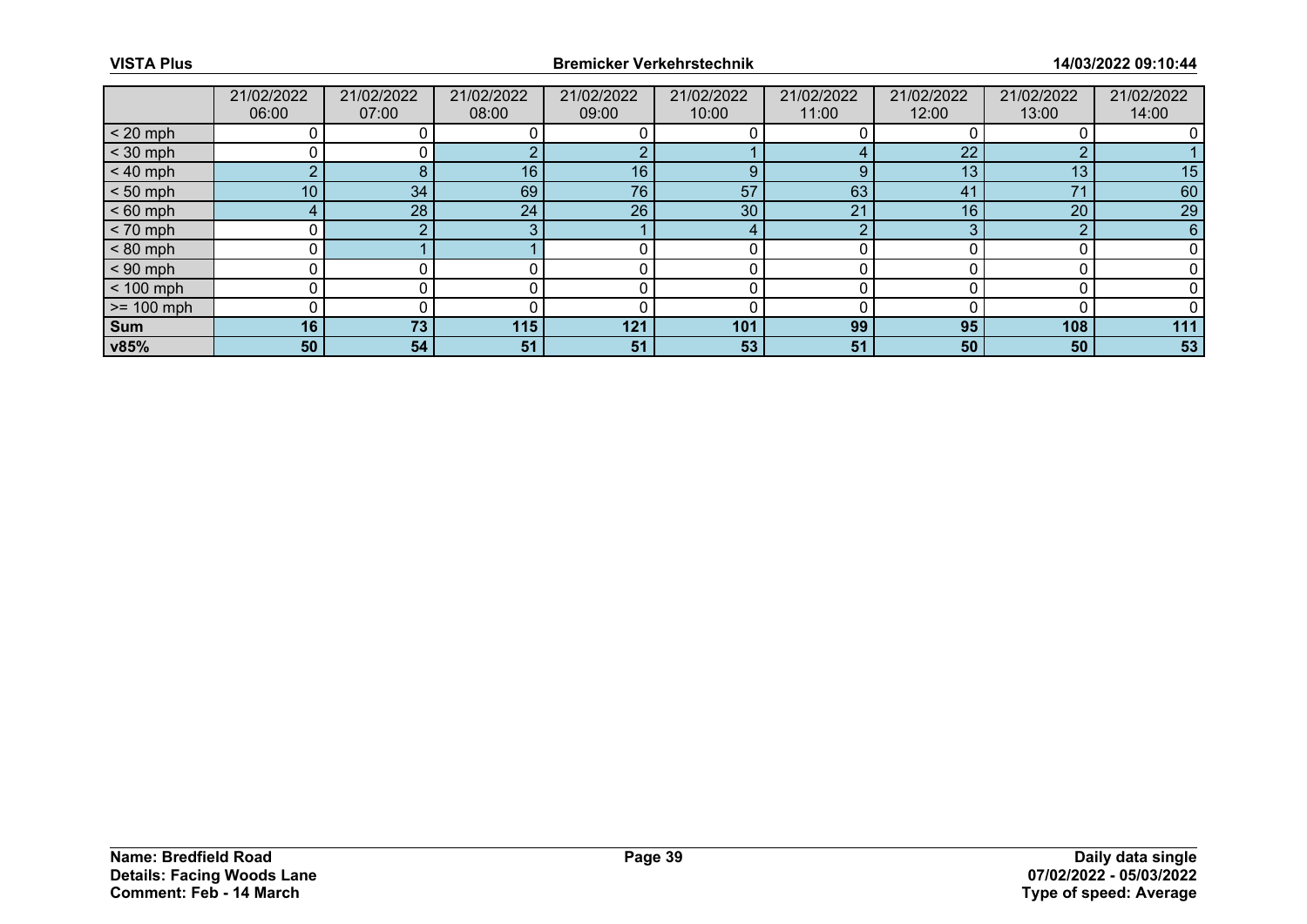| | 21/02/2022 06:00 | 21/02/2022 07:00 | 21/02/2022 08:00 | 21/02/2022 09:00 | 21/02/2022 10:00 | 21/02/2022 11:00 | 21/02/2022 12:00 | 21/02/2022 13:00 | 21/02/2022 14:00 |
|---|---|---|---|---|---|---|---|---|---|
| < 20 mph | 0 | 0 | 0 | 0 | 0 | 0 | 0 | 0 | 0 |
| < 30 mph | 0 | 0 | 2 | 2 | 1 | 4 | 22 | 2 | 1 |
| < 40 mph | 2 | 8 | 16 | 16 | 9 | 9 | 13 | 13 | 15 |
| < 50 mph | 10 | 34 | 69 | 76 | 57 | 63 | 41 | 71 | 60 |
| < 60 mph | 4 | 28 | 24 | 26 | 30 | 21 | 16 | 20 | 29 |
| < 70 mph | 0 | 2 | 3 | 1 | 4 | 2 | 3 | 2 | 6 |
| < 80 mph | 0 | 1 | 1 | 0 | 0 | 0 | 0 | 0 | 0 |
| < 90 mph | 0 | 0 | 0 | 0 | 0 | 0 | 0 | 0 | 0 |
| < 100 mph | 0 | 0 | 0 | 0 | 0 | 0 | 0 | 0 | 0 |
| >= 100 mph | 0 | 0 | 0 | 0 | 0 | 0 | 0 | 0 | 0 |
| **Sum** | **16** | **73** | **115** | **121** | **101** | **99** | **95** | **108** | **111** |
| **v85%** | **50** | **54** | **51** | **51** | **53** | **51** | **50** | **50** | **53** |

**Name: Bredfield Road**
**Details: Facing Woods Lane**
**Comment: Feb - 14 March**

**Daily data single**
**07/02/2022 - 05/03/2022**
**Type of speed: Average**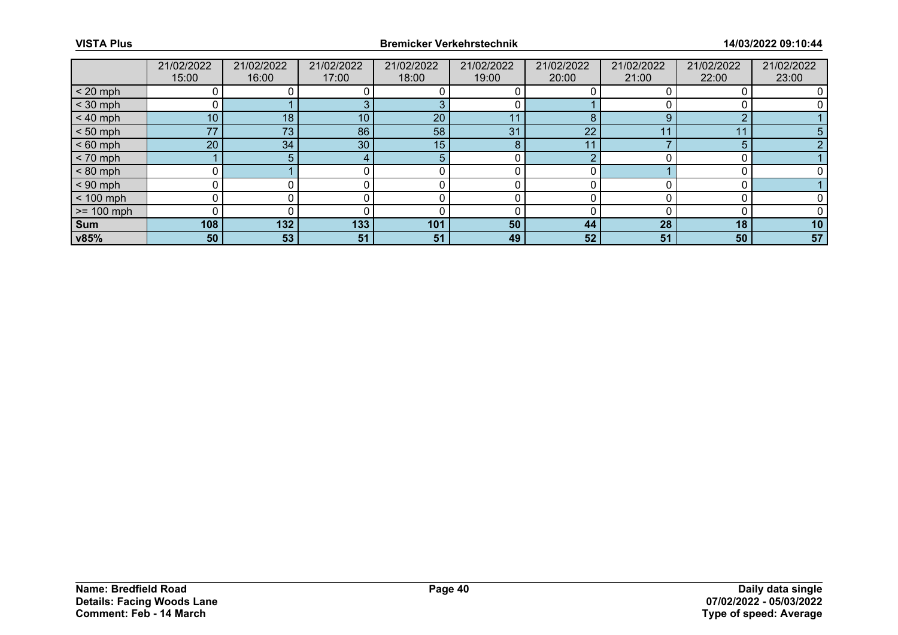| | 21/02/2022 15:00 | 21/02/2022 16:00 | 21/02/2022 17:00 | 21/02/2022 18:00 | 21/02/2022 19:00 | 21/02/2022 20:00 | 21/02/2022 21:00 | 21/02/2022 22:00 | 21/02/2022 23:00 |
|---|---|---|---|---|---|---|---|---|---|
| < 20 mph | 0 | 0 | 0 | 0 | 0 | 0 | 0 | 0 | 0 |
| < 30 mph | 0 | 1 | 3 | 3 | 0 | 1 | 0 | 0 | 0 |
| < 40 mph | 10 | 18 | 10 | 20 | 11 | 8 | 9 | 2 | 1 |
| < 50 mph | 77 | 73 | 86 | 58 | 31 | 22 | 11 | 11 | 5 |
| < 60 mph | 20 | 34 | 30 | 15 | 8 | 11 | 7 | 5 | 2 |
| < 70 mph | 1 | 5 | 4 | 5 | 0 | 2 | 0 | 0 | 1 |
| < 80 mph | 0 | 1 | 0 | 0 | 0 | 0 | 1 | 0 | 0 |
| < 90 mph | 0 | 0 | 0 | 0 | 0 | 0 | 0 | 0 | 1 |
| < 100 mph | 0 | 0 | 0 | 0 | 0 | 0 | 0 | 0 | 0 |
| >= 100 mph | 0 | 0 | 0 | 0 | 0 | 0 | 0 | 0 | 0 |
| **Sum** | **108** | **132** | **133** | **101** | **50** | **44** | **28** | **18** | **10** |
| **v85%** | **50** | **53** | **51** | **51** | **49** | **52** | **51** | **50** | **57** |

**Name: Bredfield Road**
**Details: Facing Woods Lane**
**Comment: Feb - 14 March**

**Daily data single**
**07/02/2022 - 05/03/2022**
**Type of speed: Average**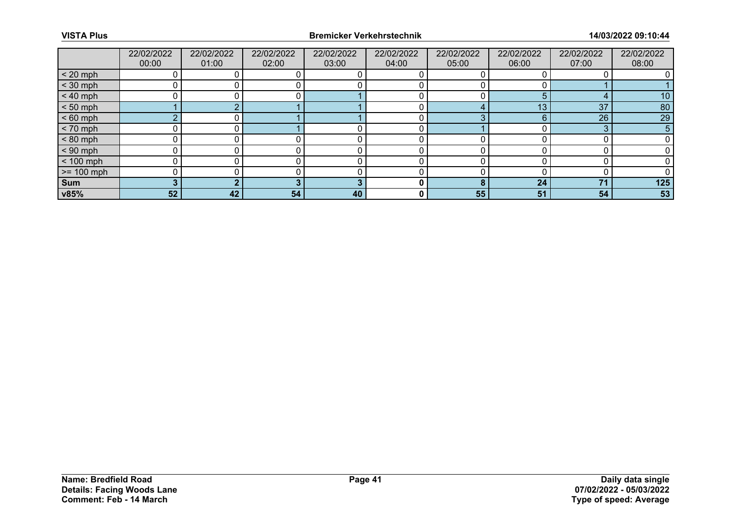| | 22/02/2022 00:00 | 22/02/2022 01:00 | 22/02/2022 02:00 | 22/02/2022 03:00 | 22/02/2022 04:00 | 22/02/2022 05:00 | 22/02/2022 06:00 | 22/02/2022 07:00 | 22/02/2022 08:00 |
|---|---|---|---|---|---|---|---|---|---|
| < 20 mph | 0 | 0 | 0 | 0 | 0 | 0 | 0 | 0 | 0 |
| < 30 mph | 0 | 0 | 0 | 0 | 0 | 0 | 0 | 1 | 1 |
| < 40 mph | 0 | 0 | 0 | 1 | 0 | 0 | 5 | 4 | 10 |
| < 50 mph | 1 | 2 | 1 | 1 | 0 | 4 | 13 | 37 | 80 |
| < 60 mph | 2 | 0 | 1 | 1 | 0 | 3 | 6 | 26 | 29 |
| < 70 mph | 0 | 0 | 1 | 0 | 0 | 1 | 0 | 3 | 5 |
| < 80 mph | 0 | 0 | 0 | 0 | 0 | 0 | 0 | 0 | 0 |
| < 90 mph | 0 | 0 | 0 | 0 | 0 | 0 | 0 | 0 | 0 |
| < 100 mph | 0 | 0 | 0 | 0 | 0 | 0 | 0 | 0 | 0 |
| >= 100 mph | 0 | 0 | 0 | 0 | 0 | 0 | 0 | 0 | 0 |
| **Sum** | **3** | **2** | **3** | **3** | **0** | **8** | **24** | **71** | **125** |
| **v85%** | **52** | **42** | **54** | **40** | **0** | **55** | **51** | **54** | **53** |

**Name: Bredfield Road**
**Details: Facing Woods Lane**
**Comment: Feb - 14 March**

**Daily data single**
**07/02/2022 - 05/03/2022**
**Type of speed: Average**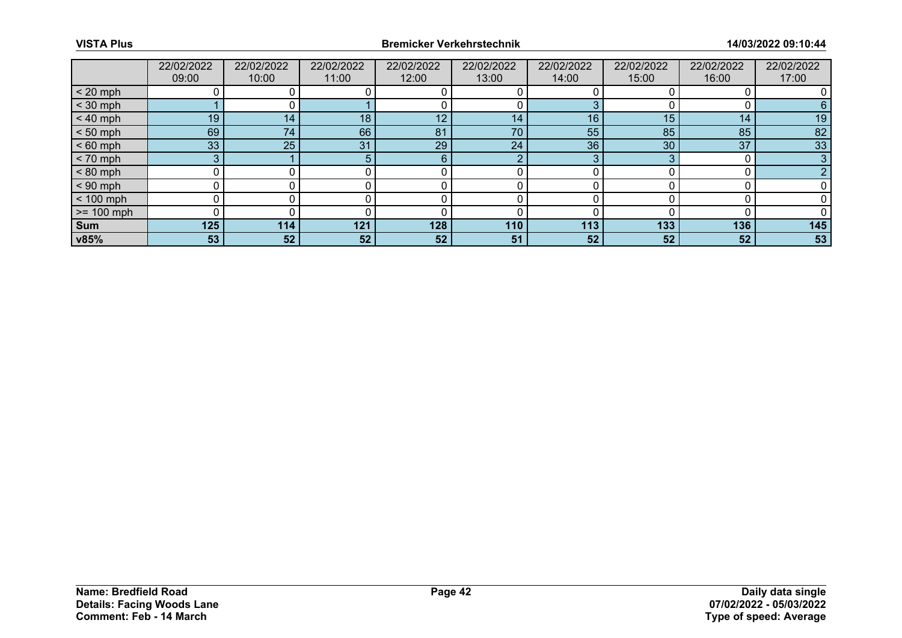| | 22/02/2022 09:00 | 22/02/2022 10:00 | 22/02/2022 11:00 | 22/02/2022 12:00 | 22/02/2022 13:00 | 22/02/2022 14:00 | 22/02/2022 15:00 | 22/02/2022 16:00 | 22/02/2022 17:00 |
|---|---|---|---|---|---|---|---|---|---|
| < 20 mph | 0 | 0 | 0 | 0 | 0 | 0 | 0 | 0 | 0 |
| < 30 mph | 1 | 0 | 1 | 0 | 0 | 3 | 0 | 0 | 6 |
| < 40 mph | 19 | 14 | 18 | 12 | 14 | 16 | 15 | 14 | 19 |
| < 50 mph | 69 | 74 | 66 | 81 | 70 | 55 | 85 | 85 | 82 |
| < 60 mph | 33 | 25 | 31 | 29 | 24 | 36 | 30 | 37 | 33 |
| < 70 mph | 3 | 1 | 5 | 6 | 2 | 3 | 3 | 0 | 3 |
| < 80 mph | 0 | 0 | 0 | 0 | 0 | 0 | 0 | 0 | 2 |
| < 90 mph | 0 | 0 | 0 | 0 | 0 | 0 | 0 | 0 | 0 |
| < 100 mph | 0 | 0 | 0 | 0 | 0 | 0 | 0 | 0 | 0 |
| >= 100 mph | 0 | 0 | 0 | 0 | 0 | 0 | 0 | 0 | 0 |
| **Sum** | **125** | **114** | **121** | **128** | **110** | **113** | **133** | **136** | **145** |
| **v85%** | **53** | **52** | **52** | **52** | **51** | **52** | **52** | **52** | **53** |

**Name: Bredfield Road**
**Details: Facing Woods Lane**
**Comment: Feb - 14 March**

**Daily data single**
**07/02/2022 - 05/03/2022**
**Type of speed: Average**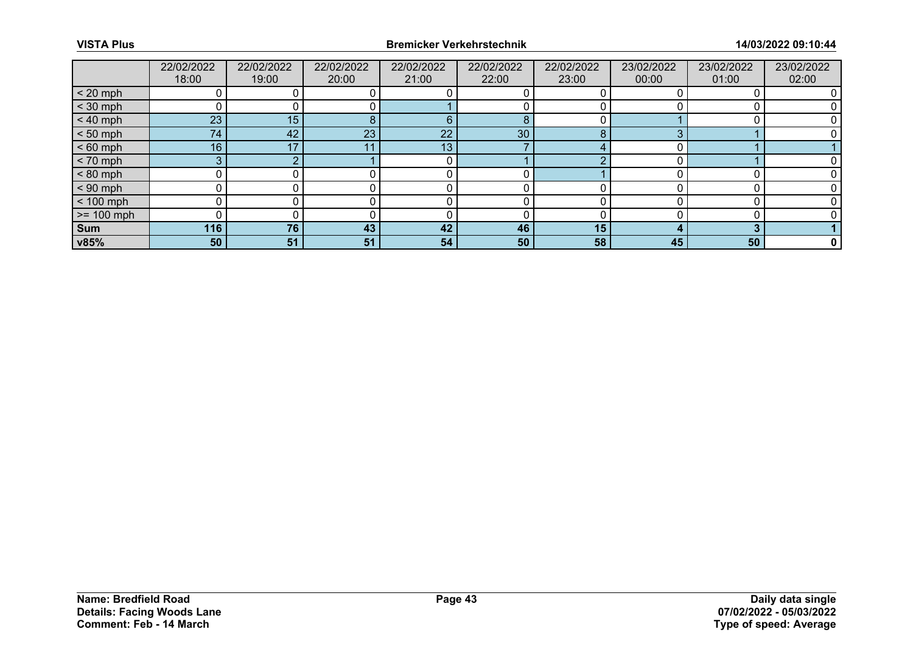| | 22/02/2022 18:00 | 22/02/2022 19:00 | 22/02/2022 20:00 | 22/02/2022 21:00 | 22/02/2022 22:00 | 22/02/2022 23:00 | 23/02/2022 00:00 | 23/02/2022 01:00 | 23/02/2022 02:00 |
|---|---|---|---|---|---|---|---|---|---|
| < 20 mph | 0 | 0 | 0 | 0 | 0 | 0 | 0 | 0 | 0 |
| < 30 mph | 0 | 0 | 0 | 1 | 0 | 0 | 0 | 0 | 0 |
| < 40 mph | 23 | 15 | 8 | 6 | 8 | 0 | 1 | 0 | 0 |
| < 50 mph | 74 | 42 | 23 | 22 | 30 | 8 | 3 | 1 | 0 |
| < 60 mph | 16 | 17 | 11 | 13 | 7 | 4 | 0 | 1 | 1 |
| < 70 mph | 3 | 2 | 1 | 0 | 1 | 2 | 0 | 1 | 0 |
| < 80 mph | 0 | 0 | 0 | 0 | 0 | 1 | 0 | 0 | 0 |
| < 90 mph | 0 | 0 | 0 | 0 | 0 | 0 | 0 | 0 | 0 |
| < 100 mph | 0 | 0 | 0 | 0 | 0 | 0 | 0 | 0 | 0 |
| >= 100 mph | 0 | 0 | 0 | 0 | 0 | 0 | 0 | 0 | 0 |
| **Sum** | **116** | **76** | **43** | **42** | **46** | **15** | **4** | **3** | **1** |
| **v85%** | **50** | **51** | **51** | **54** | **50** | **58** | **45** | **50** | **0** |

**Name: Bredfield Road**
**Details: Facing Woods Lane**
**Comment: Feb - 14 March**

**Daily data single**
**07/02/2022 - 05/03/2022**
**Type of speed: Average**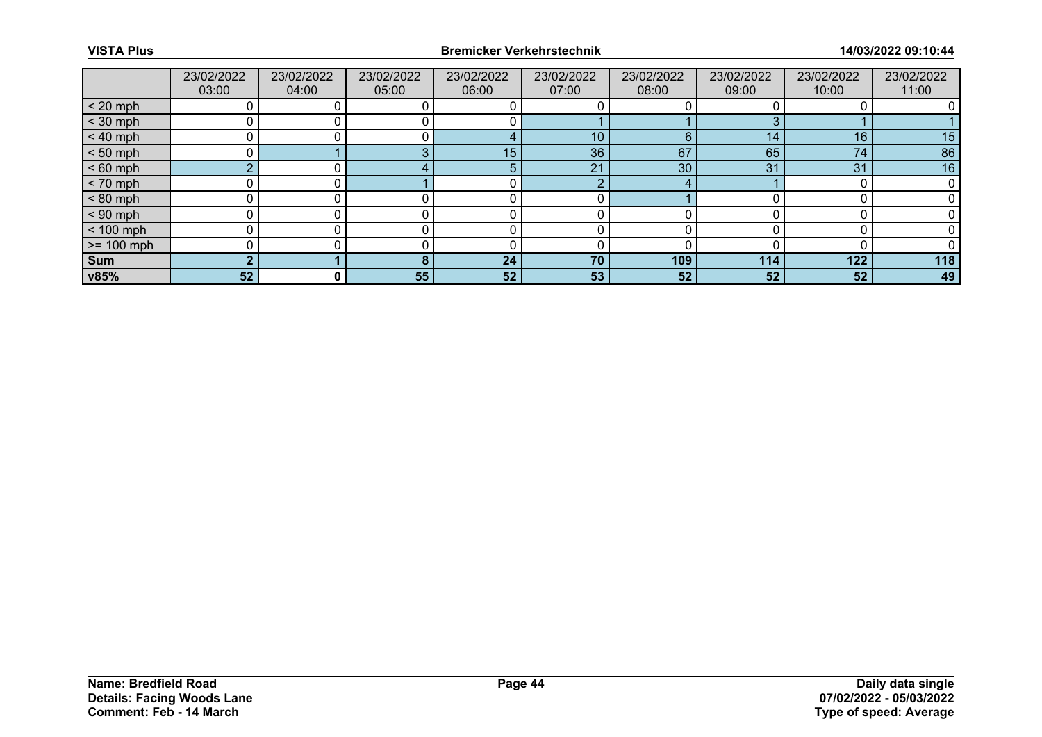| | 23/02/2022 03:00 | 23/02/2022 04:00 | 23/02/2022 05:00 | 23/02/2022 06:00 | 23/02/2022 07:00 | 23/02/2022 08:00 | 23/02/2022 09:00 | 23/02/2022 10:00 | 23/02/2022 11:00 |
|---|---|---|---|---|---|---|---|---|---|
| < 20 mph | 0 | 0 | 0 | 0 | 0 | 0 | 0 | 0 | 0 |
| < 30 mph | 0 | 0 | 0 | 0 | 1 | 1 | 3 | 1 | 1 |
| < 40 mph | 0 | 0 | 0 | 4 | 10 | 6 | 14 | 16 | 15 |
| < 50 mph | 0 | 1 | 3 | 15 | 36 | 67 | 65 | 74 | 86 |
| < 60 mph | 2 | 0 | 4 | 5 | 21 | 30 | 31 | 31 | 16 |
| < 70 mph | 0 | 0 | 1 | 0 | 2 | 4 | 1 | 0 | 0 |
| < 80 mph | 0 | 0 | 0 | 0 | 0 | 1 | 0 | 0 | 0 |
| < 90 mph | 0 | 0 | 0 | 0 | 0 | 0 | 0 | 0 | 0 |
| < 100 mph | 0 | 0 | 0 | 0 | 0 | 0 | 0 | 0 | 0 |
| >= 100 mph | 0 | 0 | 0 | 0 | 0 | 0 | 0 | 0 | 0 |
| **Sum** | **2** | **1** | **8** | **24** | **70** | **109** | **114** | **122** | **118** |
| **v85%** | **52** | **0** | **55** | **52** | **53** | **52** | **52** | **52** | **49** |

**Name: Bredfield Road**
**Details: Facing Woods Lane**
**Comment: Feb - 14 March**

**Daily data single**
**07/02/2022 - 05/03/2022**
**Type of speed: Average**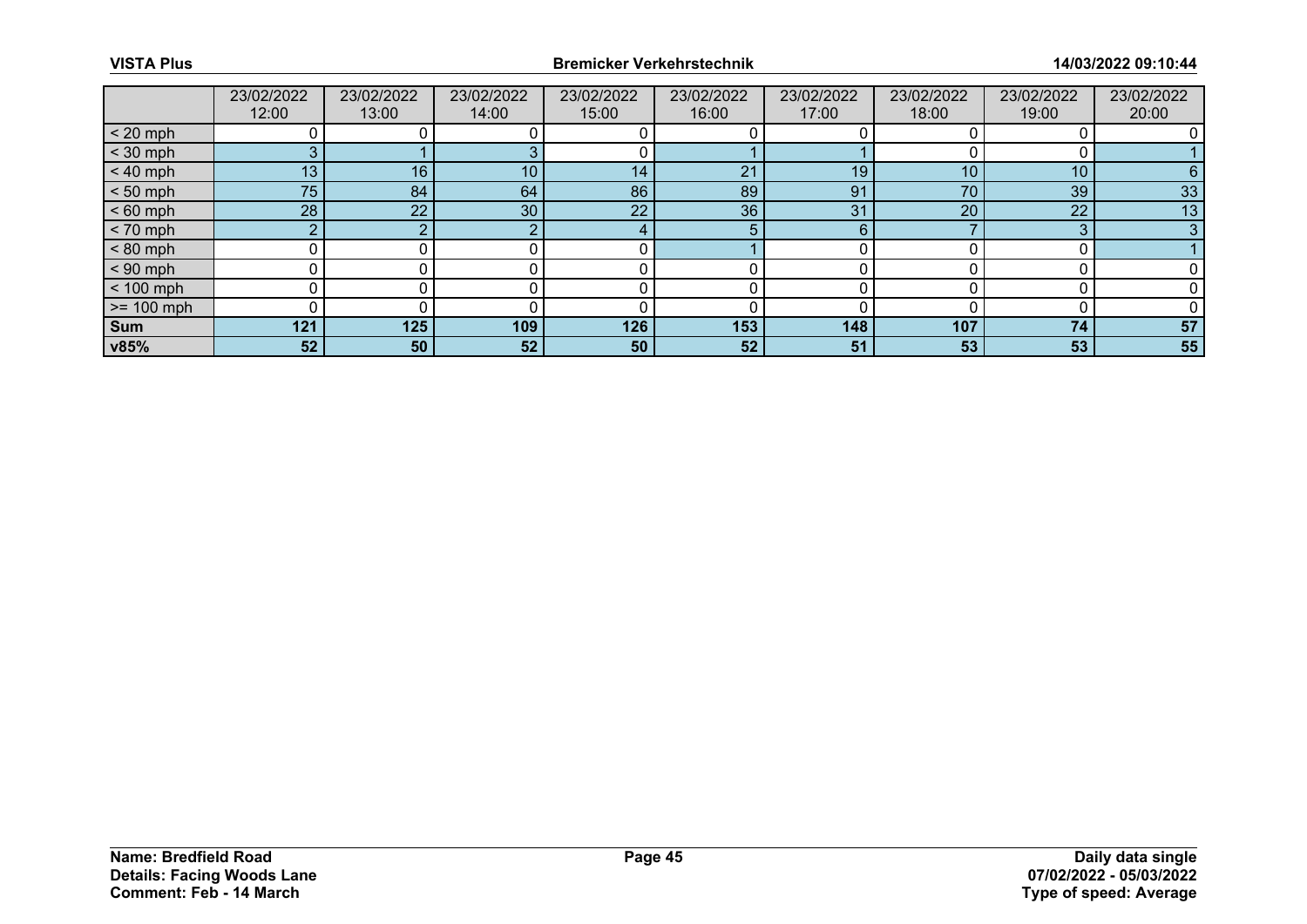| | 23/02/2022 12:00 | 23/02/2022 13:00 | 23/02/2022 14:00 | 23/02/2022 15:00 | 23/02/2022 16:00 | 23/02/2022 17:00 | 23/02/2022 18:00 | 23/02/2022 19:00 | 23/02/2022 20:00 |
|---|---|---|---|---|---|---|---|---|---|
| < 20 mph | 0 | 0 | 0 | 0 | 0 | 0 | 0 | 0 | 0 |
| < 30 mph | 3 | 1 | 3 | 0 | 1 | 1 | 0 | 0 | 1 |
| < 40 mph | 13 | 16 | 10 | 14 | 21 | 19 | 10 | 10 | 6 |
| < 50 mph | 75 | 84 | 64 | 86 | 89 | 91 | 70 | 39 | 33 |
| < 60 mph | 28 | 22 | 30 | 22 | 36 | 31 | 20 | 22 | 13 |
| < 70 mph | 2 | 2 | 2 | 4 | 5 | 6 | 7 | 3 | 3 |
| < 80 mph | 0 | 0 | 0 | 0 | 1 | 0 | 0 | 0 | 1 |
| < 90 mph | 0 | 0 | 0 | 0 | 0 | 0 | 0 | 0 | 0 |
| < 100 mph | 0 | 0 | 0 | 0 | 0 | 0 | 0 | 0 | 0 |
| >= 100 mph | 0 | 0 | 0 | 0 | 0 | 0 | 0 | 0 | 0 |
| **Sum** | **121** | **125** | **109** | **126** | **153** | **148** | **107** | **74** | **57** |
| **v85%** | **52** | **50** | **52** | **50** | **52** | **51** | **53** | **53** | **55** |

**Name: Bredfield Road**
**Details: Facing Woods Lane**
**Comment: Feb - 14 March**

**Daily data single**
**07/02/2022 - 05/03/2022**
**Type of speed: Average**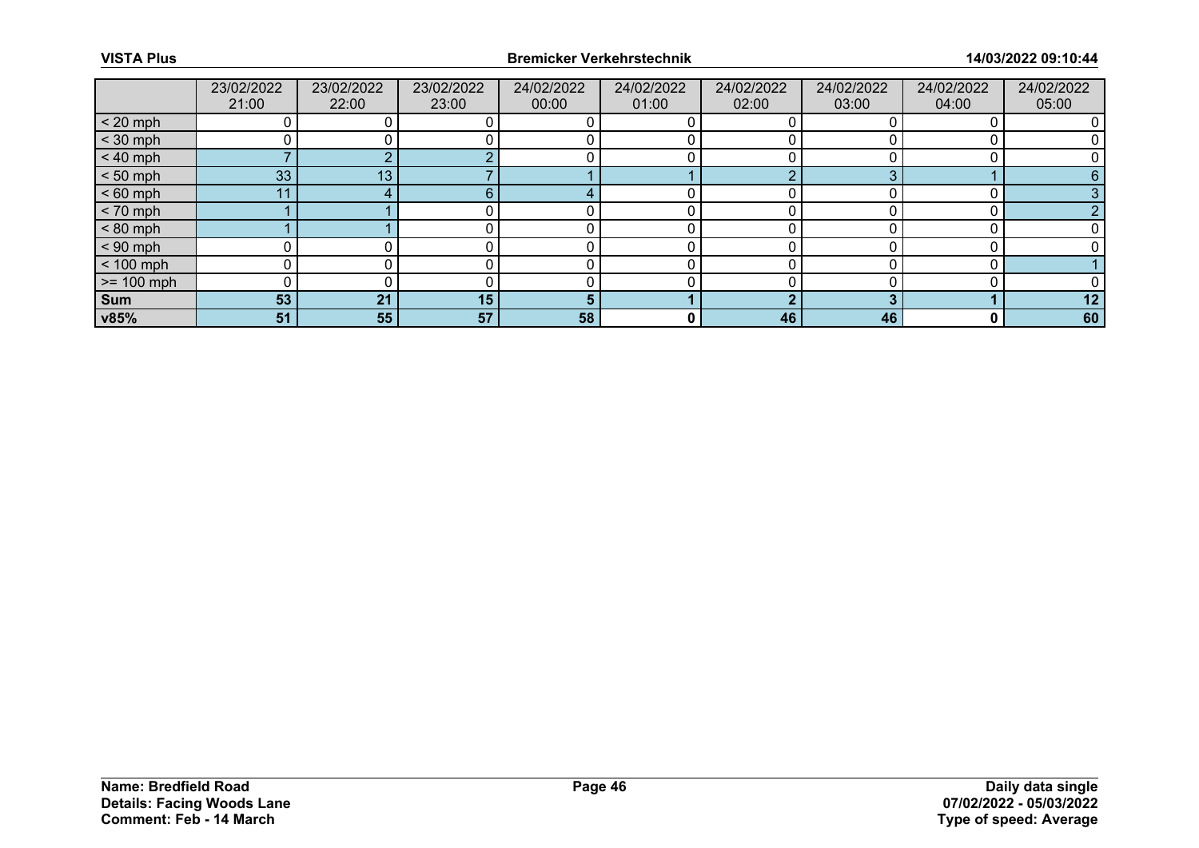|  | 23/02/2022 21:00 | 23/02/2022 22:00 | 23/02/2022 23:00 | 24/02/2022 00:00 | 24/02/2022 01:00 | 24/02/2022 02:00 | 24/02/2022 03:00 | 24/02/2022 04:00 | 24/02/2022 05:00 |
|---|---|---|---|---|---|---|---|---|---|
| < 20 mph | 0 | 0 | 0 | 0 | 0 | 0 | 0 | 0 | 0 |
| < 30 mph | 0 | 0 | 0 | 0 | 0 | 0 | 0 | 0 | 0 |
| < 40 mph | 7 | 2 | 2 | 0 | 0 | 0 | 0 | 0 | 0 |
| < 50 mph | 33 | 13 | 7 | 1 | 1 | 2 | 3 | 1 | 6 |
| < 60 mph | 11 | 4 | 6 | 4 | 0 | 0 | 0 | 0 | 3 |
| < 70 mph | 1 | 1 | 0 | 0 | 0 | 0 | 0 | 0 | 2 |
| < 80 mph | 1 | 1 | 0 | 0 | 0 | 0 | 0 | 0 | 0 |
| < 90 mph | 0 | 0 | 0 | 0 | 0 | 0 | 0 | 0 | 0 |
| < 100 mph | 0 | 0 | 0 | 0 | 0 | 0 | 0 | 0 | 1 |
| >= 100 mph | 0 | 0 | 0 | 0 | 0 | 0 | 0 | 0 | 0 |
| **Sum** | **53** | **21** | **15** | **5** | **1** | **2** | **3** | **1** | **12** |
| **v85%** | **51** | **55** | **57** | **58** | **0** | **46** | **46** | **0** | **60** |

**Name: Bredfield Road**
**Details: Facing Woods Lane**
**Comment: Feb - 14 March**

**Daily data single**
**07/02/2022 - 05/03/2022**
**Type of speed: Average**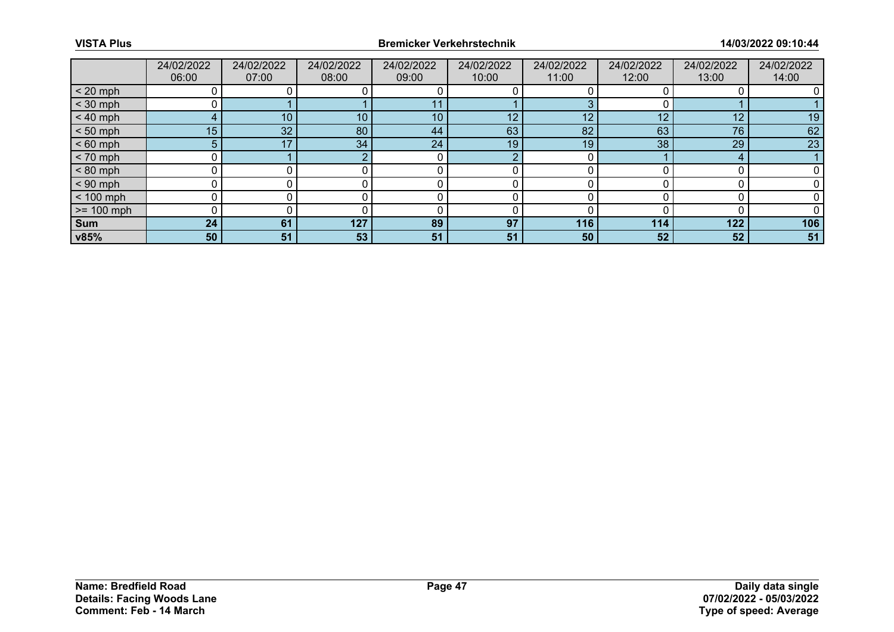| | 24/02/2022 06:00 | 24/02/2022 07:00 | 24/02/2022 08:00 | 24/02/2022 09:00 | 24/02/2022 10:00 | 24/02/2022 11:00 | 24/02/2022 12:00 | 24/02/2022 13:00 | 24/02/2022 14:00 |
|---|---|---|---|---|---|---|---|---|---|
| < 20 mph | 0 | 0 | 0 | 0 | 0 | 0 | 0 | 0 | 0 |
| < 30 mph | 0 | 1 | 1 | 11 | 1 | 3 | 0 | 1 | 1 |
| < 40 mph | 4 | 10 | 10 | 10 | 12 | 12 | 12 | 12 | 19 |
| < 50 mph | 15 | 32 | 80 | 44 | 63 | 82 | 63 | 76 | 62 |
| < 60 mph | 5 | 17 | 34 | 24 | 19 | 19 | 38 | 29 | 23 |
| < 70 mph | 0 | 1 | 2 | 0 | 2 | 0 | 1 | 4 | 1 |
| < 80 mph | 0 | 0 | 0 | 0 | 0 | 0 | 0 | 0 | 0 |
| < 90 mph | 0 | 0 | 0 | 0 | 0 | 0 | 0 | 0 | 0 |
| < 100 mph | 0 | 0 | 0 | 0 | 0 | 0 | 0 | 0 | 0 |
| >= 100 mph | 0 | 0 | 0 | 0 | 0 | 0 | 0 | 0 | 0 |
| **Sum** | **24** | **61** | **127** | **89** | **97** | **116** | **114** | **122** | **106** |
| **v85%** | **50** | **51** | **53** | **51** | **51** | **50** | **52** | **52** | **51** |

**Name: Bredfield Road**
**Details: Facing Woods Lane**
**Comment: Feb - 14 March**

**Daily data single**
**07/02/2022 - 05/03/2022**
**Type of speed: Average**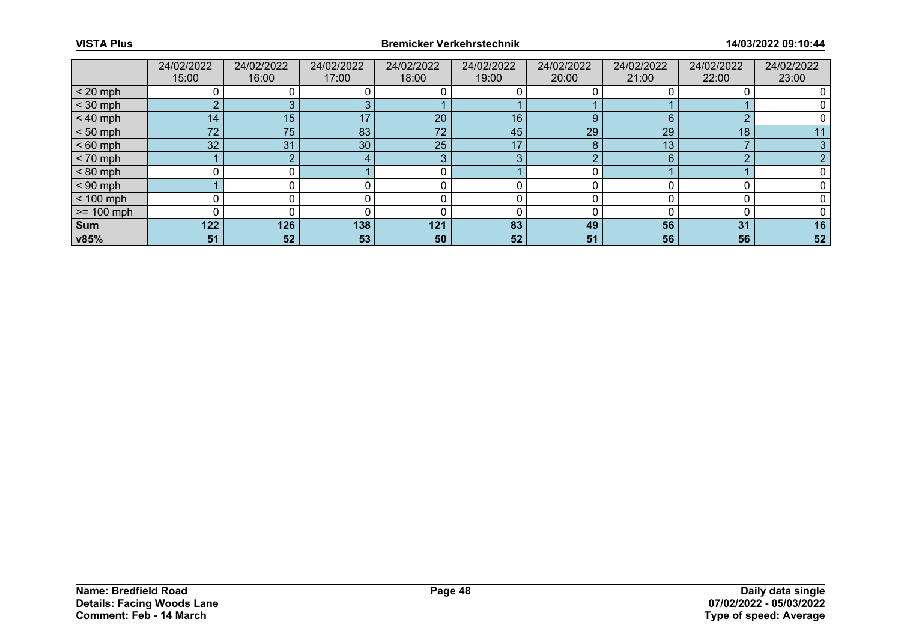| | 24/02/2022 15:00 | 24/02/2022 16:00 | 24/02/2022 17:00 | 24/02/2022 18:00 | 24/02/2022 19:00 | 24/02/2022 20:00 | 24/02/2022 21:00 | 24/02/2022 22:00 | 24/02/2022 23:00 |
|---|---|---|---|---|---|---|---|---|---|
| < 20 mph | 0 | 0 | 0 | 0 | 0 | 0 | 0 | 0 | 0 |
| < 30 mph | 2 | 3 | 3 | 1 | 1 | 1 | 1 | 1 | 0 |
| < 40 mph | 14 | 15 | 17 | 20 | 16 | 9 | 6 | 2 | 0 |
| < 50 mph | 72 | 75 | 83 | 72 | 45 | 29 | 29 | 18 | 11 |
| < 60 mph | 32 | 31 | 30 | 25 | 17 | 8 | 13 | 7 | 3 |
| < 70 mph | 1 | 2 | 4 | 3 | 3 | 2 | 6 | 2 | 2 |
| < 80 mph | 0 | 0 | 1 | 0 | 1 | 0 | 1 | 1 | 0 |
| < 90 mph | 1 | 0 | 0 | 0 | 0 | 0 | 0 | 0 | 0 |
| < 100 mph | 0 | 0 | 0 | 0 | 0 | 0 | 0 | 0 | 0 |
| >= 100 mph | 0 | 0 | 0 | 0 | 0 | 0 | 0 | 0 | 0 |
| **Sum** | **122** | **126** | **138** | **121** | **83** | **49** | **56** | **31** | **16** |
| **v85%** | **51** | **52** | **53** | **50** | **52** | **51** | **56** | **56** | **52** |

**Name: Bredfield Road**
**Details: Facing Woods Lane**
**Comment: Feb - 14 March**

**Daily data single**
**07/02/2022 - 05/03/2022**
**Type of speed: Average**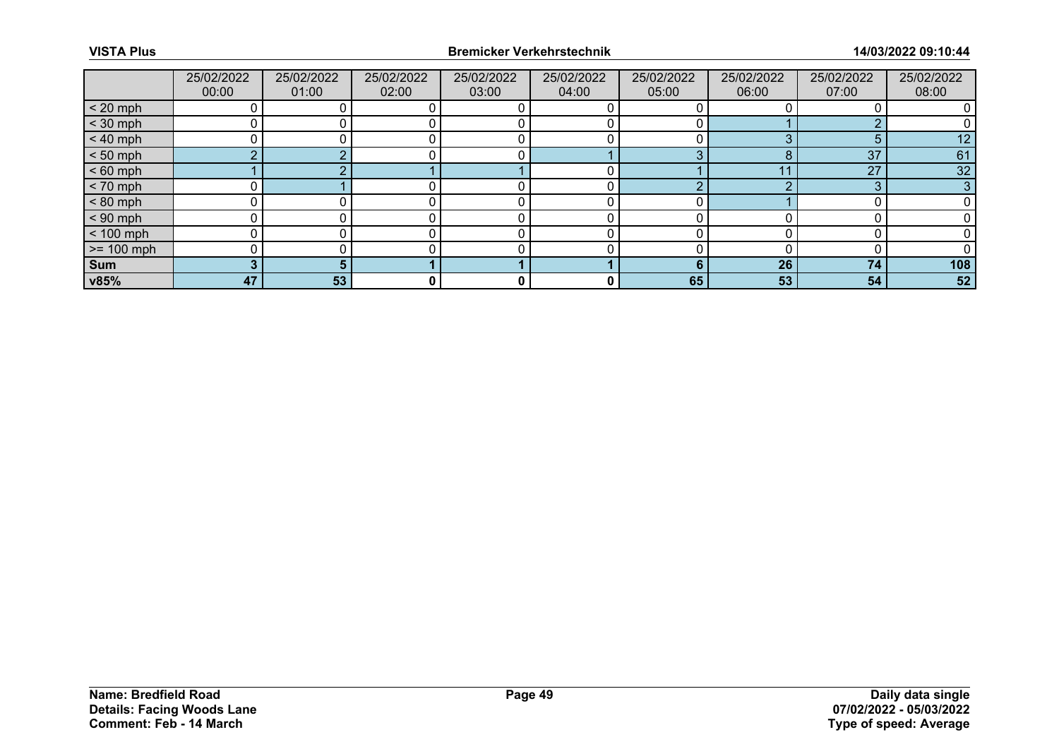| | 25/02/2022 00:00 | 25/02/2022 01:00 | 25/02/2022 02:00 | 25/02/2022 03:00 | 25/02/2022 04:00 | 25/02/2022 05:00 | 25/02/2022 06:00 | 25/02/2022 07:00 | 25/02/2022 08:00 |
|---|---|---|---|---|---|---|---|---|---|
| < 20 mph | 0 | 0 | 0 | 0 | 0 | 0 | 0 | 0 | 0 |
| < 30 mph | 0 | 0 | 0 | 0 | 0 | 0 | 1 | 2 | 0 |
| < 40 mph | 0 | 0 | 0 | 0 | 0 | 0 | 3 | 5 | 12 |
| < 50 mph | 2 | 2 | 0 | 0 | 1 | 3 | 8 | 37 | 61 |
| < 60 mph | 1 | 2 | 1 | 1 | 0 | 1 | 11 | 27 | 32 |
| < 70 mph | 0 | 1 | 0 | 0 | 0 | 2 | 2 | 3 | 3 |
| < 80 mph | 0 | 0 | 0 | 0 | 0 | 0 | 1 | 0 | 0 |
| < 90 mph | 0 | 0 | 0 | 0 | 0 | 0 | 0 | 0 | 0 |
| < 100 mph | 0 | 0 | 0 | 0 | 0 | 0 | 0 | 0 | 0 |
| >= 100 mph | 0 | 0 | 0 | 0 | 0 | 0 | 0 | 0 | 0 |
| **Sum** | **3** | **5** | **1** | **1** | **1** | **6** | **26** | **74** | **108** |
| **v85%** | **47** | **53** | **0** | **0** | **0** | **65** | **53** | **54** | **52** |

**Name: Bredfield Road**
**Details: Facing Woods Lane**
**Comment: Feb - 14 March**

**Daily data single**
**07/02/2022 - 05/03/2022**
**Type of speed: Average**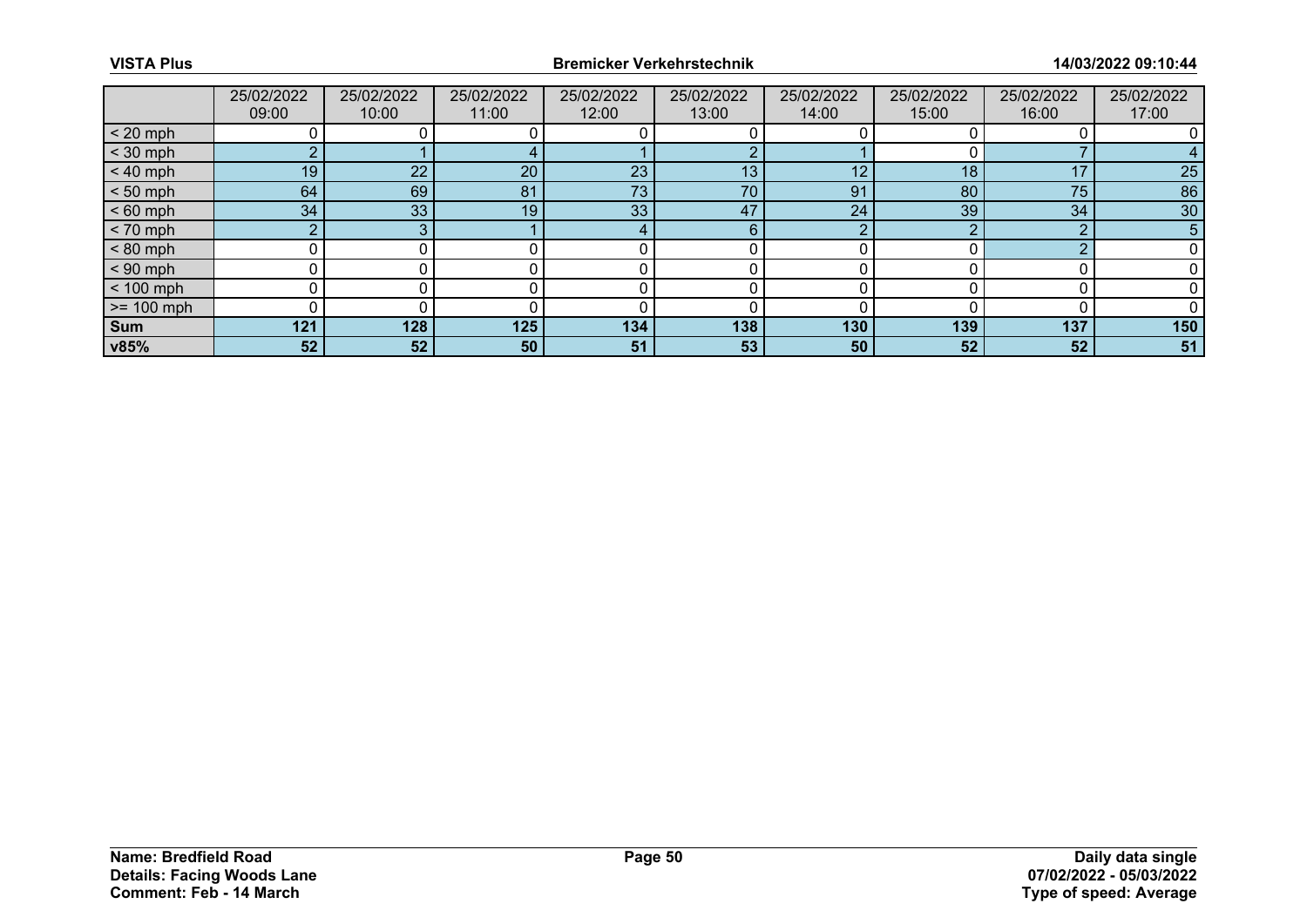|  | 25/02/2022 09:00 | 25/02/2022 10:00 | 25/02/2022 11:00 | 25/02/2022 12:00 | 25/02/2022 13:00 | 25/02/2022 14:00 | 25/02/2022 15:00 | 25/02/2022 16:00 | 25/02/2022 17:00 |
|---|---|---|---|---|---|---|---|---|---|
| < 20 mph | 0 | 0 | 0 | 0 | 0 | 0 | 0 | 0 | 0 |
| < 30 mph | 2 | 1 | 4 | 1 | 2 | 1 | 0 | 7 | 4 |
| < 40 mph | 19 | 22 | 20 | 23 | 13 | 12 | 18 | 17 | 25 |
| < 50 mph | 64 | 69 | 81 | 73 | 70 | 91 | 80 | 75 | 86 |
| < 60 mph | 34 | 33 | 19 | 33 | 47 | 24 | 39 | 34 | 30 |
| < 70 mph | 2 | 3 | 1 | 4 | 6 | 2 | 2 | 2 | 5 |
| < 80 mph | 0 | 0 | 0 | 0 | 0 | 0 | 0 | 2 | 0 |
| < 90 mph | 0 | 0 | 0 | 0 | 0 | 0 | 0 | 0 | 0 |
| < 100 mph | 0 | 0 | 0 | 0 | 0 | 0 | 0 | 0 | 0 |
| >= 100 mph | 0 | 0 | 0 | 0 | 0 | 0 | 0 | 0 | 0 |
| **Sum** | **121** | **128** | **125** | **134** | **138** | **130** | **139** | **137** | **150** |
| **v85%** | **52** | **52** | **50** | **51** | **53** | **50** | **52** | **52** | **51** |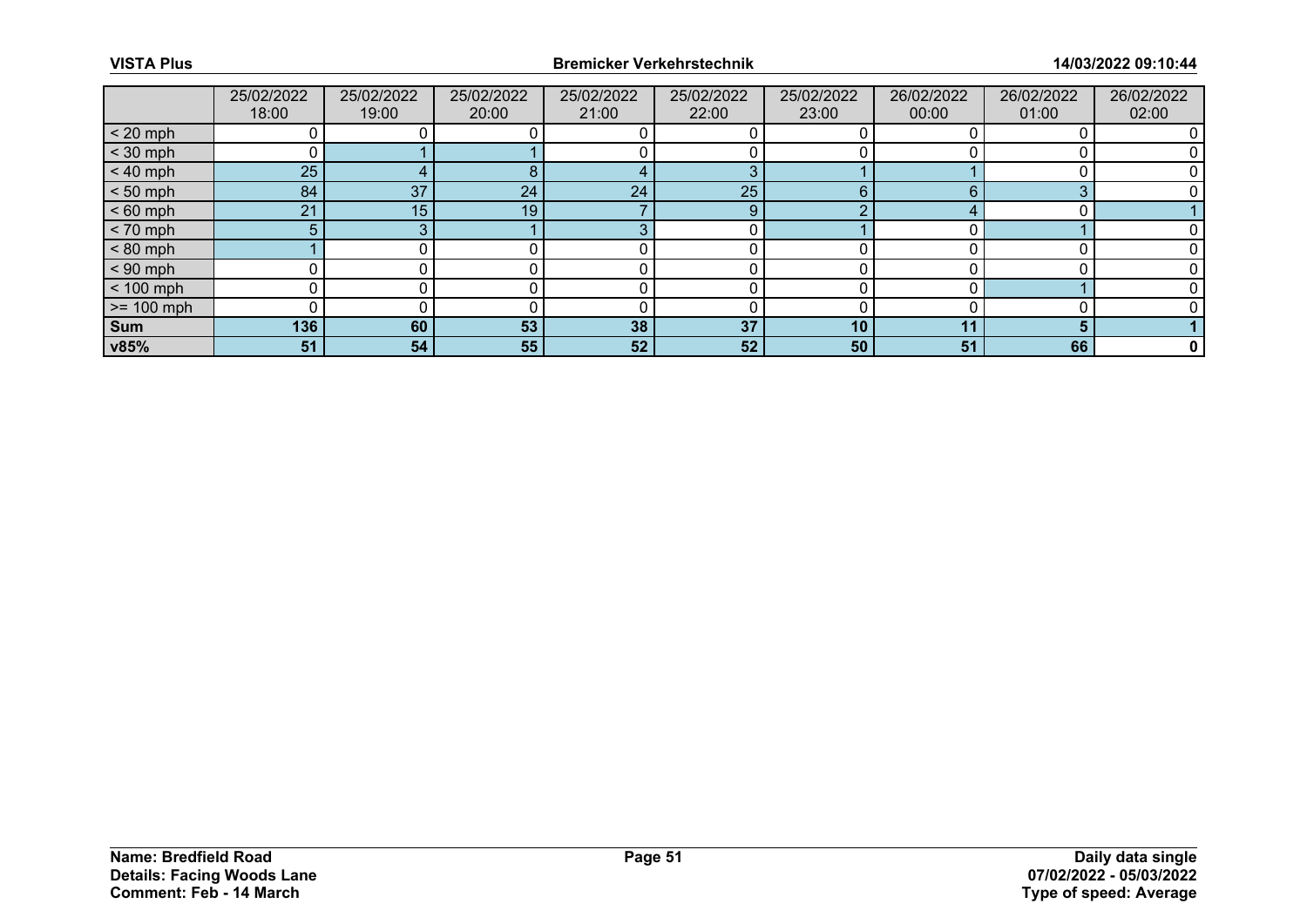| | 25/02/2022 18:00 | 25/02/2022 19:00 | 25/02/2022 20:00 | 25/02/2022 21:00 | 25/02/2022 22:00 | 25/02/2022 23:00 | 26/02/2022 00:00 | 26/02/2022 01:00 | 26/02/2022 02:00 |
|---|---|---|---|---|---|---|---|---|---|
| < 20 mph | 0 | 0 | 0 | 0 | 0 | 0 | 0 | 0 | 0 |
| < 30 mph | 0 | 1 | 1 | 0 | 0 | 0 | 0 | 0 | 0 |
| < 40 mph | 25 | 4 | 8 | 4 | 3 | 1 | 1 | 0 | 0 |
| < 50 mph | 84 | 37 | 24 | 24 | 25 | 6 | 6 | 3 | 0 |
| < 60 mph | 21 | 15 | 19 | 7 | 9 | 2 | 4 | 0 | 1 |
| < 70 mph | 5 | 3 | 1 | 3 | 0 | 1 | 0 | 1 | 0 |
| < 80 mph | 1 | 0 | 0 | 0 | 0 | 0 | 0 | 0 | 0 |
| < 90 mph | 0 | 0 | 0 | 0 | 0 | 0 | 0 | 0 | 0 |
| < 100 mph | 0 | 0 | 0 | 0 | 0 | 0 | 0 | 1 | 0 |
| >= 100 mph | 0 | 0 | 0 | 0 | 0 | 0 | 0 | 0 | 0 |
| **Sum** | **136** | **60** | **53** | **38** | **37** | **10** | **11** | **5** | **1** |
| **v85%** | **51** | **54** | **55** | **52** | **52** | **50** | **51** | **66** | **0** |

**Name: Bredfield Road**
**Details: Facing Woods Lane**
**Comment: Feb - 14 March**

**Daily data single**
**07/02/2022 - 05/03/2022**
**Type of speed: Average**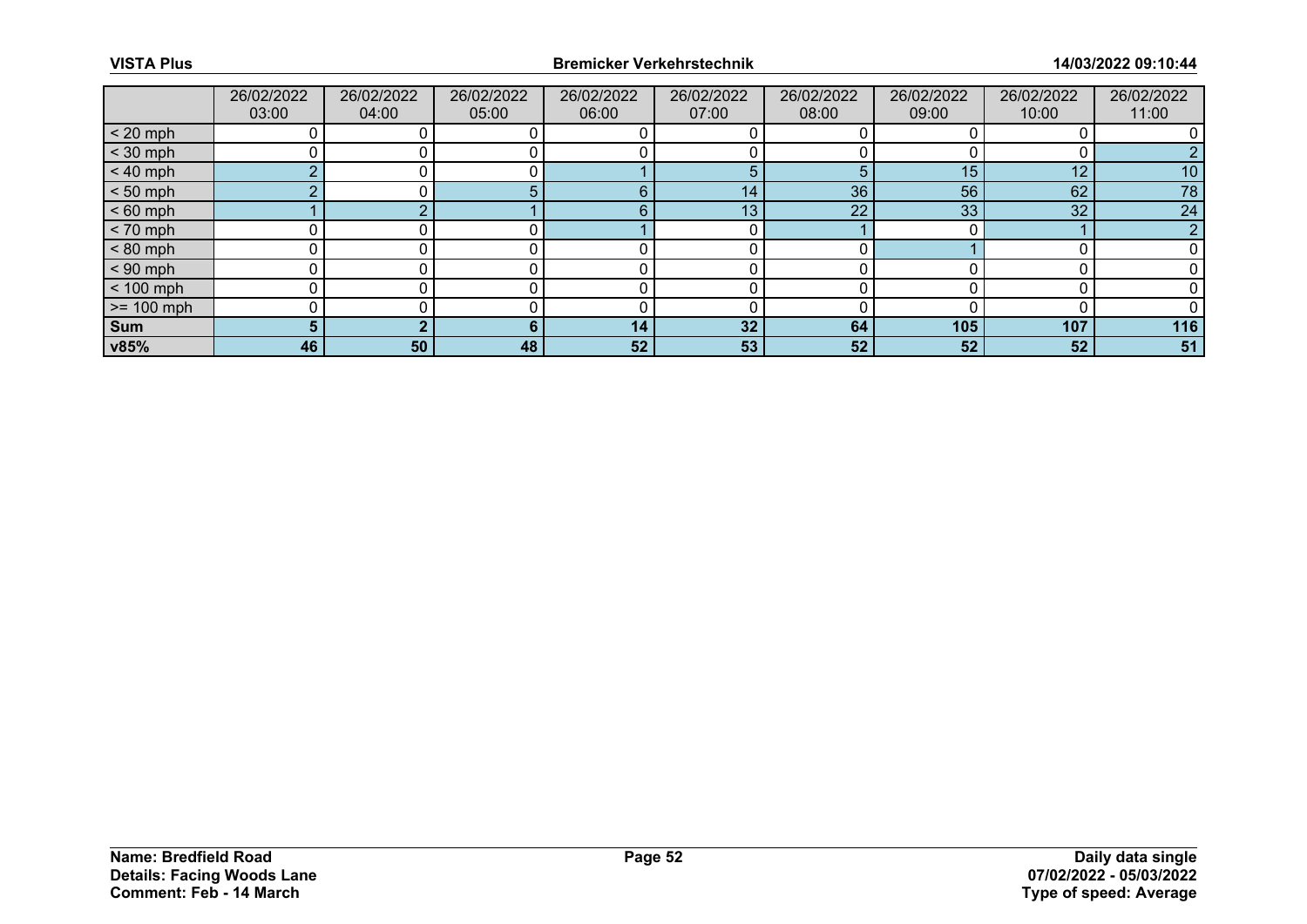| | 26/02/2022 03:00 | 26/02/2022 04:00 | 26/02/2022 05:00 | 26/02/2022 06:00 | 26/02/2022 07:00 | 26/02/2022 08:00 | 26/02/2022 09:00 | 26/02/2022 10:00 | 26/02/2022 11:00 |
|---|---|---|---|---|---|---|---|---|---|
| < 20 mph | 0 | 0 | 0 | 0 | 0 | 0 | 0 | 0 | 0 |
| < 30 mph | 0 | 0 | 0 | 0 | 0 | 0 | 0 | 0 | 2 |
| < 40 mph | 2 | 0 | 0 | 1 | 5 | 5 | 15 | 12 | 10 |
| < 50 mph | 2 | 0 | 5 | 6 | 14 | 36 | 56 | 62 | 78 |
| < 60 mph | 1 | 2 | 1 | 6 | 13 | 22 | 33 | 32 | 24 |
| < 70 mph | 0 | 0 | 0 | 1 | 0 | 1 | 0 | 1 | 2 |
| < 80 mph | 0 | 0 | 0 | 0 | 0 | 0 | 1 | 0 | 0 |
| < 90 mph | 0 | 0 | 0 | 0 | 0 | 0 | 0 | 0 | 0 |
| < 100 mph | 0 | 0 | 0 | 0 | 0 | 0 | 0 | 0 | 0 |
| >= 100 mph | 0 | 0 | 0 | 0 | 0 | 0 | 0 | 0 | 0 |
| **Sum** | **5** | **2** | **6** | **14** | **32** | **64** | **105** | **107** | **116** |
| **v85%** | **46** | **50** | **48** | **52** | **53** | **52** | **52** | **52** | **51** |

**Name: Bredfield Road**
**Details: Facing Woods Lane**
**Comment: Feb - 14 March**

**Daily data single**
**07/02/2022 - 05/03/2022**
**Type of speed: Average**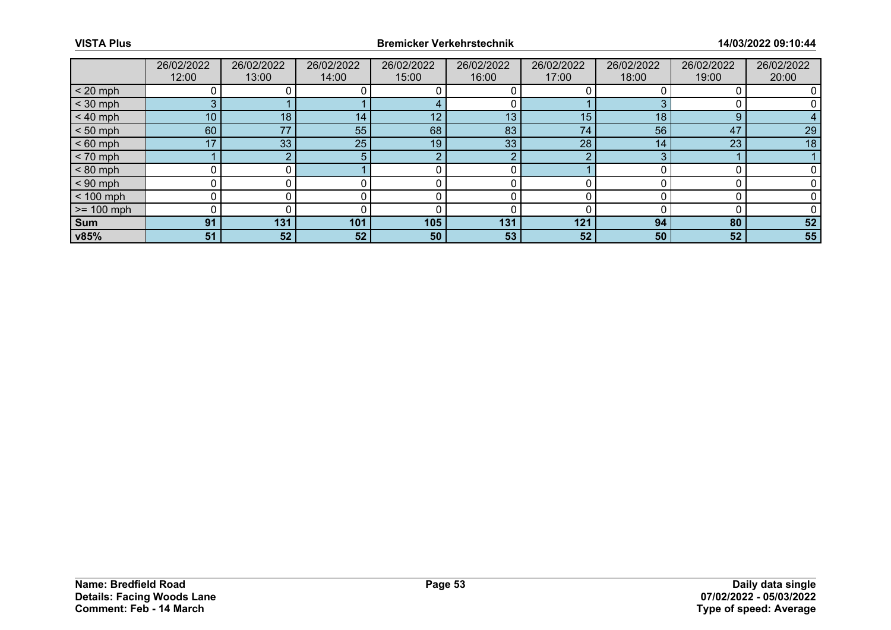| | 26/02/2022 12:00 | 26/02/2022 13:00 | 26/02/2022 14:00 | 26/02/2022 15:00 | 26/02/2022 16:00 | 26/02/2022 17:00 | 26/02/2022 18:00 | 26/02/2022 19:00 | 26/02/2022 20:00 |
|---|---|---|---|---|---|---|---|---|---|
| < 20 mph | 0 | 0 | 0 | 0 | 0 | 0 | 0 | 0 | 0 |
| < 30 mph | 3 | 1 | 1 | 4 | 0 | 1 | 3 | 0 | 0 |
| < 40 mph | 10 | 18 | 14 | 12 | 13 | 15 | 18 | 9 | 4 |
| < 50 mph | 60 | 77 | 55 | 68 | 83 | 74 | 56 | 47 | 29 |
| < 60 mph | 17 | 33 | 25 | 19 | 33 | 28 | 14 | 23 | 18 |
| < 70 mph | 1 | 2 | 5 | 2 | 2 | 2 | 3 | 1 | 1 |
| < 80 mph | 0 | 0 | 1 | 0 | 0 | 1 | 0 | 0 | 0 |
| < 90 mph | 0 | 0 | 0 | 0 | 0 | 0 | 0 | 0 | 0 |
| < 100 mph | 0 | 0 | 0 | 0 | 0 | 0 | 0 | 0 | 0 |
| >= 100 mph | 0 | 0 | 0 | 0 | 0 | 0 | 0 | 0 | 0 |
| **Sum** | **91** | **131** | **101** | **105** | **131** | **121** | **94** | **80** | **52** |
| **v85%** | **51** | **52** | **52** | **50** | **53** | **52** | **50** | **52** | **55** |

**Name: Bredfield Road**
**Details: Facing Woods Lane**
**Comment: Feb - 14 March**

**Daily data single**
**07/02/2022 - 05/03/2022**
**Type of speed: Average**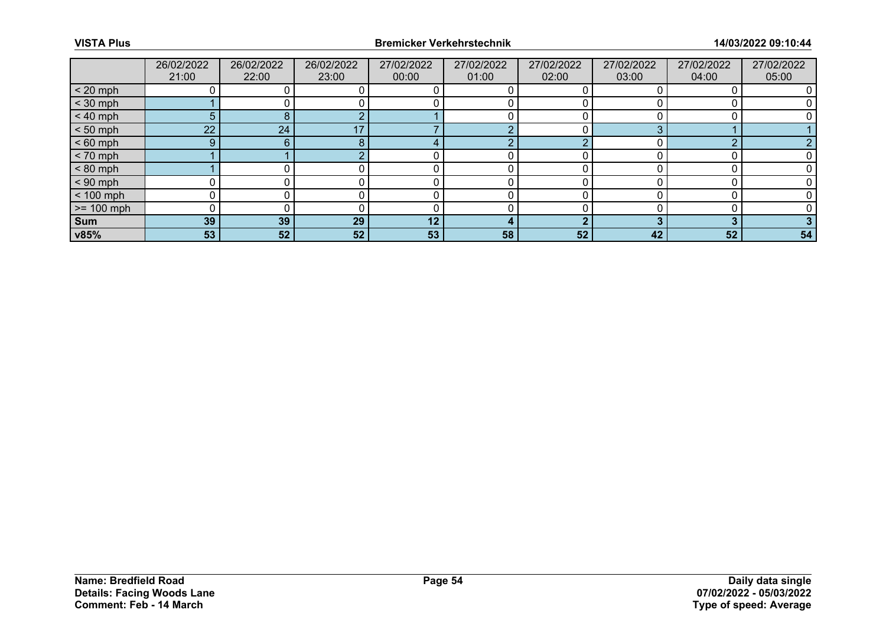|  | 26/02/2022 21:00 | 26/02/2022 22:00 | 26/02/2022 23:00 | 27/02/2022 00:00 | 27/02/2022 01:00 | 27/02/2022 02:00 | 27/02/2022 03:00 | 27/02/2022 04:00 | 27/02/2022 05:00 |
|---|---|---|---|---|---|---|---|---|---|
| < 20 mph | 0 | 0 | 0 | 0 | 0 | 0 | 0 | 0 | 0 |
| < 30 mph | 1 | 0 | 0 | 0 | 0 | 0 | 0 | 0 | 0 |
| < 40 mph | 5 | 8 | 2 | 1 | 0 | 0 | 0 | 0 | 0 |
| < 50 mph | 22 | 24 | 17 | 7 | 2 | 0 | 3 | 1 | 1 |
| < 60 mph | 9 | 6 | 8 | 4 | 2 | 2 | 0 | 2 | 2 |
| < 70 mph | 1 | 1 | 2 | 0 | 0 | 0 | 0 | 0 | 0 |
| < 80 mph | 1 | 0 | 0 | 0 | 0 | 0 | 0 | 0 | 0 |
| < 90 mph | 0 | 0 | 0 | 0 | 0 | 0 | 0 | 0 | 0 |
| < 100 mph | 0 | 0 | 0 | 0 | 0 | 0 | 0 | 0 | 0 |
| >= 100 mph | 0 | 0 | 0 | 0 | 0 | 0 | 0 | 0 | 0 |
| **Sum** | **39** | **39** | **29** | **12** | **4** | **2** | **3** | **3** | **3** |
| **v85%** | **53** | **52** | **52** | **53** | **58** | **52** | **42** | **52** | **54** |

**Name: Bredfield Road**
**Details: Facing Woods Lane**
**Comment: Feb - 14 March**

**Daily data single**
**07/02/2022 - 05/03/2022**
**Type of speed: Average**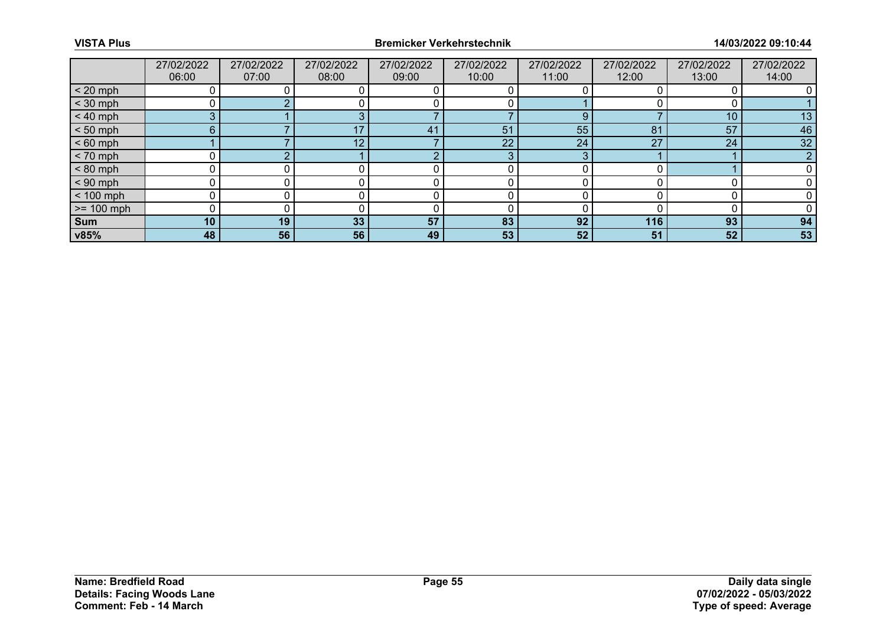| | 27/02/2022 06:00 | 27/02/2022 07:00 | 27/02/2022 08:00 | 27/02/2022 09:00 | 27/02/2022 10:00 | 27/02/2022 11:00 | 27/02/2022 12:00 | 27/02/2022 13:00 | 27/02/2022 14:00 |
|---|---|---|---|---|---|---|---|---|---|
| < 20 mph | 0 | 0 | 0 | 0 | 0 | 0 | 0 | 0 | 0 |
| < 30 mph | 0 | 2 | 0 | 0 | 0 | 1 | 0 | 0 | 1 |
| < 40 mph | 3 | 1 | 3 | 7 | 7 | 9 | 7 | 10 | 13 |
| < 50 mph | 6 | 7 | 17 | 41 | 51 | 55 | 81 | 57 | 46 |
| < 60 mph | 1 | 7 | 12 | 7 | 22 | 24 | 27 | 24 | 32 |
| < 70 mph | 0 | 2 | 1 | 2 | 3 | 3 | 1 | 1 | 2 |
| < 80 mph | 0 | 0 | 0 | 0 | 0 | 0 | 0 | 1 | 0 |
| < 90 mph | 0 | 0 | 0 | 0 | 0 | 0 | 0 | 0 | 0 |
| < 100 mph | 0 | 0 | 0 | 0 | 0 | 0 | 0 | 0 | 0 |
| >= 100 mph | 0 | 0 | 0 | 0 | 0 | 0 | 0 | 0 | 0 |
| **Sum** | **10** | **19** | **33** | **57** | **83** | **92** | **116** | **93** | **94** |
| **v85%** | **48** | **56** | **56** | **49** | **53** | **52** | **51** | **52** | **53** |

**Name: Bredfield Road**
**Details: Facing Woods Lane**
**Comment: Feb - 14 March**

**Daily data single**
**07/02/2022 - 05/03/2022**
**Type of speed: Average**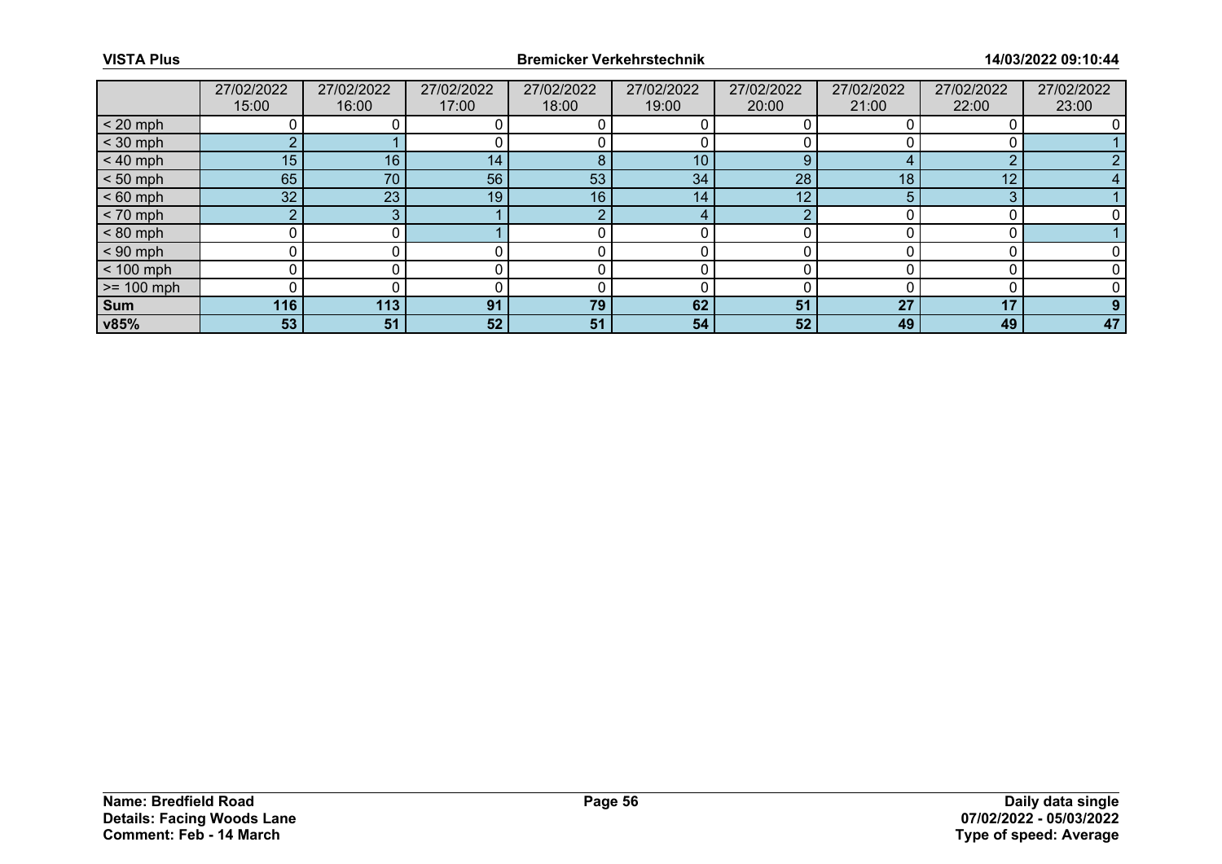| | 27/02/2022 15:00 | 27/02/2022 16:00 | 27/02/2022 17:00 | 27/02/2022 18:00 | 27/02/2022 19:00 | 27/02/2022 20:00 | 27/02/2022 21:00 | 27/02/2022 22:00 | 27/02/2022 23:00 |
|---|---|---|---|---|---|---|---|---|---|
| < 20 mph | 0 | 0 | 0 | 0 | 0 | 0 | 0 | 0 | 0 |
| < 30 mph | 2 | 1 | 0 | 0 | 0 | 0 | 0 | 0 | 1 |
| < 40 mph | 15 | 16 | 14 | 8 | 10 | 9 | 4 | 2 | 2 |
| < 50 mph | 65 | 70 | 56 | 53 | 34 | 28 | 18 | 12 | 4 |
| < 60 mph | 32 | 23 | 19 | 16 | 14 | 12 | 5 | 3 | 1 |
| < 70 mph | 2 | 3 | 1 | 2 | 4 | 2 | 0 | 0 | 0 |
| < 80 mph | 0 | 0 | 1 | 0 | 0 | 0 | 0 | 0 | 1 |
| < 90 mph | 0 | 0 | 0 | 0 | 0 | 0 | 0 | 0 | 0 |
| < 100 mph | 0 | 0 | 0 | 0 | 0 | 0 | 0 | 0 | 0 |
| >= 100 mph | 0 | 0 | 0 | 0 | 0 | 0 | 0 | 0 | 0 |
| **Sum** | **116** | **113** | **91** | **79** | **62** | **51** | **27** | **17** | **9** |
| **v85%** | **53** | **51** | **52** | **51** | **54** | **52** | **49** | **49** | **47** |

**Name: Bredfield Road**
**Details: Facing Woods Lane**
**Comment: Feb - 14 March**

**Daily data single**
**07/02/2022 - 05/03/2022**
**Type of speed: Average**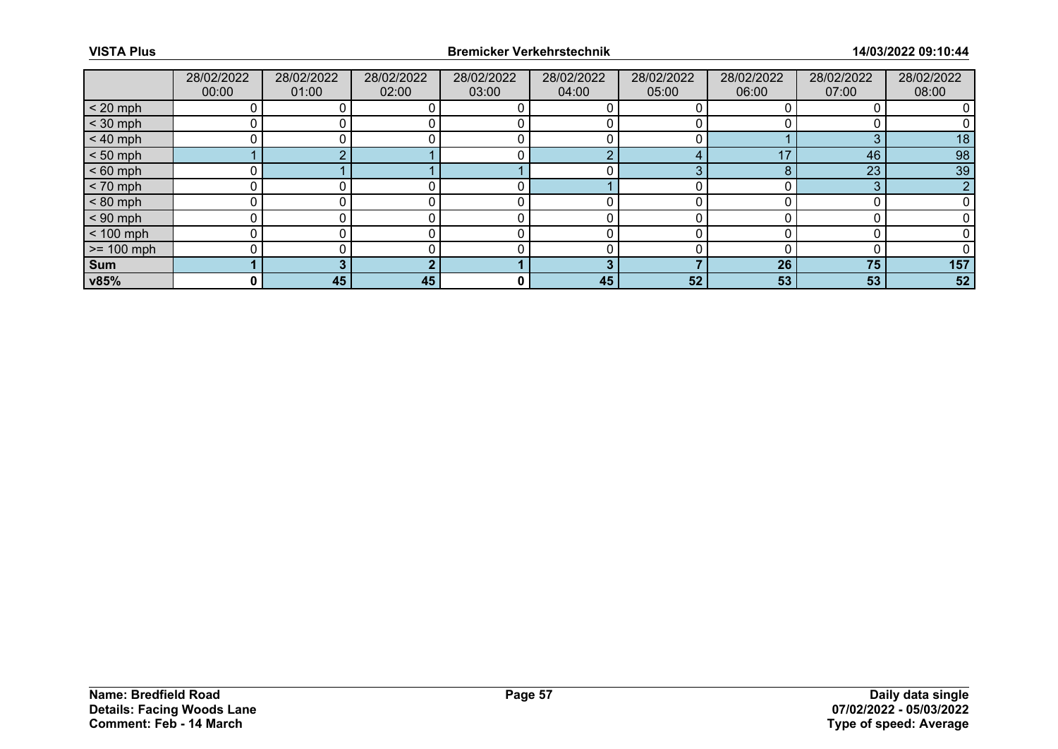| | 28/02/2022 00:00 | 28/02/2022 01:00 | 28/02/2022 02:00 | 28/02/2022 03:00 | 28/02/2022 04:00 | 28/02/2022 05:00 | 28/02/2022 06:00 | 28/02/2022 07:00 | 28/02/2022 08:00 |
|---|---|---|---|---|---|---|---|---|---|
| < 20 mph | 0 | 0 | 0 | 0 | 0 | 0 | 0 | 0 | 0 |
| < 30 mph | 0 | 0 | 0 | 0 | 0 | 0 | 0 | 0 | 0 |
| < 40 mph | 0 | 0 | 0 | 0 | 0 | 0 | 1 | 3 | 18 |
| < 50 mph | 1 | 2 | 1 | 0 | 2 | 4 | 17 | 46 | 98 |
| < 60 mph | 0 | 1 | 1 | 1 | 0 | 3 | 8 | 23 | 39 |
| < 70 mph | 0 | 0 | 0 | 0 | 1 | 0 | 0 | 3 | 2 |
| < 80 mph | 0 | 0 | 0 | 0 | 0 | 0 | 0 | 0 | 0 |
| < 90 mph | 0 | 0 | 0 | 0 | 0 | 0 | 0 | 0 | 0 |
| < 100 mph | 0 | 0 | 0 | 0 | 0 | 0 | 0 | 0 | 0 |
| >= 100 mph | 0 | 0 | 0 | 0 | 0 | 0 | 0 | 0 | 0 |
| **Sum** | **1** | **3** | **2** | **1** | **3** | **7** | **26** | **75** | **157** |
| **v85%** | **0** | **45** | **45** | **0** | **45** | **52** | **53** | **53** | **52** |

**Name: Bredfield Road**
**Details: Facing Woods Lane**
**Comment: Feb - 14 March**

**Daily data single**
**07/02/2022 - 05/03/2022**
**Type of speed: Average**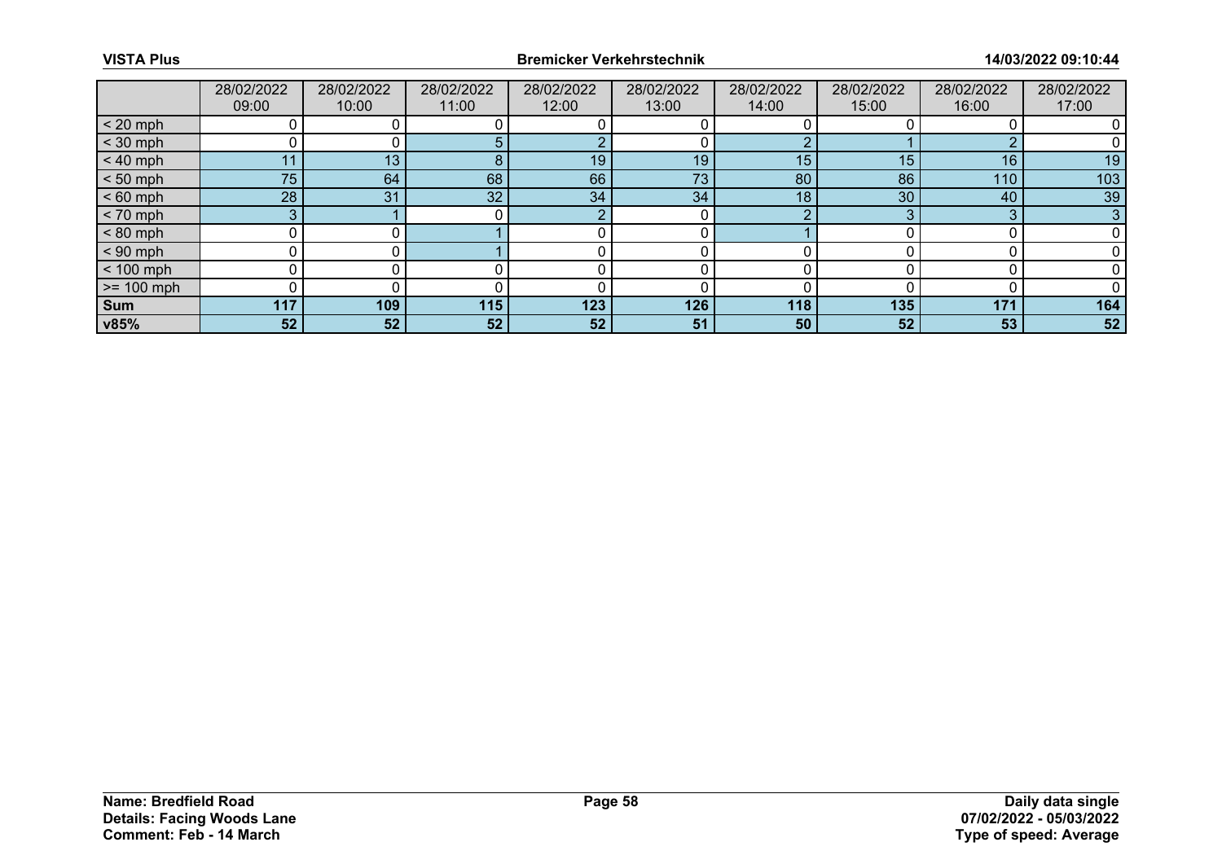| | 28/02/2022 09:00 | 28/02/2022 10:00 | 28/02/2022 11:00 | 28/02/2022 12:00 | 28/02/2022 13:00 | 28/02/2022 14:00 | 28/02/2022 15:00 | 28/02/2022 16:00 | 28/02/2022 17:00 |
|---|---|---|---|---|---|---|---|---|---|
| < 20 mph | 0 | 0 | 0 | 0 | 0 | 0 | 0 | 0 | 0 |
| < 30 mph | 0 | 0 | 5 | 2 | 0 | 2 | 1 | 2 | 0 |
| < 40 mph | 11 | 13 | 8 | 19 | 19 | 15 | 15 | 16 | 19 |
| < 50 mph | 75 | 64 | 68 | 66 | 73 | 80 | 86 | 110 | 103 |
| < 60 mph | 28 | 31 | 32 | 34 | 34 | 18 | 30 | 40 | 39 |
| < 70 mph | 3 | 1 | 0 | 2 | 0 | 2 | 3 | 3 | 3 |
| < 80 mph | 0 | 0 | 1 | 0 | 0 | 1 | 0 | 0 | 0 |
| < 90 mph | 0 | 0 | 1 | 0 | 0 | 0 | 0 | 0 | 0 |
| < 100 mph | 0 | 0 | 0 | 0 | 0 | 0 | 0 | 0 | 0 |
| >= 100 mph | 0 | 0 | 0 | 0 | 0 | 0 | 0 | 0 | 0 |
| **Sum** | **117** | **109** | **115** | **123** | **126** | **118** | **135** | **171** | **164** |
| **v85%** | **52** | **52** | **52** | **52** | **51** | **50** | **52** | **53** | **52** |

**Name: Bredfield Road**
**Details: Facing Woods Lane**
**Comment: Feb - 14 March**

**Daily data single**
**07/02/2022 - 05/03/2022**
**Type of speed: Average**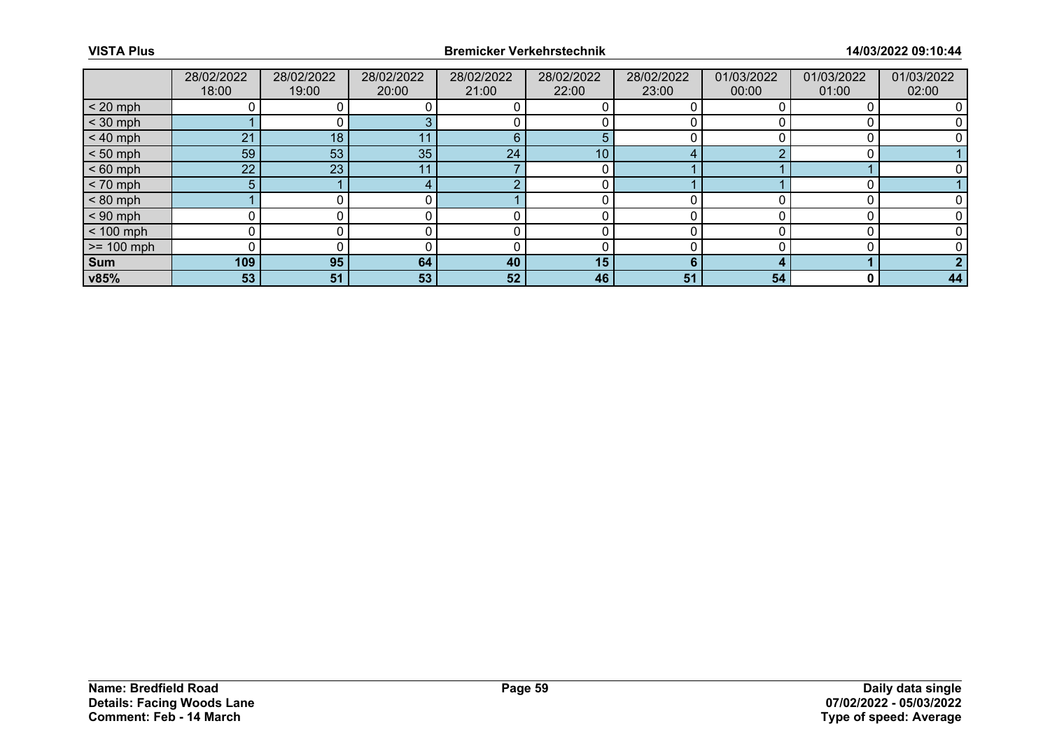| | 28/02/2022 18:00 | 28/02/2022 19:00 | 28/02/2022 20:00 | 28/02/2022 21:00 | 28/02/2022 22:00 | 28/02/2022 23:00 | 01/03/2022 00:00 | 01/03/2022 01:00 | 01/03/2022 02:00 |
|---|---|---|---|---|---|---|---|---|---|
| < 20 mph | 0 | 0 | 0 | 0 | 0 | 0 | 0 | 0 | 0 |
| < 30 mph | 1 | 0 | 3 | 0 | 0 | 0 | 0 | 0 | 0 |
| < 40 mph | 21 | 18 | 11 | 6 | 5 | 0 | 0 | 0 | 0 |
| < 50 mph | 59 | 53 | 35 | 24 | 10 | 4 | 2 | 0 | 1 |
| < 60 mph | 22 | 23 | 11 | 7 | 0 | 1 | 1 | 1 | 0 |
| < 70 mph | 5 | 1 | 4 | 2 | 0 | 1 | 1 | 0 | 1 |
| < 80 mph | 1 | 0 | 0 | 1 | 0 | 0 | 0 | 0 | 0 |
| < 90 mph | 0 | 0 | 0 | 0 | 0 | 0 | 0 | 0 | 0 |
| < 100 mph | 0 | 0 | 0 | 0 | 0 | 0 | 0 | 0 | 0 |
| >= 100 mph | 0 | 0 | 0 | 0 | 0 | 0 | 0 | 0 | 0 |
| **Sum** | **109** | **95** | **64** | **40** | **15** | **6** | **4** | **1** | **2** |
| **v85%** | **53** | **51** | **53** | **52** | **46** | **51** | **54** | **0** | **44** |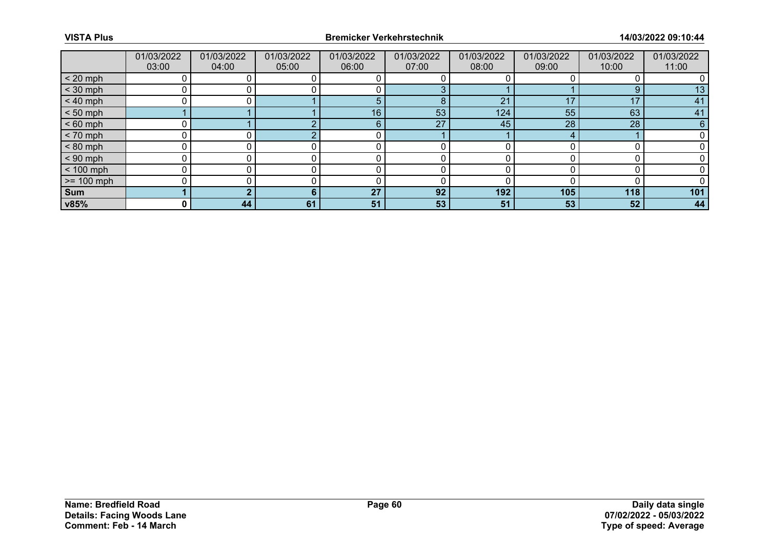| | 01/03/2022 03:00 | 01/03/2022 04:00 | 01/03/2022 05:00 | 01/03/2022 06:00 | 01/03/2022 07:00 | 01/03/2022 08:00 | 01/03/2022 09:00 | 01/03/2022 10:00 | 01/03/2022 11:00 |
|---|---|---|---|---|---|---|---|---|---|
| < 20 mph | 0 | 0 | 0 | 0 | 0 | 0 | 0 | 0 | 0 |
| < 30 mph | 0 | 0 | 0 | 0 | 3 | 1 | 1 | 9 | 13 |
| < 40 mph | 0 | 0 | 1 | 5 | 8 | 21 | 17 | 17 | 41 |
| < 50 mph | 1 | 1 | 1 | 16 | 53 | 124 | 55 | 63 | 41 |
| < 60 mph | 0 | 1 | 2 | 6 | 27 | 45 | 28 | 28 | 6 |
| < 70 mph | 0 | 0 | 2 | 0 | 1 | 1 | 4 | 1 | 0 |
| < 80 mph | 0 | 0 | 0 | 0 | 0 | 0 | 0 | 0 | 0 |
| < 90 mph | 0 | 0 | 0 | 0 | 0 | 0 | 0 | 0 | 0 |
| < 100 mph | 0 | 0 | 0 | 0 | 0 | 0 | 0 | 0 | 0 |
| >= 100 mph | 0 | 0 | 0 | 0 | 0 | 0 | 0 | 0 | 0 |
| **Sum** | **1** | **2** | **6** | **27** | **92** | **192** | **105** | **118** | **101** |
| **v85%** | **0** | **44** | **61** | **51** | **53** | **51** | **53** | **52** | **44** |

**Name: Bredfield Road**
**Details: Facing Woods Lane**
**Comment: Feb - 14 March**

**Daily data single**
**07/02/2022 - 05/03/2022**
**Type of speed: Average**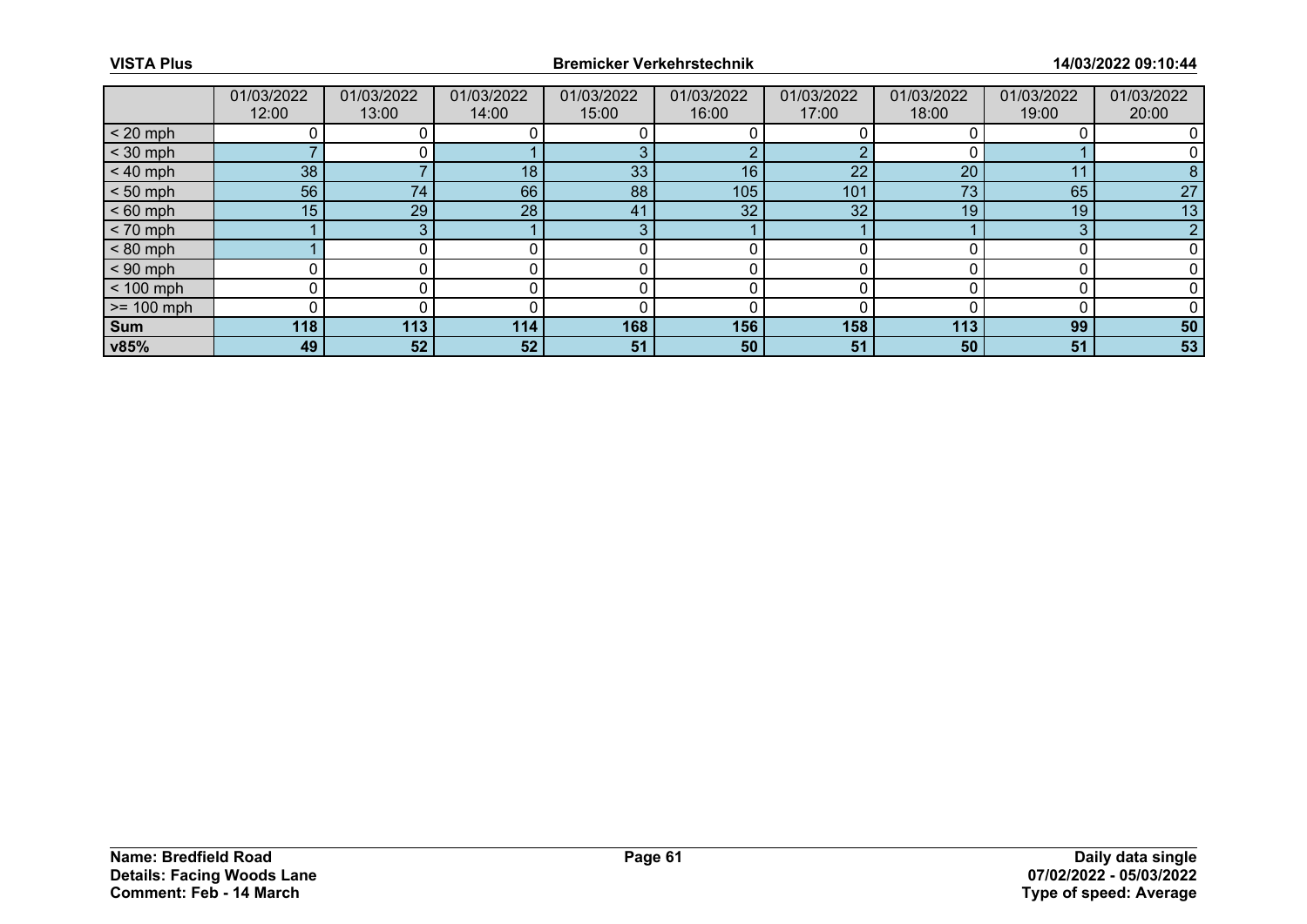| | 01/03/2022 12:00 | 01/03/2022 13:00 | 01/03/2022 14:00 | 01/03/2022 15:00 | 01/03/2022 16:00 | 01/03/2022 17:00 | 01/03/2022 18:00 | 01/03/2022 19:00 | 01/03/2022 20:00 |
|---|---|---|---|---|---|---|---|---|---|
| < 20 mph | 0 | 0 | 0 | 0 | 0 | 0 | 0 | 0 | 0 |
| < 30 mph | 7 | 0 | 1 | 3 | 2 | 2 | 0 | 1 | 0 |
| < 40 mph | 38 | 7 | 18 | 33 | 16 | 22 | 20 | 11 | 8 |
| < 50 mph | 56 | 74 | 66 | 88 | 105 | 101 | 73 | 65 | 27 |
| < 60 mph | 15 | 29 | 28 | 41 | 32 | 32 | 19 | 19 | 13 |
| < 70 mph | 1 | 3 | 1 | 3 | 1 | 1 | 1 | 3 | 2 |
| < 80 mph | 1 | 0 | 0 | 0 | 0 | 0 | 0 | 0 | 0 |
| < 90 mph | 0 | 0 | 0 | 0 | 0 | 0 | 0 | 0 | 0 |
| < 100 mph | 0 | 0 | 0 | 0 | 0 | 0 | 0 | 0 | 0 |
| >= 100 mph | 0 | 0 | 0 | 0 | 0 | 0 | 0 | 0 | 0 |
| **Sum** | **118** | **113** | **114** | **168** | **156** | **158** | **113** | **99** | **50** |
| **v85%** | **49** | **52** | **52** | **51** | **50** | **51** | **50** | **51** | **53** |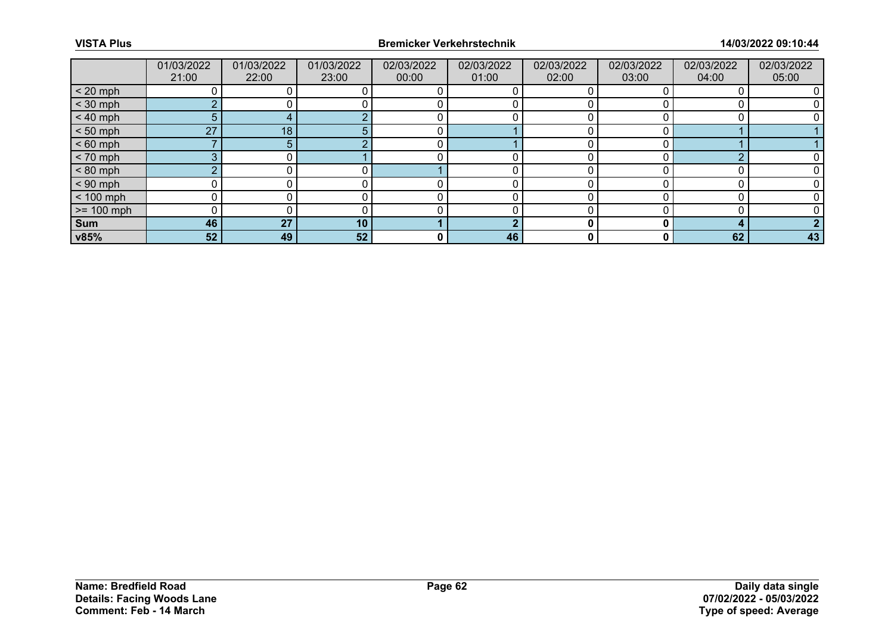| | 01/03/2022 21:00 | 01/03/2022 22:00 | 01/03/2022 23:00 | 02/03/2022 00:00 | 02/03/2022 01:00 | 02/03/2022 02:00 | 02/03/2022 03:00 | 02/03/2022 04:00 | 02/03/2022 05:00 |
|---|---|---|---|---|---|---|---|---|---|
| < 20 mph | 0 | 0 | 0 | 0 | 0 | 0 | 0 | 0 | 0 |
| < 30 mph | 2 | 0 | 0 | 0 | 0 | 0 | 0 | 0 | 0 |
| < 40 mph | 5 | 4 | 2 | 0 | 0 | 0 | 0 | 0 | 0 |
| < 50 mph | 27 | 18 | 5 | 0 | 1 | 0 | 0 | 1 | 1 |
| < 60 mph | 7 | 5 | 2 | 0 | 1 | 0 | 0 | 1 | 1 |
| < 70 mph | 3 | 0 | 1 | 0 | 0 | 0 | 0 | 2 | 0 |
| < 80 mph | 2 | 0 | 0 | 1 | 0 | 0 | 0 | 0 | 0 |
| < 90 mph | 0 | 0 | 0 | 0 | 0 | 0 | 0 | 0 | 0 |
| < 100 mph | 0 | 0 | 0 | 0 | 0 | 0 | 0 | 0 | 0 |
| >= 100 mph | 0 | 0 | 0 | 0 | 0 | 0 | 0 | 0 | 0 |
| **Sum** | **46** | **27** | **10** | **1** | **2** | **0** | **0** | **4** | **2** |
| **v85%** | **52** | **49** | **52** | **0** | **46** | **0** | **0** | **62** | **43** |

**Name: Bredfield Road**
**Details: Facing Woods Lane**
**Comment: Feb - 14 March**

**Daily data single**
**07/02/2022 - 05/03/2022**
**Type of speed: Average**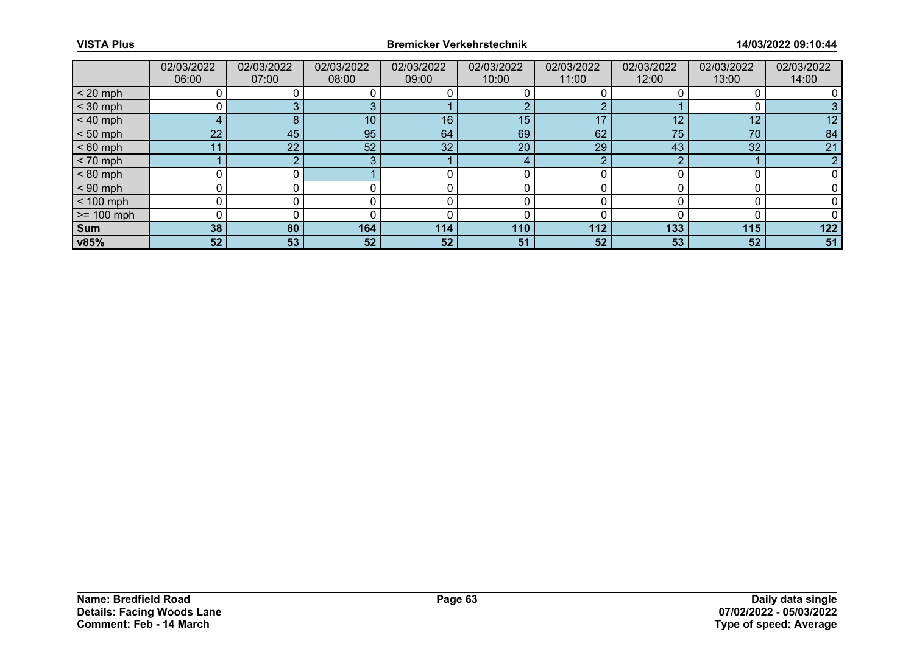| | 02/03/2022 06:00 | 02/03/2022 07:00 | 02/03/2022 08:00 | 02/03/2022 09:00 | 02/03/2022 10:00 | 02/03/2022 11:00 | 02/03/2022 12:00 | 02/03/2022 13:00 | 02/03/2022 14:00 |
|---|---|---|---|---|---|---|---|---|---|
| < 20 mph | 0 | 0 | 0 | 0 | 0 | 0 | 0 | 0 | 0 |
| < 30 mph | 0 | 3 | 3 | 1 | 2 | 2 | 1 | 0 | 3 |
| < 40 mph | 4 | 8 | 10 | 16 | 15 | 17 | 12 | 12 | 12 |
| < 50 mph | 22 | 45 | 95 | 64 | 69 | 62 | 75 | 70 | 84 |
| < 60 mph | 11 | 22 | 52 | 32 | 20 | 29 | 43 | 32 | 21 |
| < 70 mph | 1 | 2 | 3 | 1 | 4 | 2 | 2 | 1 | 2 |
| < 80 mph | 0 | 0 | 1 | 0 | 0 | 0 | 0 | 0 | 0 |
| < 90 mph | 0 | 0 | 0 | 0 | 0 | 0 | 0 | 0 | 0 |
| < 100 mph | 0 | 0 | 0 | 0 | 0 | 0 | 0 | 0 | 0 |
| >= 100 mph | 0 | 0 | 0 | 0 | 0 | 0 | 0 | 0 | 0 |
| **Sum** | **38** | **80** | **164** | **114** | **110** | **112** | **133** | **115** | **122** |
| **v85%** | **52** | **53** | **52** | **52** | **51** | **52** | **53** | **52** | **51** |

**Name: Bredfield Road**
**Details: Facing Woods Lane**
**Comment: Feb - 14 March**

**Daily data single**
**07/02/2022 - 05/03/2022**
**Type of speed: Average**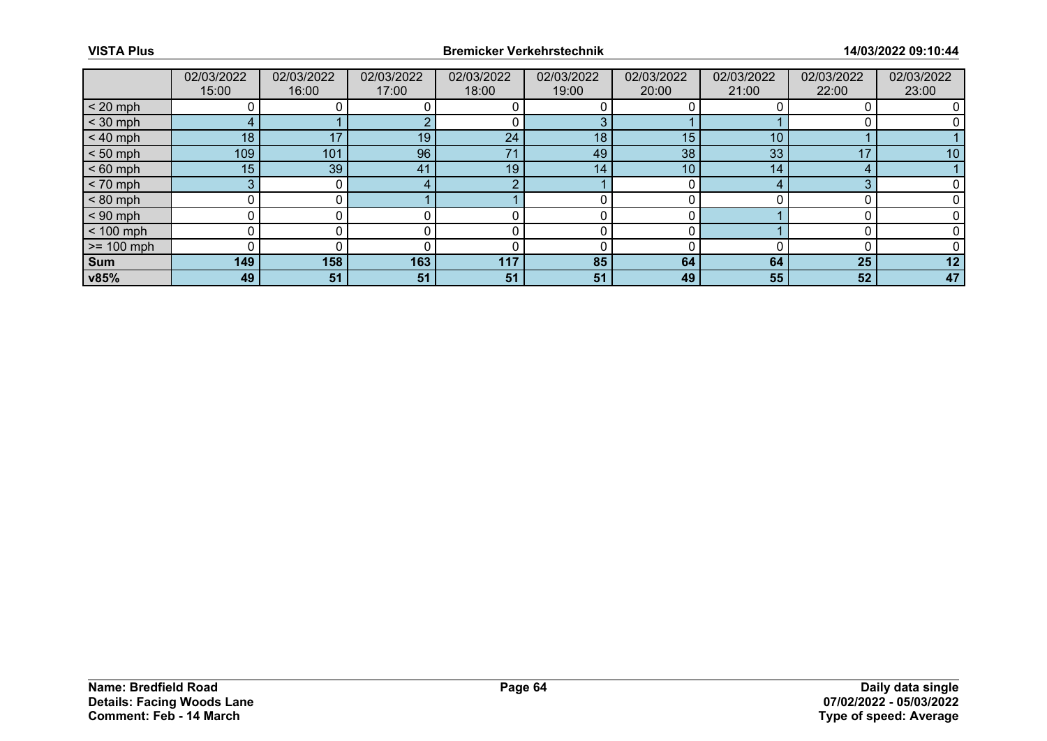|  | 02/03/2022 15:00 | 02/03/2022 16:00 | 02/03/2022 17:00 | 02/03/2022 18:00 | 02/03/2022 19:00 | 02/03/2022 20:00 | 02/03/2022 21:00 | 02/03/2022 22:00 | 02/03/2022 23:00 |
|---|---|---|---|---|---|---|---|---|---|
| < 20 mph | 0 | 0 | 0 | 0 | 0 | 0 | 0 | 0 | 0 |
| < 30 mph | 4 | 1 | 2 | 0 | 3 | 1 | 1 | 0 | 0 |
| < 40 mph | 18 | 17 | 19 | 24 | 18 | 15 | 10 | 1 | 1 |
| < 50 mph | 109 | 101 | 96 | 71 | 49 | 38 | 33 | 17 | 10 |
| < 60 mph | 15 | 39 | 41 | 19 | 14 | 10 | 14 | 4 | 1 |
| < 70 mph | 3 | 0 | 4 | 2 | 1 | 0 | 4 | 3 | 0 |
| < 80 mph | 0 | 0 | 1 | 1 | 0 | 0 | 0 | 0 | 0 |
| < 90 mph | 0 | 0 | 0 | 0 | 0 | 0 | 1 | 0 | 0 |
| < 100 mph | 0 | 0 | 0 | 0 | 0 | 0 | 1 | 0 | 0 |
| >= 100 mph | 0 | 0 | 0 | 0 | 0 | 0 | 0 | 0 | 0 |
| **Sum** | **149** | **158** | **163** | **117** | **85** | **64** | **64** | **25** | **12** |
| **v85%** | **49** | **51** | **51** | **51** | **51** | **49** | **55** | **52** | **47** |

**Name: Bredfield Road**
**Details: Facing Woods Lane**
**Comment: Feb - 14 March**

**Daily data single**
**07/02/2022 - 05/03/2022**
**Type of speed: Average**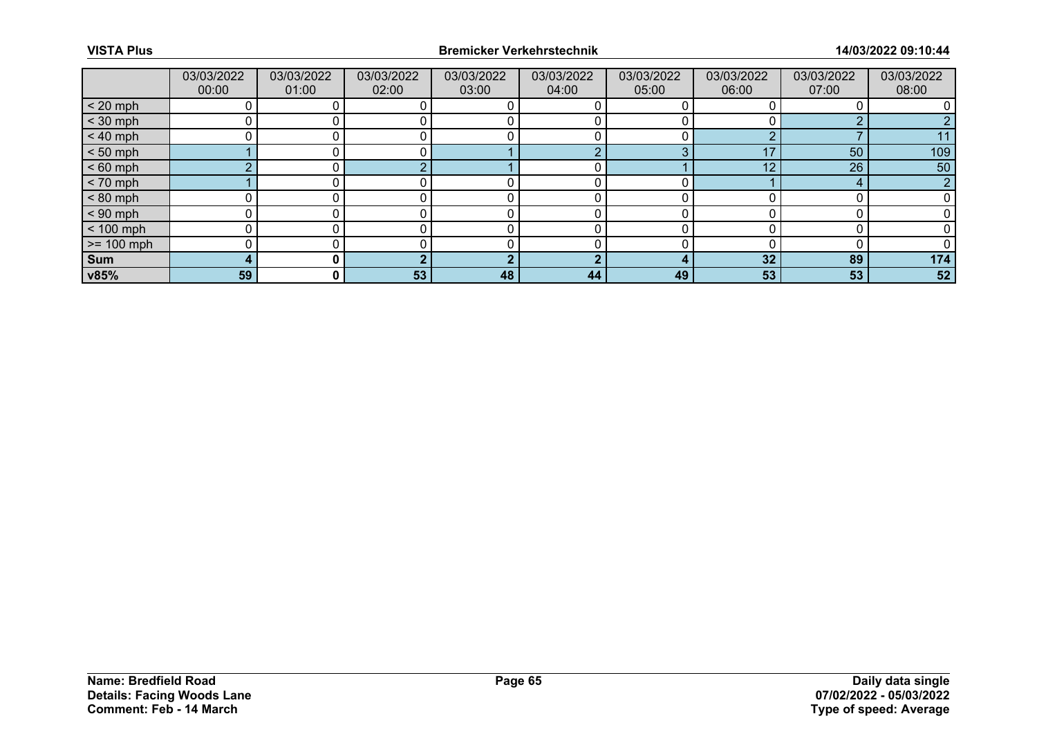| | 03/03/2022 00:00 | 03/03/2022 01:00 | 03/03/2022 02:00 | 03/03/2022 03:00 | 03/03/2022 04:00 | 03/03/2022 05:00 | 03/03/2022 06:00 | 03/03/2022 07:00 | 03/03/2022 08:00 |
|---|---|---|---|---|---|---|---|---|---|
| < 20 mph | 0 | 0 | 0 | 0 | 0 | 0 | 0 | 0 | 0 |
| < 30 mph | 0 | 0 | 0 | 0 | 0 | 0 | 0 | 2 | 2 |
| < 40 mph | 0 | 0 | 0 | 0 | 0 | 0 | 2 | 7 | 11 |
| < 50 mph | 1 | 0 | 0 | 1 | 2 | 3 | 17 | 50 | 109 |
| < 60 mph | 2 | 0 | 2 | 1 | 0 | 1 | 12 | 26 | 50 |
| < 70 mph | 1 | 0 | 0 | 0 | 0 | 0 | 1 | 4 | 2 |
| < 80 mph | 0 | 0 | 0 | 0 | 0 | 0 | 0 | 0 | 0 |
| < 90 mph | 0 | 0 | 0 | 0 | 0 | 0 | 0 | 0 | 0 |
| < 100 mph | 0 | 0 | 0 | 0 | 0 | 0 | 0 | 0 | 0 |
| >= 100 mph | 0 | 0 | 0 | 0 | 0 | 0 | 0 | 0 | 0 |
| **Sum** | **4** | **0** | **2** | **2** | **2** | **4** | **32** | **89** | **174** |
| **v85%** | **59** | **0** | **53** | **48** | **44** | **49** | **53** | **53** | **52** |

**Name: Bredfield Road**
**Details: Facing Woods Lane**
**Comment: Feb - 14 March**

**Daily data single**
**07/02/2022 - 05/03/2022**
**Type of speed: Average**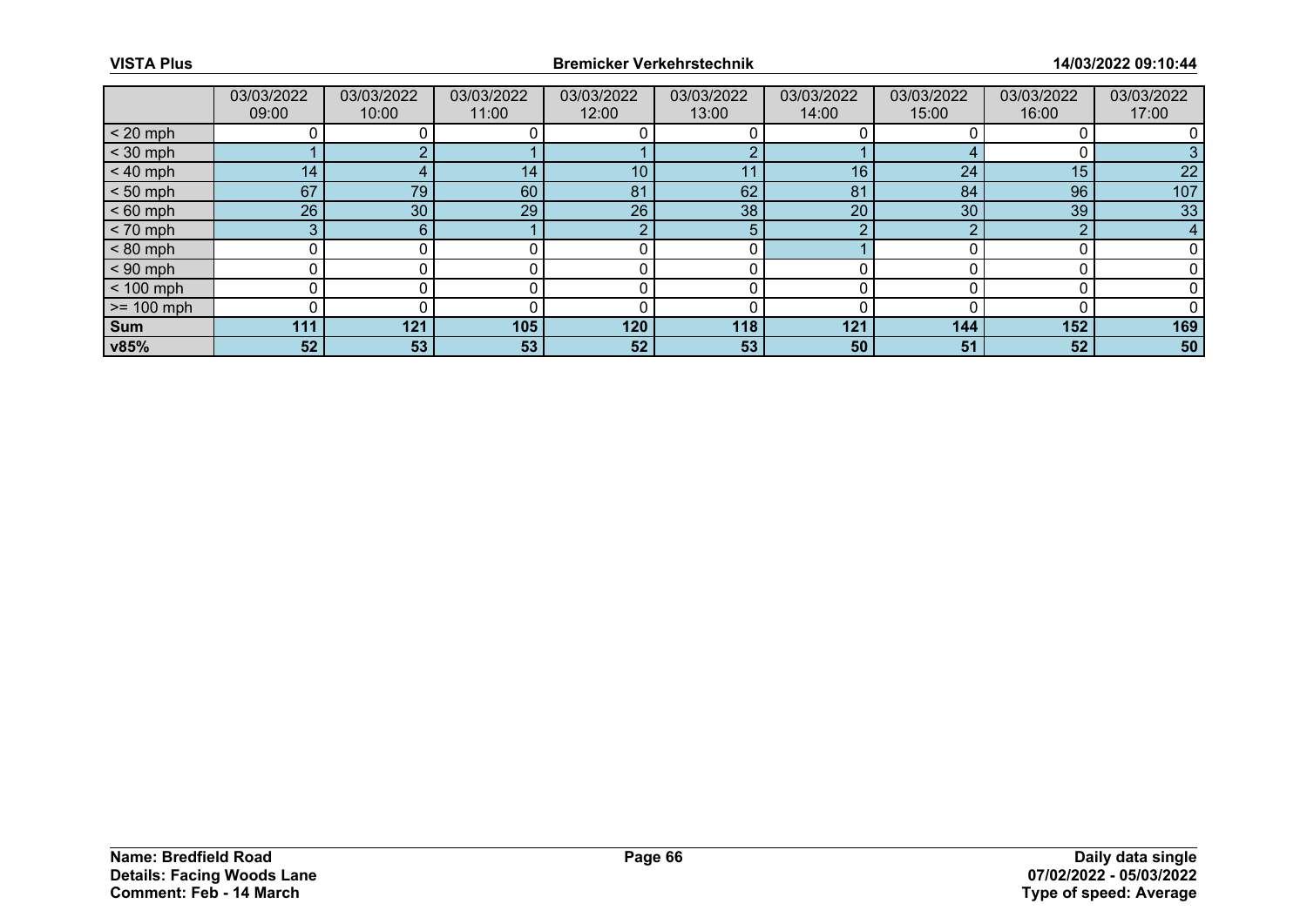| | 03/03/2022 09:00 | 03/03/2022 10:00 | 03/03/2022 11:00 | 03/03/2022 12:00 | 03/03/2022 13:00 | 03/03/2022 14:00 | 03/03/2022 15:00 | 03/03/2022 16:00 | 03/03/2022 17:00 |
|---|---|---|---|---|---|---|---|---|---|
| < 20 mph | 0 | 0 | 0 | 0 | 0 | 0 | 0 | 0 | 0 |
| < 30 mph | 1 | 2 | 1 | 1 | 2 | 1 | 4 | 0 | 3 |
| < 40 mph | 14 | 4 | 14 | 10 | 11 | 16 | 24 | 15 | 22 |
| < 50 mph | 67 | 79 | 60 | 81 | 62 | 81 | 84 | 96 | 107 |
| < 60 mph | 26 | 30 | 29 | 26 | 38 | 20 | 30 | 39 | 33 |
| < 70 mph | 3 | 6 | 1 | 2 | 5 | 2 | 2 | 2 | 4 |
| < 80 mph | 0 | 0 | 0 | 0 | 0 | 1 | 0 | 0 | 0 |
| < 90 mph | 0 | 0 | 0 | 0 | 0 | 0 | 0 | 0 | 0 |
| < 100 mph | 0 | 0 | 0 | 0 | 0 | 0 | 0 | 0 | 0 |
| >= 100 mph | 0 | 0 | 0 | 0 | 0 | 0 | 0 | 0 | 0 |
| **Sum** | **111** | **121** | **105** | **120** | **118** | **121** | **144** | **152** | **169** |
| **v85%** | **52** | **53** | **53** | **52** | **53** | **50** | **51** | **52** | **50** |

**Name: Bredfield Road**
**Details: Facing Woods Lane**
**Comment: Feb - 14 March**

**Daily data single**
**07/02/2022 - 05/03/2022**
**Type of speed: Average**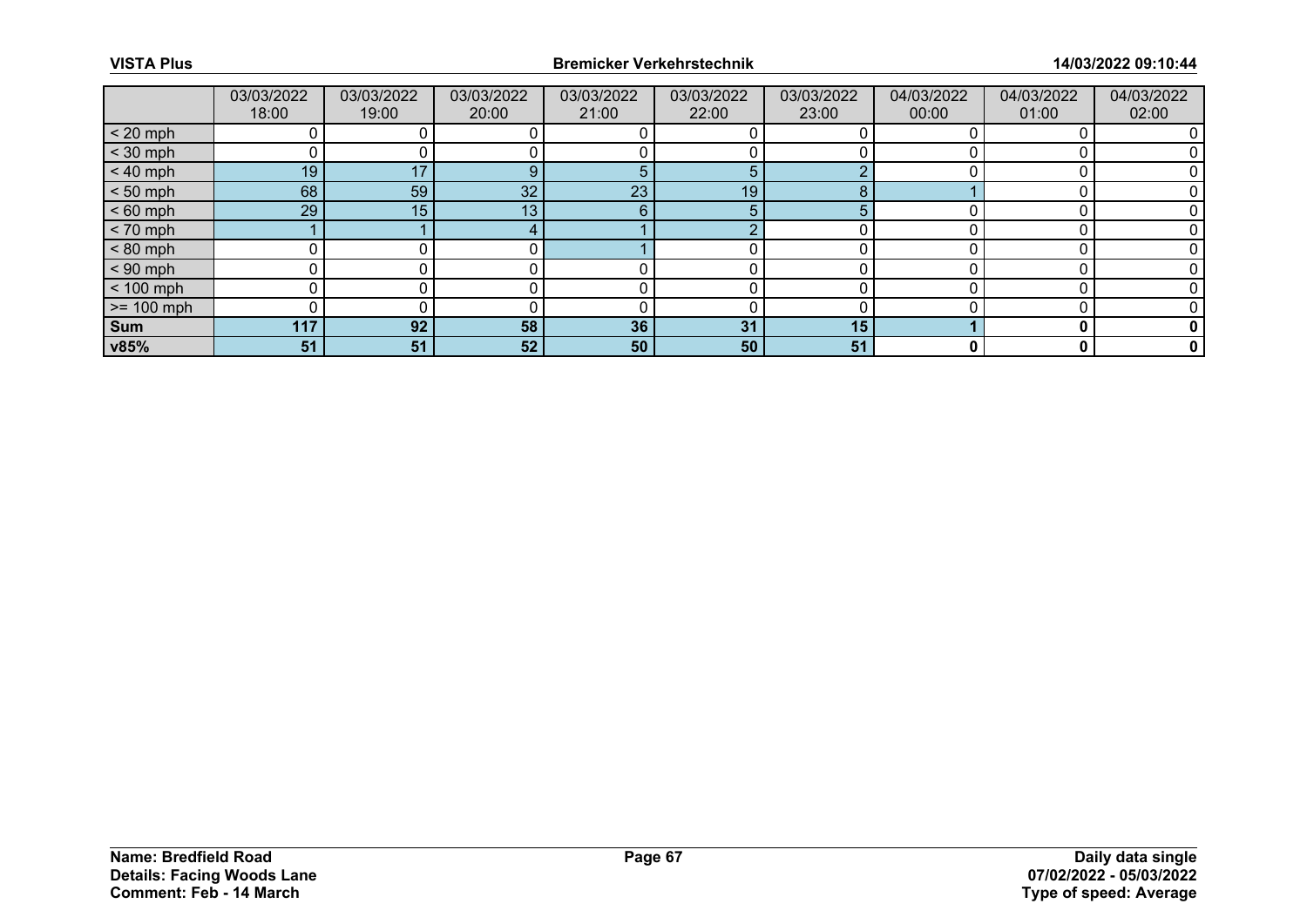| | 03/03/2022 18:00 | 03/03/2022 19:00 | 03/03/2022 20:00 | 03/03/2022 21:00 | 03/03/2022 22:00 | 03/03/2022 23:00 | 04/03/2022 00:00 | 04/03/2022 01:00 | 04/03/2022 02:00 |
|---|---|---|---|---|---|---|---|---|---|
| < 20 mph | 0 | 0 | 0 | 0 | 0 | 0 | 0 | 0 | 0 |
| < 30 mph | 0 | 0 | 0 | 0 | 0 | 0 | 0 | 0 | 0 |
| < 40 mph | 19 | 17 | 9 | 5 | 5 | 2 | 0 | 0 | 0 |
| < 50 mph | 68 | 59 | 32 | 23 | 19 | 8 | 1 | 0 | 0 |
| < 60 mph | 29 | 15 | 13 | 6 | 5 | 5 | 0 | 0 | 0 |
| < 70 mph | 1 | 1 | 4 | 1 | 2 | 0 | 0 | 0 | 0 |
| < 80 mph | 0 | 0 | 0 | 1 | 0 | 0 | 0 | 0 | 0 |
| < 90 mph | 0 | 0 | 0 | 0 | 0 | 0 | 0 | 0 | 0 |
| < 100 mph | 0 | 0 | 0 | 0 | 0 | 0 | 0 | 0 | 0 |
| >= 100 mph | 0 | 0 | 0 | 0 | 0 | 0 | 0 | 0 | 0 |
| **Sum** | **117** | **92** | **58** | **36** | **31** | **15** | **1** | **0** | **0** |
| **v85%** | **51** | **51** | **52** | **50** | **50** | **51** | **0** | **0** | **0** |

**Name: Bredfield Road**
**Details: Facing Woods Lane**
**Comment: Feb - 14 March**

**Daily data single**
**07/02/2022 - 05/03/2022**
**Type of speed: Average**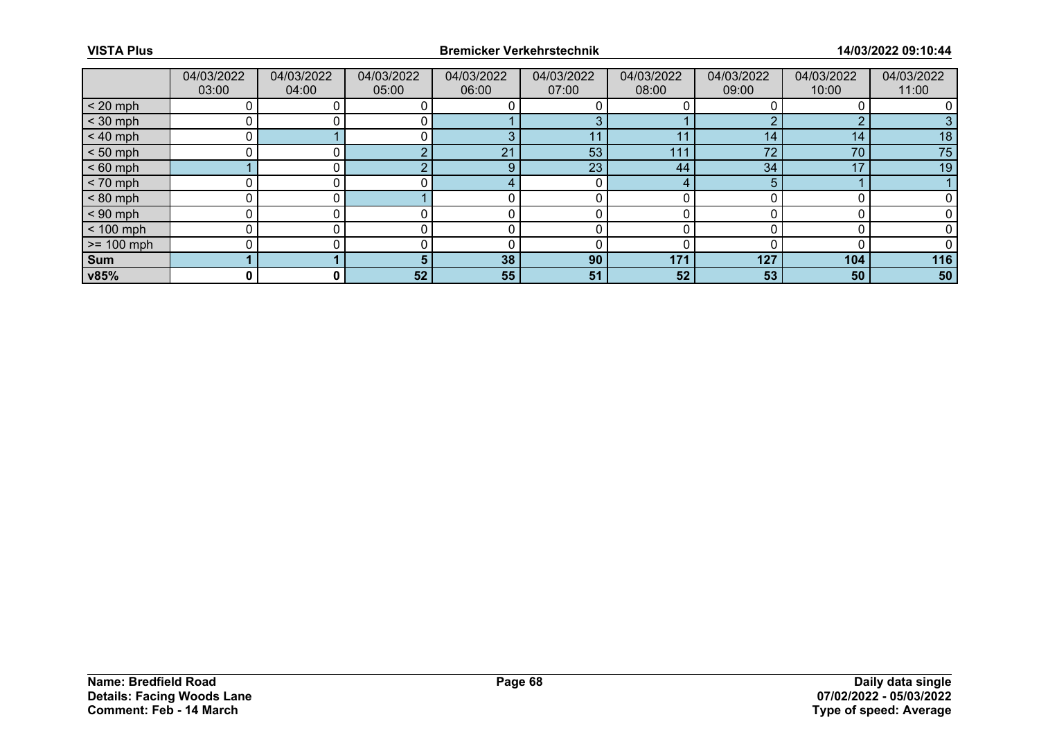| | 04/03/2022 03:00 | 04/03/2022 04:00 | 04/03/2022 05:00 | 04/03/2022 06:00 | 04/03/2022 07:00 | 04/03/2022 08:00 | 04/03/2022 09:00 | 04/03/2022 10:00 | 04/03/2022 11:00 |
|---|---|---|---|---|---|---|---|---|---|
| < 20 mph | 0 | 0 | 0 | 0 | 0 | 0 | 0 | 0 | 0 |
| < 30 mph | 0 | 0 | 0 | 1 | 3 | 1 | 2 | 2 | 3 |
| < 40 mph | 0 | 1 | 0 | 3 | 11 | 11 | 14 | 14 | 18 |
| < 50 mph | 0 | 0 | 2 | 21 | 53 | 111 | 72 | 70 | 75 |
| < 60 mph | 1 | 0 | 2 | 9 | 23 | 44 | 34 | 17 | 19 |
| < 70 mph | 0 | 0 | 0 | 4 | 0 | 4 | 5 | 1 | 1 |
| < 80 mph | 0 | 0 | 1 | 0 | 0 | 0 | 0 | 0 | 0 |
| < 90 mph | 0 | 0 | 0 | 0 | 0 | 0 | 0 | 0 | 0 |
| < 100 mph | 0 | 0 | 0 | 0 | 0 | 0 | 0 | 0 | 0 |
| >= 100 mph | 0 | 0 | 0 | 0 | 0 | 0 | 0 | 0 | 0 |
| **Sum** | **1** | **1** | **5** | **38** | **90** | **171** | **127** | **104** | **116** |
| **v85%** | **0** | **0** | **52** | **55** | **51** | **52** | **53** | **50** | **50** |

**Name: Bredfield Road**
**Details: Facing Woods Lane**
**Comment: Feb - 14 March**

**Daily data single**
**07/02/2022 - 05/03/2022**
**Type of speed: Average**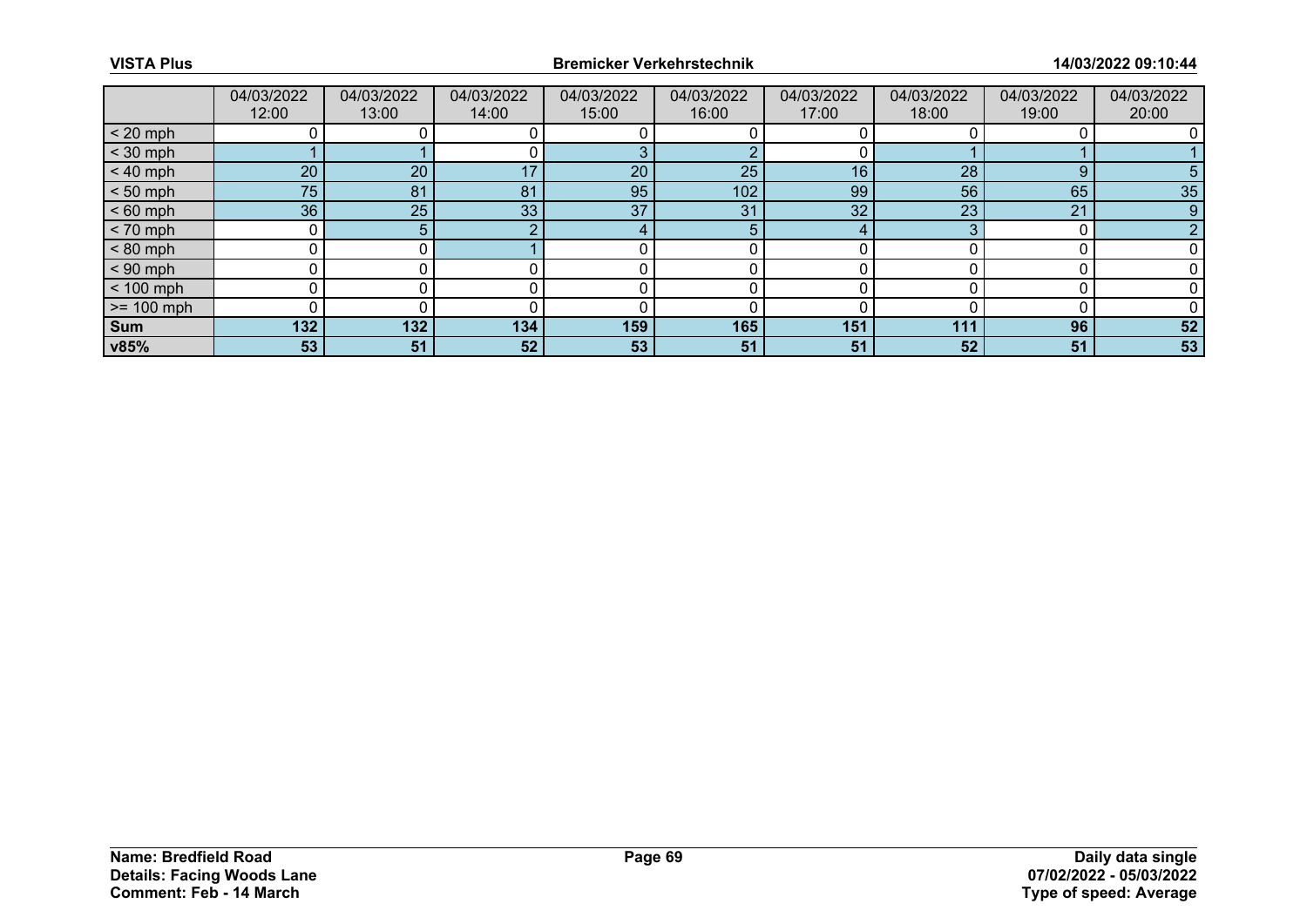| | 04/03/2022 12:00 | 04/03/2022 13:00 | 04/03/2022 14:00 | 04/03/2022 15:00 | 04/03/2022 16:00 | 04/03/2022 17:00 | 04/03/2022 18:00 | 04/03/2022 19:00 | 04/03/2022 20:00 |
|---|---|---|---|---|---|---|---|---|---|
| < 20 mph | 0 | 0 | 0 | 0 | 0 | 0 | 0 | 0 | 0 |
| < 30 mph | 1 | 1 | 0 | 3 | 2 | 0 | 1 | 1 | 1 |
| < 40 mph | 20 | 20 | 17 | 20 | 25 | 16 | 28 | 9 | 5 |
| < 50 mph | 75 | 81 | 81 | 95 | 102 | 99 | 56 | 65 | 35 |
| < 60 mph | 36 | 25 | 33 | 37 | 31 | 32 | 23 | 21 | 9 |
| < 70 mph | 0 | 5 | 2 | 4 | 5 | 4 | 3 | 0 | 2 |
| < 80 mph | 0 | 0 | 1 | 0 | 0 | 0 | 0 | 0 | 0 |
| < 90 mph | 0 | 0 | 0 | 0 | 0 | 0 | 0 | 0 | 0 |
| < 100 mph | 0 | 0 | 0 | 0 | 0 | 0 | 0 | 0 | 0 |
| >= 100 mph | 0 | 0 | 0 | 0 | 0 | 0 | 0 | 0 | 0 |
| **Sum** | **132** | **132** | **134** | **159** | **165** | **151** | **111** | **96** | **52** |
| **v85%** | **53** | **51** | **52** | **53** | **51** | **51** | **52** | **51** | **53** |

**Name: Bredfield Road**
**Details: Facing Woods Lane**
**Comment: Feb - 14 March**

**Daily data single**
**07/02/2022 - 05/03/2022**
**Type of speed: Average**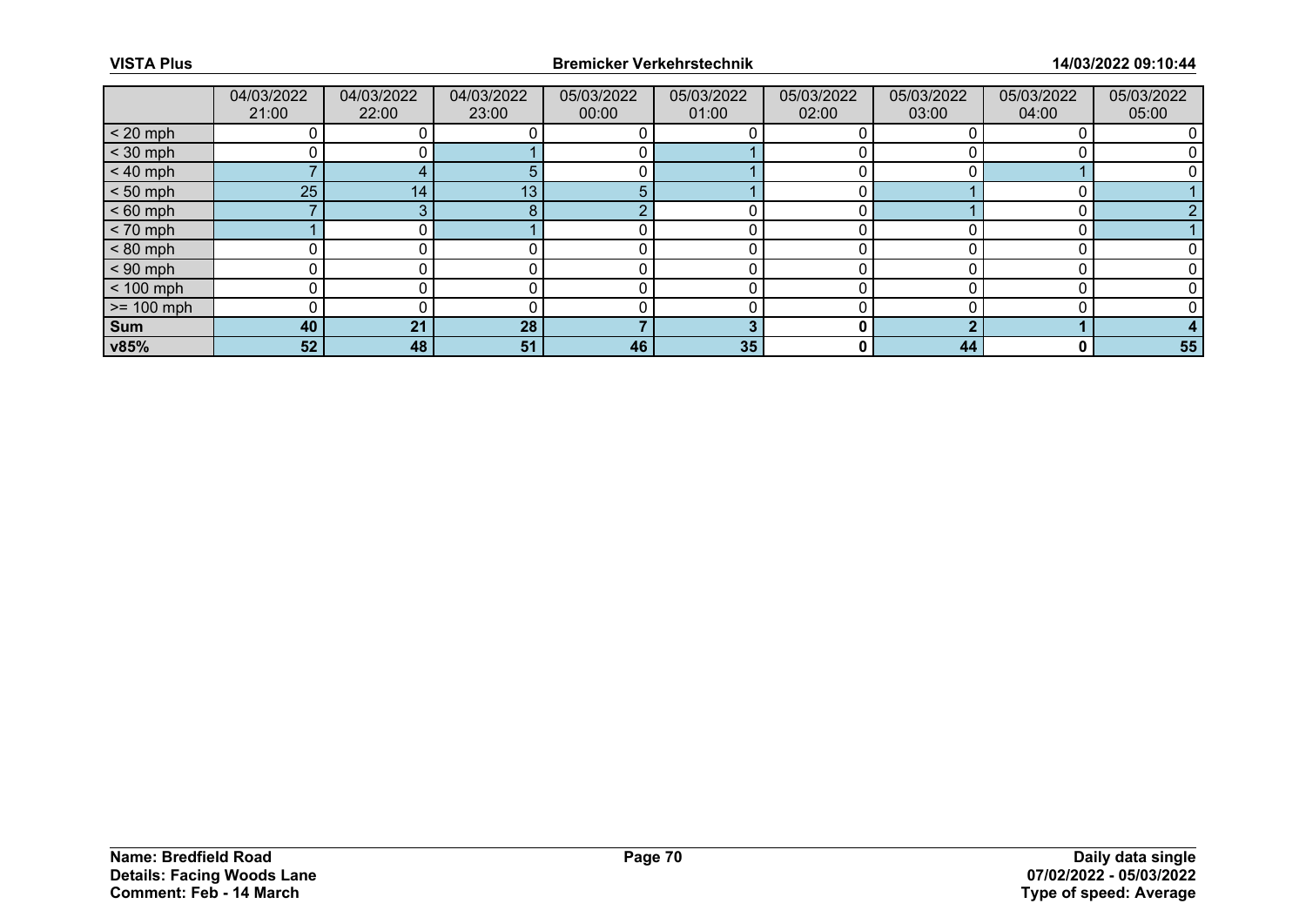| | 04/03/2022 21:00 | 04/03/2022 22:00 | 04/03/2022 23:00 | 05/03/2022 00:00 | 05/03/2022 01:00 | 05/03/2022 02:00 | 05/03/2022 03:00 | 05/03/2022 04:00 | 05/03/2022 05:00 |
|---|---|---|---|---|---|---|---|---|---|
| < 20 mph | 0 | 0 | 0 | 0 | 0 | 0 | 0 | 0 | 0 |
| < 30 mph | 0 | 0 | 1 | 0 | 1 | 0 | 0 | 0 | 0 |
| < 40 mph | 7 | 4 | 5 | 0 | 1 | 0 | 0 | 1 | 0 |
| < 50 mph | 25 | 14 | 13 | 5 | 1 | 0 | 1 | 0 | 1 |
| < 60 mph | 7 | 3 | 8 | 2 | 0 | 0 | 1 | 0 | 2 |
| < 70 mph | 1 | 0 | 1 | 0 | 0 | 0 | 0 | 0 | 1 |
| < 80 mph | 0 | 0 | 0 | 0 | 0 | 0 | 0 | 0 | 0 |
| < 90 mph | 0 | 0 | 0 | 0 | 0 | 0 | 0 | 0 | 0 |
| < 100 mph | 0 | 0 | 0 | 0 | 0 | 0 | 0 | 0 | 0 |
| >= 100 mph | 0 | 0 | 0 | 0 | 0 | 0 | 0 | 0 | 0 |
| **Sum** | **40** | **21** | **28** | **7** | **3** | **0** | **2** | **1** | **4** |
| **v85%** | **52** | **48** | **51** | **46** | **35** | **0** | **44** | **0** | **55** |

**Name: Bredfield Road**
**Details: Facing Woods Lane**
**Comment: Feb - 14 March**

**Daily data single**
**07/02/2022 - 05/03/2022**
**Type of speed: Average**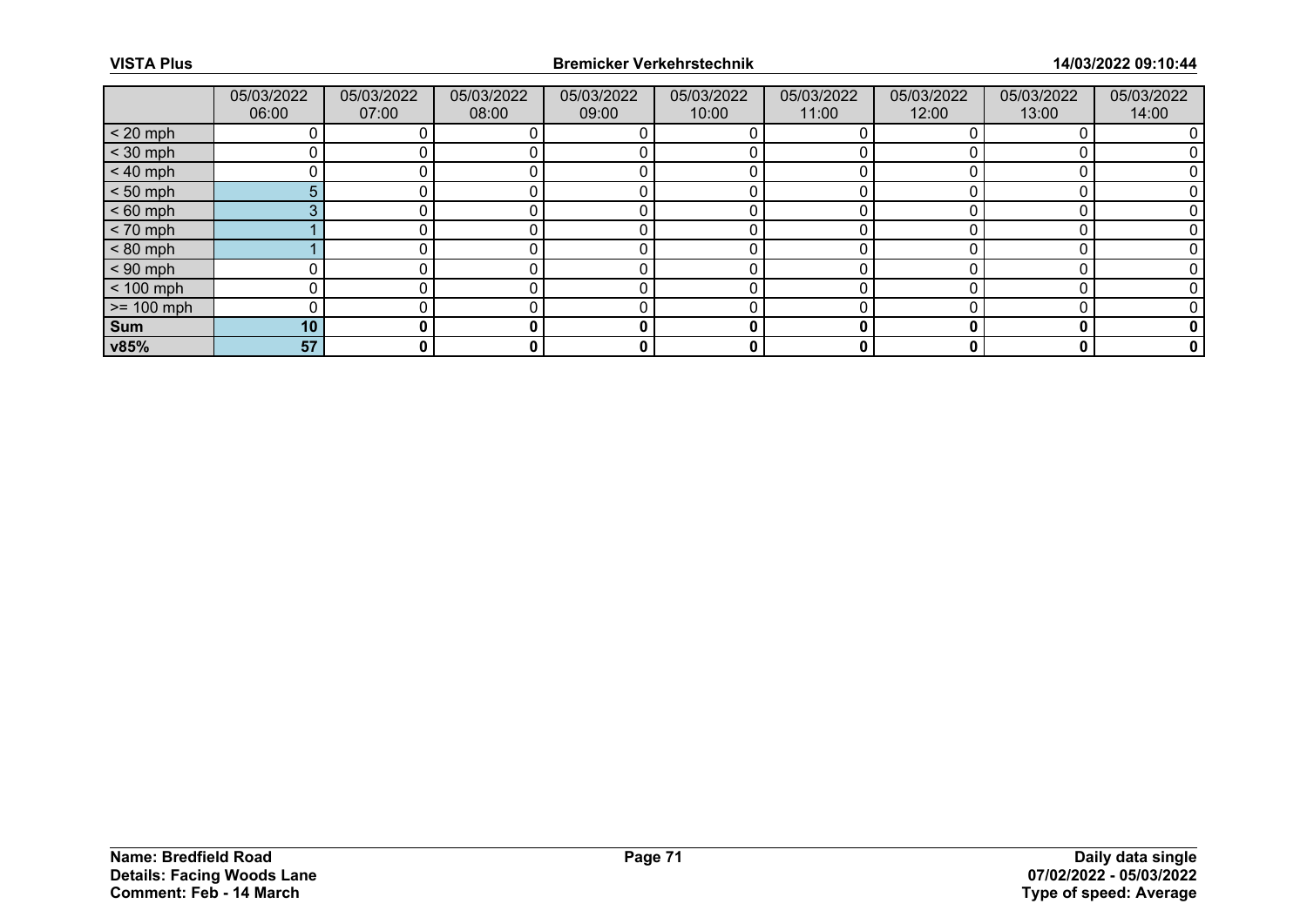| | 05/03/2022 06:00 | 05/03/2022 07:00 | 05/03/2022 08:00 | 05/03/2022 09:00 | 05/03/2022 10:00 | 05/03/2022 11:00 | 05/03/2022 12:00 | 05/03/2022 13:00 | 05/03/2022 14:00 |
|---|---|---|---|---|---|---|---|---|---|
| < 20 mph | 0 | 0 | 0 | 0 | 0 | 0 | 0 | 0 | 0 |
| < 30 mph | 0 | 0 | 0 | 0 | 0 | 0 | 0 | 0 | 0 |
| < 40 mph | 0 | 0 | 0 | 0 | 0 | 0 | 0 | 0 | 0 |
| < 50 mph | 5 | 0 | 0 | 0 | 0 | 0 | 0 | 0 | 0 |
| < 60 mph | 3 | 0 | 0 | 0 | 0 | 0 | 0 | 0 | 0 |
| < 70 mph | 1 | 0 | 0 | 0 | 0 | 0 | 0 | 0 | 0 |
| < 80 mph | 1 | 0 | 0 | 0 | 0 | 0 | 0 | 0 | 0 |
| < 90 mph | 0 | 0 | 0 | 0 | 0 | 0 | 0 | 0 | 0 |
| < 100 mph | 0 | 0 | 0 | 0 | 0 | 0 | 0 | 0 | 0 |
| >= 100 mph | 0 | 0 | 0 | 0 | 0 | 0 | 0 | 0 | 0 |
| **Sum** | **10** | **0** | **0** | **0** | **0** | **0** | **0** | **0** | **0** |
| **v85%** | **57** | **0** | **0** | **0** | **0** | **0** | **0** | **0** | **0** |

**Name: Bredfield Road**
**Details: Facing Woods Lane**
**Comment: Feb - 14 March**

**Daily data single**
**07/02/2022 - 05/03/2022**
**Type of speed: Average**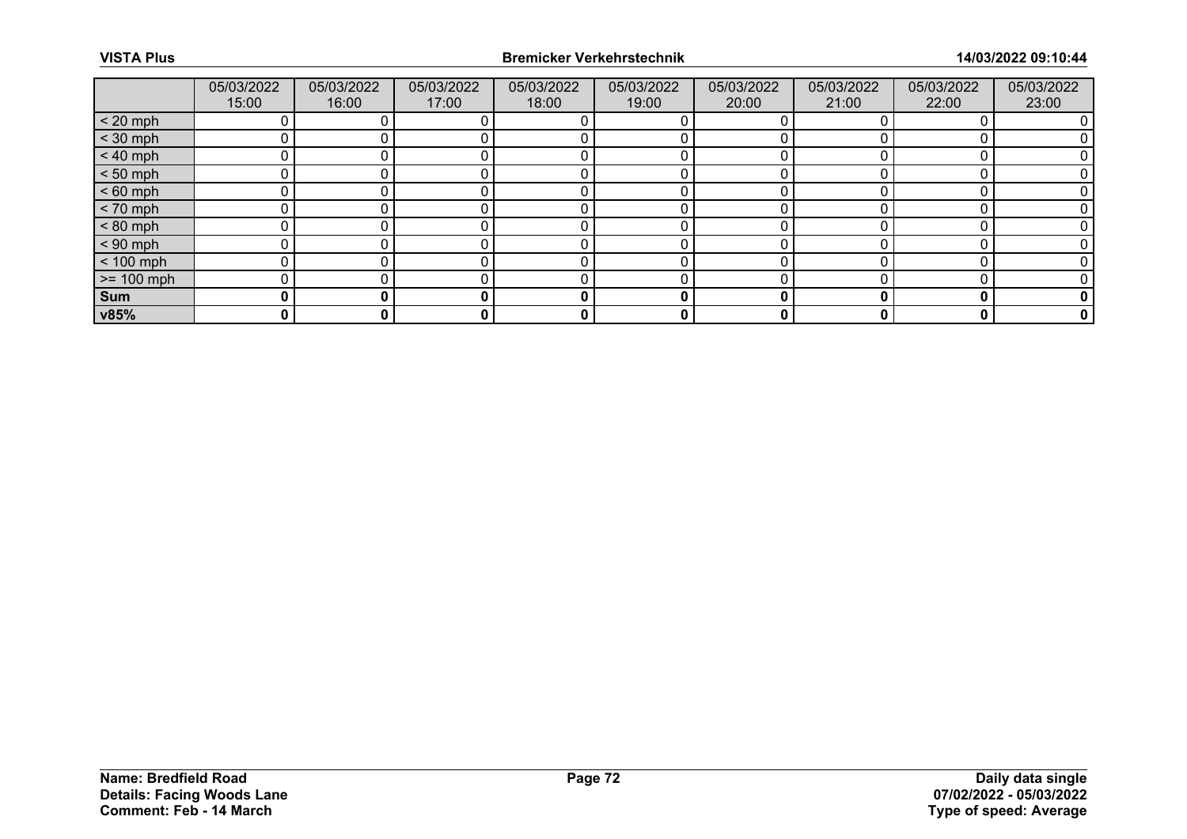| | 05/03/2022 15:00 | 05/03/2022 16:00 | 05/03/2022 17:00 | 05/03/2022 18:00 | 05/03/2022 19:00 | 05/03/2022 20:00 | 05/03/2022 21:00 | 05/03/2022 22:00 | 05/03/2022 23:00 |
|---|---|---|---|---|---|---|---|---|---|
| < 20 mph | 0 | 0 | 0 | 0 | 0 | 0 | 0 | 0 | 0 |
| < 30 mph | 0 | 0 | 0 | 0 | 0 | 0 | 0 | 0 | 0 |
| < 40 mph | 0 | 0 | 0 | 0 | 0 | 0 | 0 | 0 | 0 |
| < 50 mph | 0 | 0 | 0 | 0 | 0 | 0 | 0 | 0 | 0 |
| < 60 mph | 0 | 0 | 0 | 0 | 0 | 0 | 0 | 0 | 0 |
| < 70 mph | 0 | 0 | 0 | 0 | 0 | 0 | 0 | 0 | 0 |
| < 80 mph | 0 | 0 | 0 | 0 | 0 | 0 | 0 | 0 | 0 |
| < 90 mph | 0 | 0 | 0 | 0 | 0 | 0 | 0 | 0 | 0 |
| < 100 mph | 0 | 0 | 0 | 0 | 0 | 0 | 0 | 0 | 0 |
| >= 100 mph | 0 | 0 | 0 | 0 | 0 | 0 | 0 | 0 | 0 |
| **Sum** | **0** | **0** | **0** | **0** | **0** | **0** | **0** | **0** | **0** |
| **v85%** | **0** | **0** | **0** | **0** | **0** | **0** | **0** | **0** | **0** |

**Name: Bredfield Road**
**Details: Facing Woods Lane**
**Comment: Feb - 14 March**

**Daily data single**
**07/02/2022 - 05/03/2022**
**Type of speed: Average**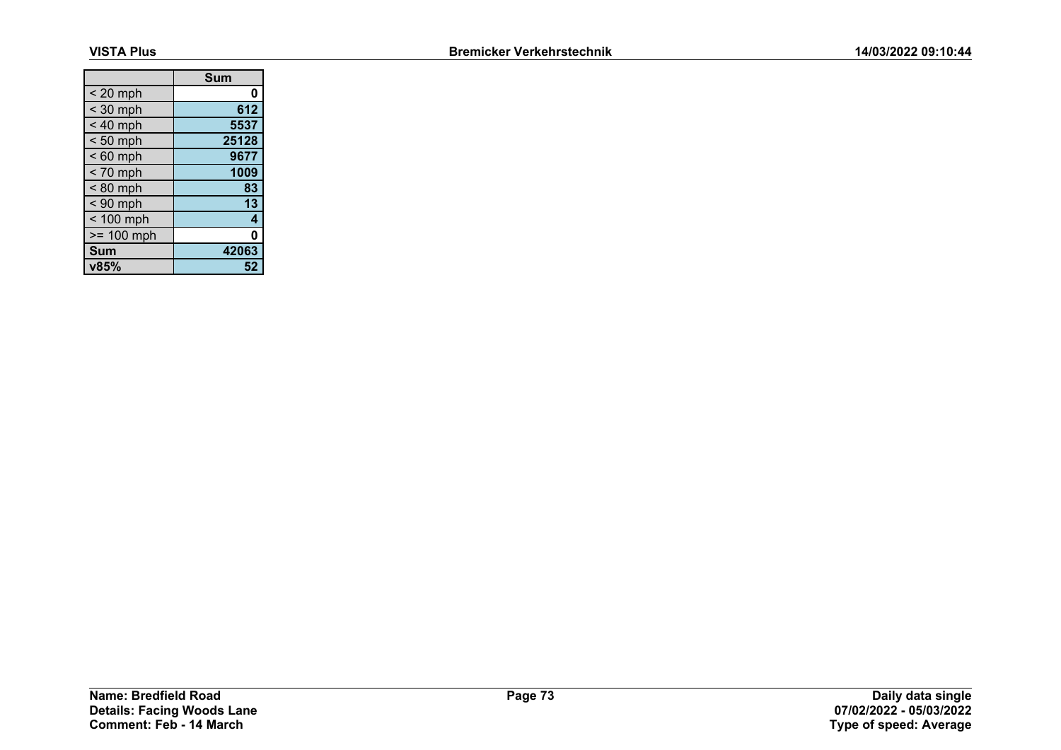| | Sum |
|---|---|
| < 20 mph | 0 |
| < 30 mph | 612 |
| < 40 mph | 5537 |
| < 50 mph | 25128 |
| < 60 mph | 9677 |
| < 70 mph | 1009 |
| < 80 mph | 83 |
| < 90 mph | 13 |
| < 100 mph | 4 |
| >= 100 mph | 0 |
| **Sum** | 42063 |
| **v85%** | 52 |